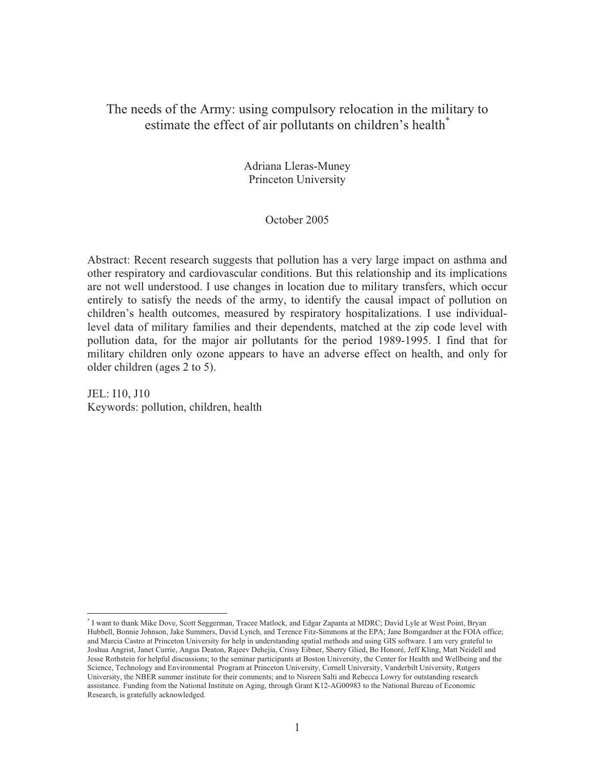# The needs of the Army: using compulsory relocation in the military to estimate the effect of air pollutants on children's health[*]

Adriana Lleras-Muney
Princeton University

October 2005

Abstract: Recent research suggests that pollution has a very large impact on asthma and other respiratory and cardiovascular conditions. But this relationship and its implications are not well understood. I use changes in location due to military transfers, which occur entirely to satisfy the needs of the army, to identify the causal impact of pollution on children's health outcomes, measured by respiratory hospitalizations. I use individual-level data of military families and their dependents, matched at the zip code level with pollution data, for the major air pollutants for the period 1989-1995. I find that for military children only ozone appears to have an adverse effect on health, and only for older children (ages 2 to 5).

JEL: I10, J10
Keywords: pollution, children, health

---

[*] I want to thank Mike Dove, Scott Seggerman, Tracee Matlock, and Edgar Zapanta at MDRC; David Lyle at West Point, Bryan Hubbell, Bonnie Johnson, Jake Summers, David Lynch, and Terence Fitz-Simmons at the EPA; Jane Bomgardner at the FOIA office; and Marcia Castro at Princeton University for help in understanding spatial methods and using GIS software. I am very grateful to Joshua Angrist, Janet Currie, Angus Deaton, Rajeev Dehejia, Crissy Eibner, Sherry Glied, Bo Honoré, Jeff Kling, Matt Neidell and Jesse Rothstein for helpful discussions; to the seminar participants at Boston University, the Center for Health and Wellbeing and the Science, Technology and Environmental Program at Princeton University, Cornell University, Vanderbilt University, Rutgers University, the NBER summer institute for their comments; and to Nisreen Salti and Rebecca Lowry for outstanding research assistance. Funding from the National Institute on Aging, through Grant K12-AG00983 to the National Bureau of Economic Research, is gratefully acknowledged.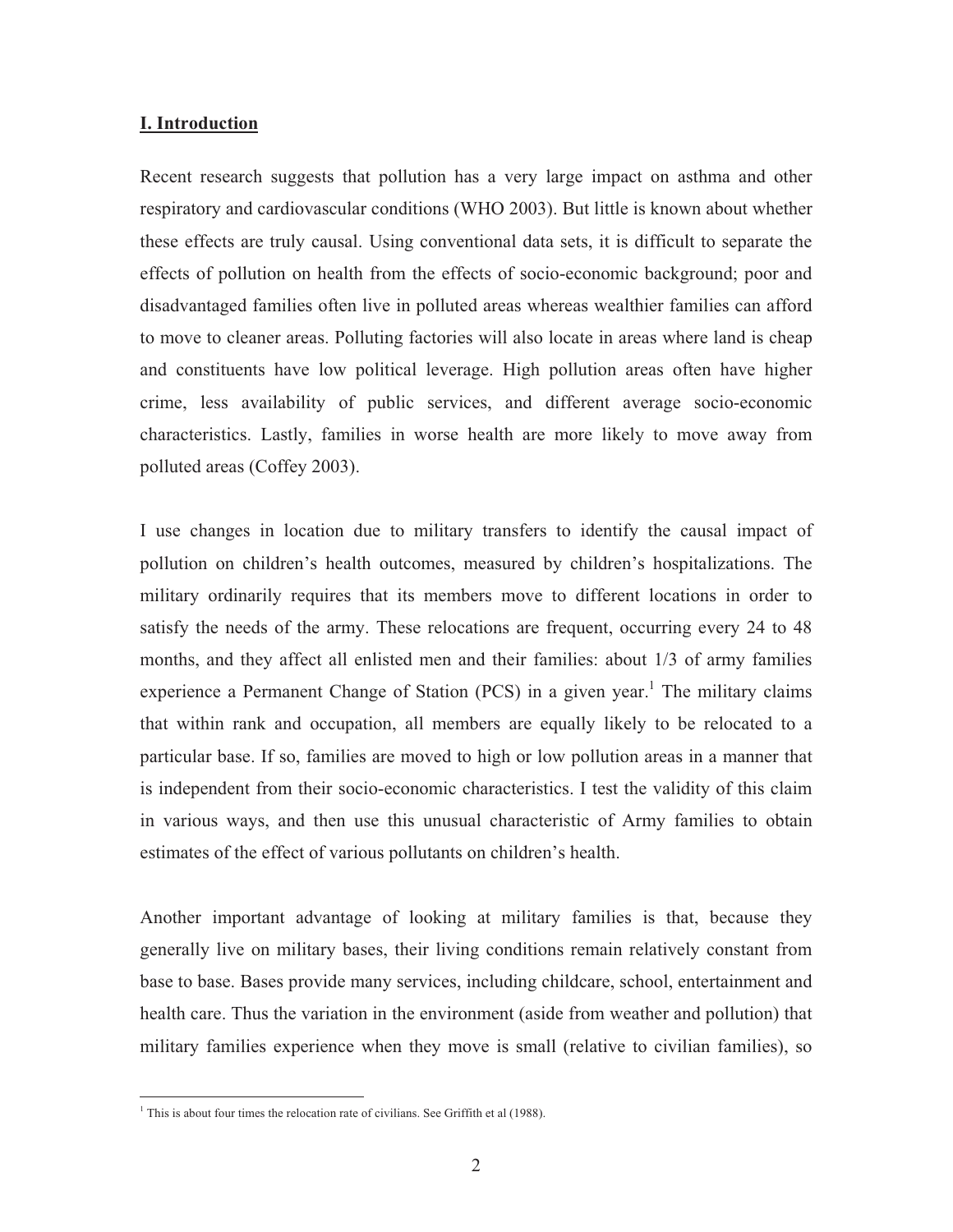## I. Introduction

Recent research suggests that pollution has a very large impact on asthma and other respiratory and cardiovascular conditions (WHO 2003). But little is known about whether these effects are truly causal. Using conventional data sets, it is difficult to separate the effects of pollution on health from the effects of socio-economic background; poor and disadvantaged families often live in polluted areas whereas wealthier families can afford to move to cleaner areas. Polluting factories will also locate in areas where land is cheap and constituents have low political leverage. High pollution areas often have higher crime, less availability of public services, and different average socio-economic characteristics. Lastly, families in worse health are more likely to move away from polluted areas (Coffey 2003).

I use changes in location due to military transfers to identify the causal impact of pollution on children's health outcomes, measured by children's hospitalizations. The military ordinarily requires that its members move to different locations in order to satisfy the needs of the army. These relocations are frequent, occurring every 24 to 48 months, and they affect all enlisted men and their families: about 1/3 of army families experience a Permanent Change of Station (PCS) in a given year.[1] The military claims that within rank and occupation, all members are equally likely to be relocated to a particular base. If so, families are moved to high or low pollution areas in a manner that is independent from their socio-economic characteristics. I test the validity of this claim in various ways, and then use this unusual characteristic of Army families to obtain estimates of the effect of various pollutants on children's health.

Another important advantage of looking at military families is that, because they generally live on military bases, their living conditions remain relatively constant from base to base. Bases provide many services, including childcare, school, entertainment and health care. Thus the variation in the environment (aside from weather and pollution) that military families experience when they move is small (relative to civilian families), so

[1] This is about four times the relocation rate of civilians. See Griffith et al (1988).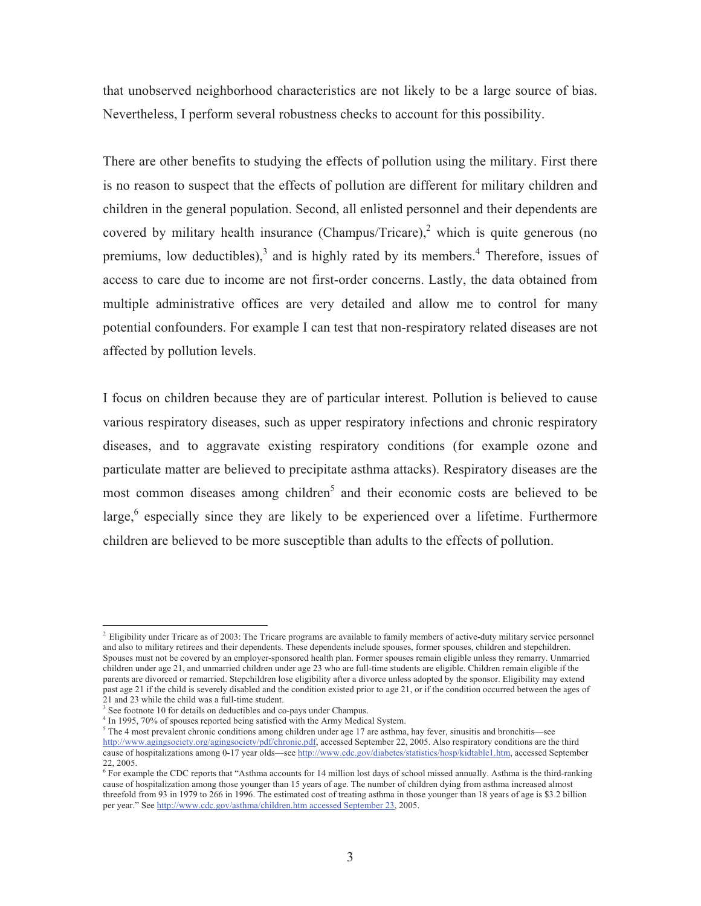that unobserved neighborhood characteristics are not likely to be a large source of bias. Nevertheless, I perform several robustness checks to account for this possibility.

There are other benefits to studying the effects of pollution using the military. First there is no reason to suspect that the effects of pollution are different for military children and children in the general population. Second, all enlisted personnel and their dependents are covered by military health insurance (Champus/Tricare),[2] which is quite generous (no premiums, low deductibles),[3] and is highly rated by its members.[4] Therefore, issues of access to care due to income are not first-order concerns. Lastly, the data obtained from multiple administrative offices are very detailed and allow me to control for many potential confounders. For example I can test that non-respiratory related diseases are not affected by pollution levels.

I focus on children because they are of particular interest. Pollution is believed to cause various respiratory diseases, such as upper respiratory infections and chronic respiratory diseases, and to aggravate existing respiratory conditions (for example ozone and particulate matter are believed to precipitate asthma attacks). Respiratory diseases are the most common diseases among children[5] and their economic costs are believed to be large,[6] especially since they are likely to be experienced over a lifetime. Furthermore children are believed to be more susceptible than adults to the effects of pollution.

---

[2] Eligibility under Tricare as of 2003: The Tricare programs are available to family members of active-duty military service personnel and also to military retirees and their dependents. These dependents include spouses, former spouses, children and stepchildren. Spouses must not be covered by an employer-sponsored health plan. Former spouses remain eligible unless they remarry. Unmarried children under age 21, and unmarried children under age 23 who are full-time students are eligible. Children remain eligible if the parents are divorced or remarried. Stepchildren lose eligibility after a divorce unless adopted by the sponsor. Eligibility may extend past age 21 if the child is severely disabled and the condition existed prior to age 21, or if the condition occurred between the ages of 21 and 23 while the child was a full-time student.

[3] See footnote 10 for details on deductibles and co-pays under Champus.

[4] In 1995, 70% of spouses reported being satisfied with the Army Medical System.

[5] The 4 most prevalent chronic conditions among children under age 17 are asthma, hay fever, sinusitis and bronchitis—see http://www.agingsociety.org/agingsociety/pdf/chronic.pdf, accessed September 22, 2005. Also respiratory conditions are the third cause of hospitalizations among 0-17 year olds—see http://www.cdc.gov/diabetes/statistics/hosp/kidtable1.htm, accessed September 22, 2005.

[6] For example the CDC reports that "Asthma accounts for 14 million lost days of school missed annually. Asthma is the third-ranking cause of hospitalization among those younger than 15 years of age. The number of children dying from asthma increased almost threefold from 93 in 1979 to 266 in 1996. The estimated cost of treating asthma in those younger than 18 years of age is $3.2 billion per year." See http://www.cdc.gov/asthma/children.htm accessed September 23, 2005.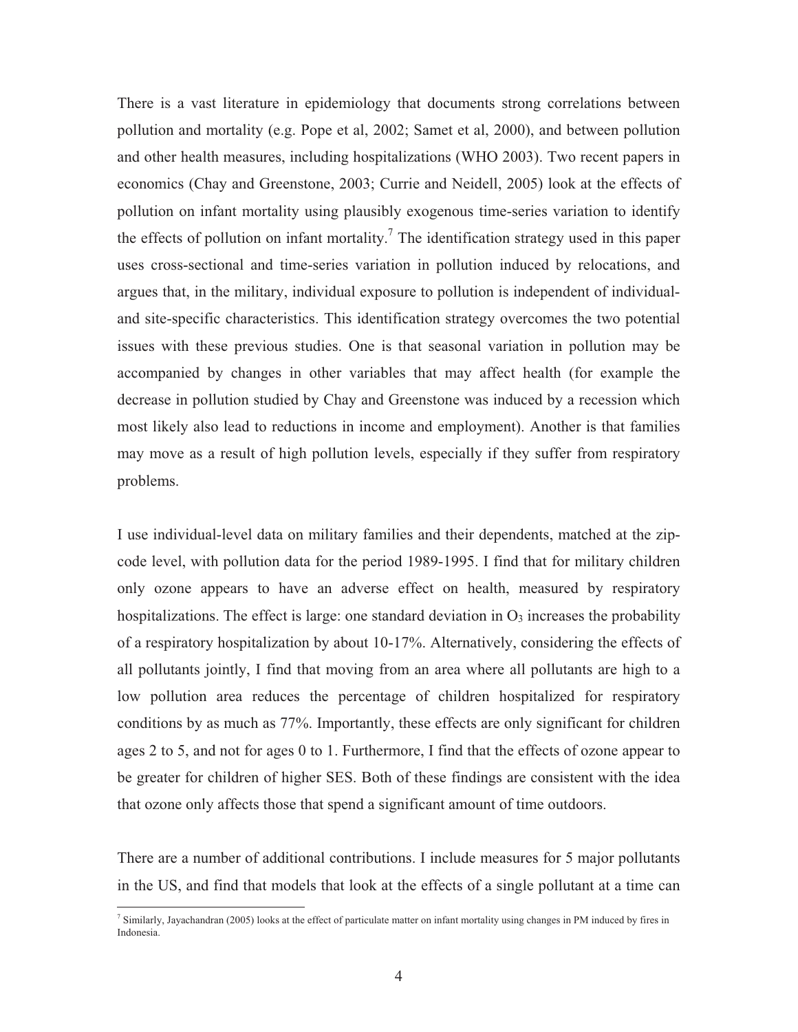There is a vast literature in epidemiology that documents strong correlations between pollution and mortality (e.g. Pope et al, 2002; Samet et al, 2000), and between pollution and other health measures, including hospitalizations (WHO 2003). Two recent papers in economics (Chay and Greenstone, 2003; Currie and Neidell, 2005) look at the effects of pollution on infant mortality using plausibly exogenous time-series variation to identify the effects of pollution on infant mortality.[7] The identification strategy used in this paper uses cross-sectional and time-series variation in pollution induced by relocations, and argues that, in the military, individual exposure to pollution is independent of individual- and site-specific characteristics. This identification strategy overcomes the two potential issues with these previous studies. One is that seasonal variation in pollution may be accompanied by changes in other variables that may affect health (for example the decrease in pollution studied by Chay and Greenstone was induced by a recession which most likely also lead to reductions in income and employment). Another is that families may move as a result of high pollution levels, especially if they suffer from respiratory problems.

I use individual-level data on military families and their dependents, matched at the zip-code level, with pollution data for the period 1989-1995. I find that for military children only ozone appears to have an adverse effect on health, measured by respiratory hospitalizations. The effect is large: one standard deviation in $O_3$ increases the probability of a respiratory hospitalization by about 10-17%. Alternatively, considering the effects of all pollutants jointly, I find that moving from an area where all pollutants are high to a low pollution area reduces the percentage of children hospitalized for respiratory conditions by as much as 77%. Importantly, these effects are only significant for children ages 2 to 5, and not for ages 0 to 1. Furthermore, I find that the effects of ozone appear to be greater for children of higher SES. Both of these findings are consistent with the idea that ozone only affects those that spend a significant amount of time outdoors.

There are a number of additional contributions. I include measures for 5 major pollutants in the US, and find that models that look at the effects of a single pollutant at a time can

[7] Similarly, Jayachandran (2005) looks at the effect of particulate matter on infant mortality using changes in PM induced by fires in Indonesia.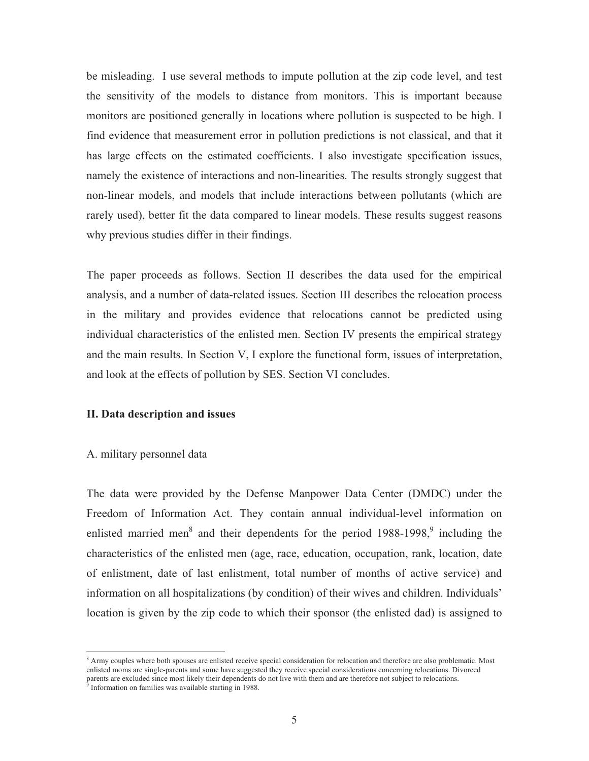be misleading. I use several methods to impute pollution at the zip code level, and test the sensitivity of the models to distance from monitors. This is important because monitors are positioned generally in locations where pollution is suspected to be high. I find evidence that measurement error in pollution predictions is not classical, and that it has large effects on the estimated coefficients. I also investigate specification issues, namely the existence of interactions and non-linearities. The results strongly suggest that non-linear models, and models that include interactions between pollutants (which are rarely used), better fit the data compared to linear models. These results suggest reasons why previous studies differ in their findings.

The paper proceeds as follows. Section II describes the data used for the empirical analysis, and a number of data-related issues. Section III describes the relocation process in the military and provides evidence that relocations cannot be predicted using individual characteristics of the enlisted men. Section IV presents the empirical strategy and the main results. In Section V, I explore the functional form, issues of interpretation, and look at the effects of pollution by SES. Section VI concludes.

## II. Data description and issues

### A. military personnel data

The data were provided by the Defense Manpower Data Center (DMDC) under the Freedom of Information Act. They contain annual individual-level information on enlisted married men[8] and their dependents for the period 1988-1998,[9] including the characteristics of the enlisted men (age, race, education, occupation, rank, location, date of enlistment, date of last enlistment, total number of months of active service) and information on all hospitalizations (by condition) of their wives and children. Individuals' location is given by the zip code to which their sponsor (the enlisted dad) is assigned to

---

[8] Army couples where both spouses are enlisted receive special consideration for relocation and therefore are also problematic. Most enlisted moms are single-parents and some have suggested they receive special considerations concerning relocations. Divorced parents are excluded since most likely their dependents do not live with them and are therefore not subject to relocations.

[9] Information on families was available starting in 1988.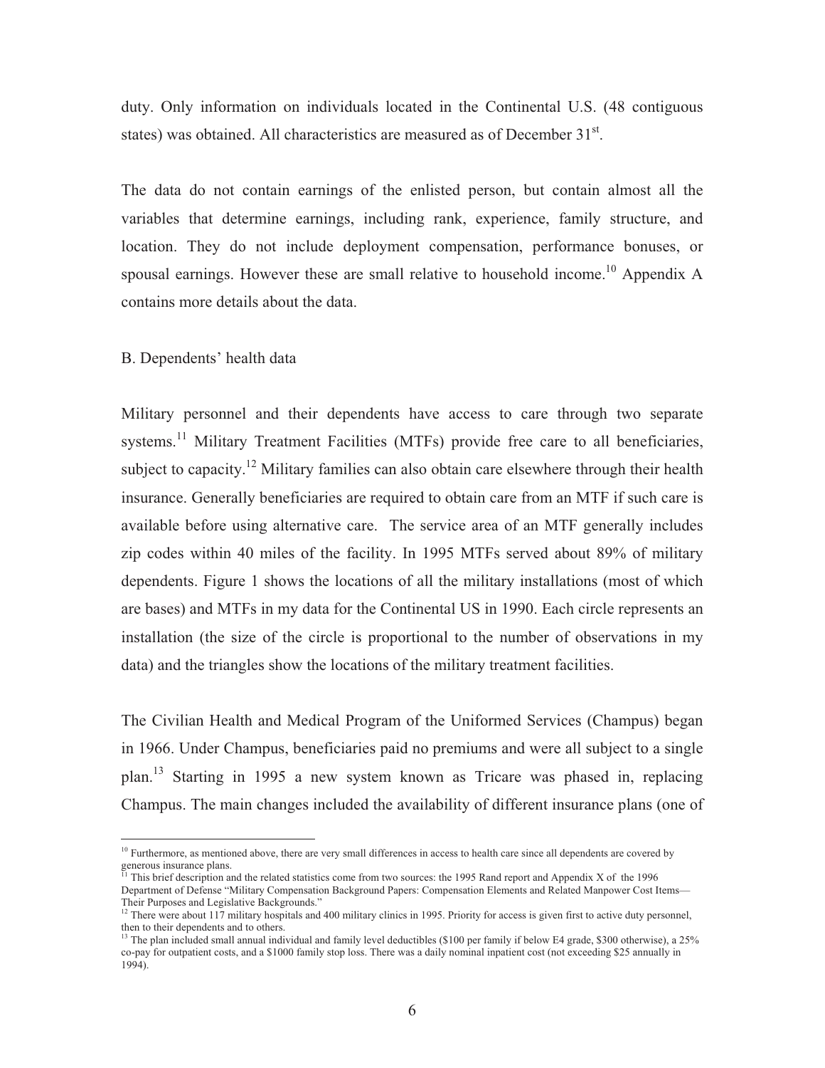duty. Only information on individuals located in the Continental U.S. (48 contiguous states) was obtained. All characteristics are measured as of December 31st.

The data do not contain earnings of the enlisted person, but contain almost all the variables that determine earnings, including rank, experience, family structure, and location. They do not include deployment compensation, performance bonuses, or spousal earnings. However these are small relative to household income.[10] Appendix A contains more details about the data.

B. Dependents' health data

Military personnel and their dependents have access to care through two separate systems.[11] Military Treatment Facilities (MTFs) provide free care to all beneficiaries, subject to capacity.[12] Military families can also obtain care elsewhere through their health insurance. Generally beneficiaries are required to obtain care from an MTF if such care is available before using alternative care. The service area of an MTF generally includes zip codes within 40 miles of the facility. In 1995 MTFs served about 89% of military dependents. Figure 1 shows the locations of all the military installations (most of which are bases) and MTFs in my data for the Continental US in 1990. Each circle represents an installation (the size of the circle is proportional to the number of observations in my data) and the triangles show the locations of the military treatment facilities.

The Civilian Health and Medical Program of the Uniformed Services (Champus) began in 1966. Under Champus, beneficiaries paid no premiums and were all subject to a single plan.[13] Starting in 1995 a new system known as Tricare was phased in, replacing Champus. The main changes included the availability of different insurance plans (one of

---

[10] Furthermore, as mentioned above, there are very small differences in access to health care since all dependents are covered by generous insurance plans.

[11] This brief description and the related statistics come from two sources: the 1995 Rand report and Appendix X of the 1996 Department of Defense "Military Compensation Background Papers: Compensation Elements and Related Manpower Cost Items—Their Purposes and Legislative Backgrounds."

[12] There were about 117 military hospitals and 400 military clinics in 1995. Priority for access is given first to active duty personnel, then to their dependents and to others.

[13] The plan included small annual individual and family level deductibles ($100 per family if below E4 grade, $300 otherwise), a 25% co-pay for outpatient costs, and a $1000 family stop loss. There was a daily nominal inpatient cost (not exceeding $25 annually in 1994).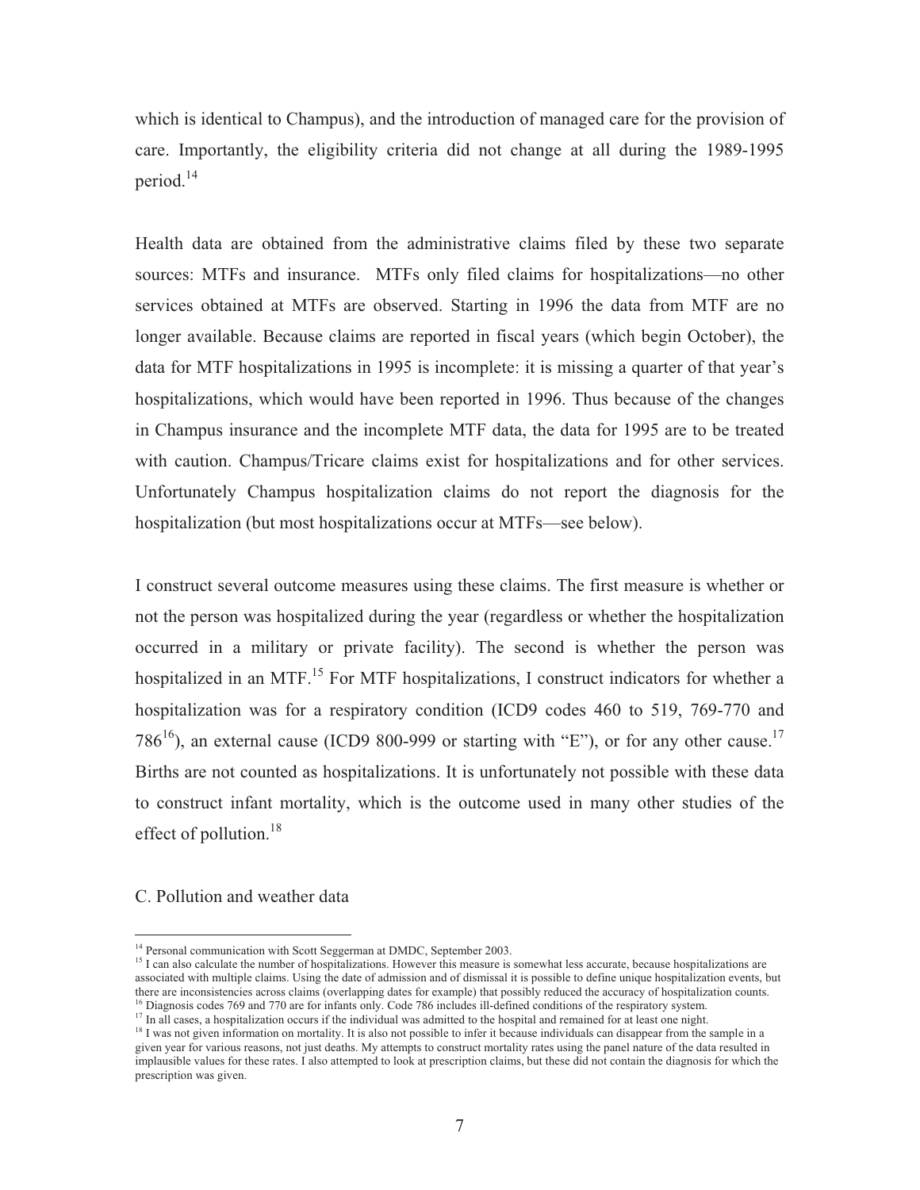which is identical to Champus), and the introduction of managed care for the provision of care. Importantly, the eligibility criteria did not change at all during the 1989-1995 period.[14]

Health data are obtained from the administrative claims filed by these two separate sources: MTFs and insurance. MTFs only filed claims for hospitalizations—no other services obtained at MTFs are observed. Starting in 1996 the data from MTF are no longer available. Because claims are reported in fiscal years (which begin October), the data for MTF hospitalizations in 1995 is incomplete: it is missing a quarter of that year's hospitalizations, which would have been reported in 1996. Thus because of the changes in Champus insurance and the incomplete MTF data, the data for 1995 are to be treated with caution. Champus/Tricare claims exist for hospitalizations and for other services. Unfortunately Champus hospitalization claims do not report the diagnosis for the hospitalization (but most hospitalizations occur at MTFs—see below).

I construct several outcome measures using these claims. The first measure is whether or not the person was hospitalized during the year (regardless or whether the hospitalization occurred in a military or private facility). The second is whether the person was hospitalized in an MTF.[15] For MTF hospitalizations, I construct indicators for whether a hospitalization was for a respiratory condition (ICD9 codes 460 to 519, 769-770 and 786[16]), an external cause (ICD9 800-999 or starting with "E"), or for any other cause.[17] Births are not counted as hospitalizations. It is unfortunately not possible with these data to construct infant mortality, which is the outcome used in many other studies of the effect of pollution.[18]

C. Pollution and weather data

---

[14] Personal communication with Scott Seggerman at DMDC, September 2003.

[15] I can also calculate the number of hospitalizations. However this measure is somewhat less accurate, because hospitalizations are associated with multiple claims. Using the date of admission and of dismissal it is possible to define unique hospitalization events, but there are inconsistencies across claims (overlapping dates for example) that possibly reduced the accuracy of hospitalization counts.

[16] Diagnosis codes 769 and 770 are for infants only. Code 786 includes ill-defined conditions of the respiratory system.

[17] In all cases, a hospitalization occurs if the individual was admitted to the hospital and remained for at least one night.

[18] I was not given information on mortality. It is also not possible to infer it because individuals can disappear from the sample in a given year for various reasons, not just deaths. My attempts to construct mortality rates using the panel nature of the data resulted in implausible values for these rates. I also attempted to look at prescription claims, but these did not contain the diagnosis for which the prescription was given.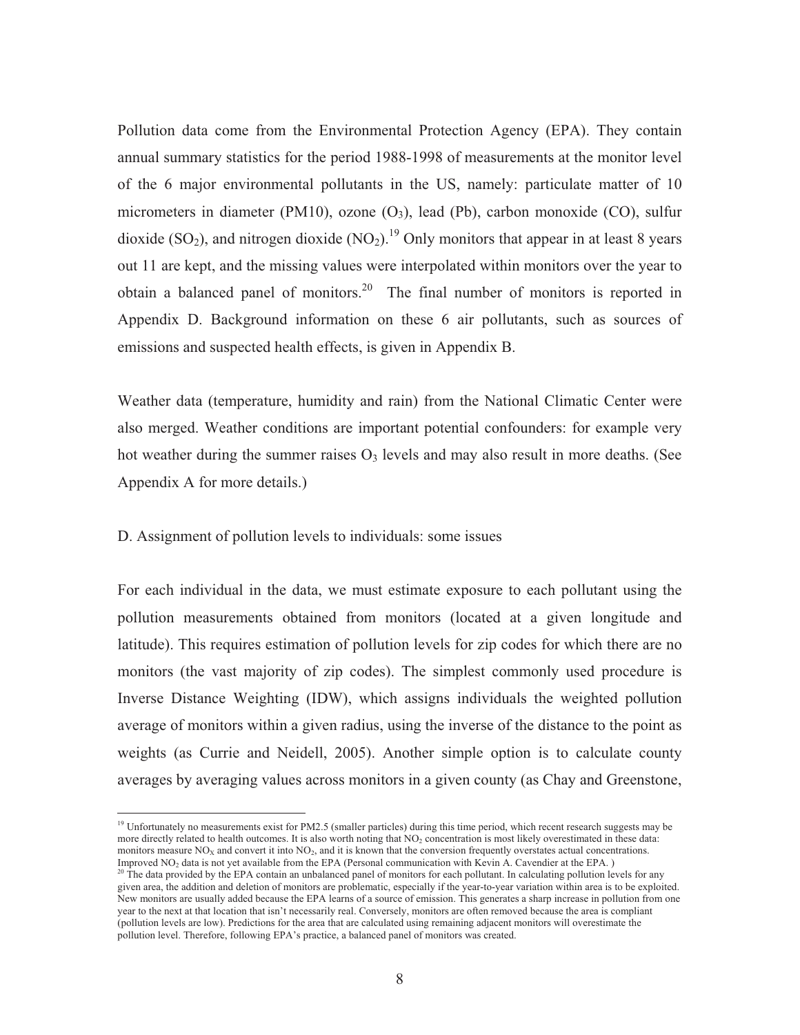Pollution data come from the Environmental Protection Agency (EPA). They contain annual summary statistics for the period 1988-1998 of measurements at the monitor level of the 6 major environmental pollutants in the US, namely: particulate matter of 10 micrometers in diameter (PM10), ozone ($O_3$), lead (Pb), carbon monoxide (CO), sulfur dioxide ($SO_2$), and nitrogen dioxide ($NO_2$).[19] Only monitors that appear in at least 8 years out 11 are kept, and the missing values were interpolated within monitors over the year to obtain a balanced panel of monitors.[20] The final number of monitors is reported in Appendix D. Background information on these 6 air pollutants, such as sources of emissions and suspected health effects, is given in Appendix B.

Weather data (temperature, humidity and rain) from the National Climatic Center were also merged. Weather conditions are important potential confounders: for example very hot weather during the summer raises $O_3$ levels and may also result in more deaths. (See Appendix A for more details.)

D. Assignment of pollution levels to individuals: some issues

For each individual in the data, we must estimate exposure to each pollutant using the pollution measurements obtained from monitors (located at a given longitude and latitude). This requires estimation of pollution levels for zip codes for which there are no monitors (the vast majority of zip codes). The simplest commonly used procedure is Inverse Distance Weighting (IDW), which assigns individuals the weighted pollution average of monitors within a given radius, using the inverse of the distance to the point as weights (as Currie and Neidell, 2005). Another simple option is to calculate county averages by averaging values across monitors in a given county (as Chay and Greenstone,

[19] Unfortunately no measurements exist for PM2.5 (smaller particles) during this time period, which recent research suggests may be more directly related to health outcomes. It is also worth noting that $NO_2$ concentration is most likely overestimated in these data: monitors measure $NO_X$ and convert it into $NO_2$, and it is known that the conversion frequently overstates actual concentrations. Improved $NO_2$ data is not yet available from the EPA (Personal communication with Kevin A. Cavendier at the EPA. )

[20] The data provided by the EPA contain an unbalanced panel of monitors for each pollutant. In calculating pollution levels for any given area, the addition and deletion of monitors are problematic, especially if the year-to-year variation within area is to be exploited. New monitors are usually added because the EPA learns of a source of emission. This generates a sharp increase in pollution from one year to the next at that location that isn't necessarily real. Conversely, monitors are often removed because the area is compliant (pollution levels are low). Predictions for the area that are calculated using remaining adjacent monitors will overestimate the pollution level. Therefore, following EPA's practice, a balanced panel of monitors was created.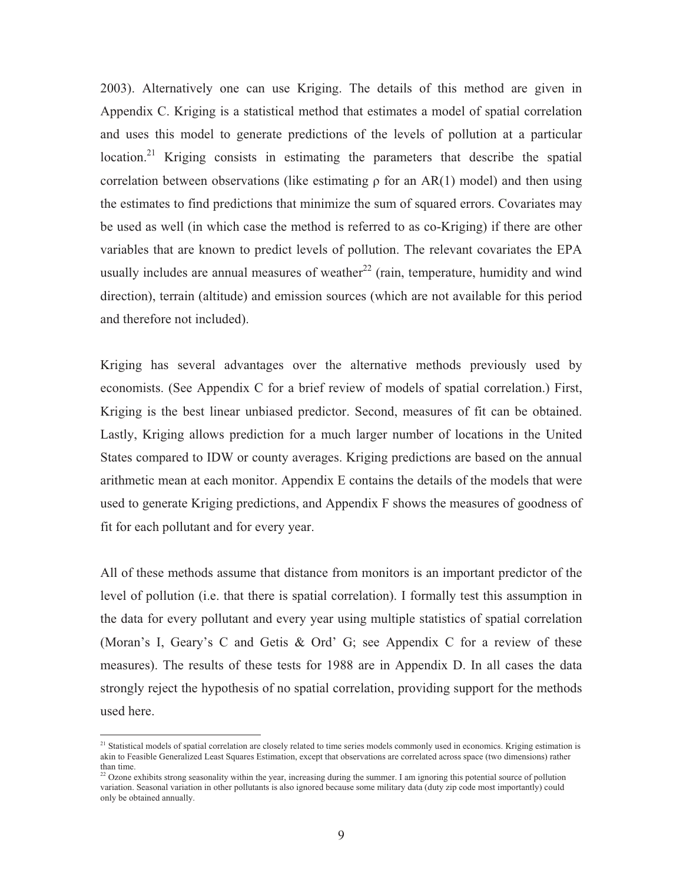2003). Alternatively one can use Kriging. The details of this method are given in Appendix C. Kriging is a statistical method that estimates a model of spatial correlation and uses this model to generate predictions of the levels of pollution at a particular location.[21] Kriging consists in estimating the parameters that describe the spatial correlation between observations (like estimating $\rho$ for an AR(1) model) and then using the estimates to find predictions that minimize the sum of squared errors. Covariates may be used as well (in which case the method is referred to as co-Kriging) if there are other variables that are known to predict levels of pollution. The relevant covariates the EPA usually includes are annual measures of weather[22] (rain, temperature, humidity and wind direction), terrain (altitude) and emission sources (which are not available for this period and therefore not included).

Kriging has several advantages over the alternative methods previously used by economists. (See Appendix C for a brief review of models of spatial correlation.) First, Kriging is the best linear unbiased predictor. Second, measures of fit can be obtained. Lastly, Kriging allows prediction for a much larger number of locations in the United States compared to IDW or county averages. Kriging predictions are based on the annual arithmetic mean at each monitor. Appendix E contains the details of the models that were used to generate Kriging predictions, and Appendix F shows the measures of goodness of fit for each pollutant and for every year.

All of these methods assume that distance from monitors is an important predictor of the level of pollution (i.e. that there is spatial correlation). I formally test this assumption in the data for every pollutant and every year using multiple statistics of spatial correlation (Moran's I, Geary's C and Getis & Ord' G; see Appendix C for a review of these measures). The results of these tests for 1988 are in Appendix D. In all cases the data strongly reject the hypothesis of no spatial correlation, providing support for the methods used here.

[21] Statistical models of spatial correlation are closely related to time series models commonly used in economics. Kriging estimation is akin to Feasible Generalized Least Squares Estimation, except that observations are correlated across space (two dimensions) rather than time.

[22] Ozone exhibits strong seasonality within the year, increasing during the summer. I am ignoring this potential source of pollution variation. Seasonal variation in other pollutants is also ignored because some military data (duty zip code most importantly) could only be obtained annually.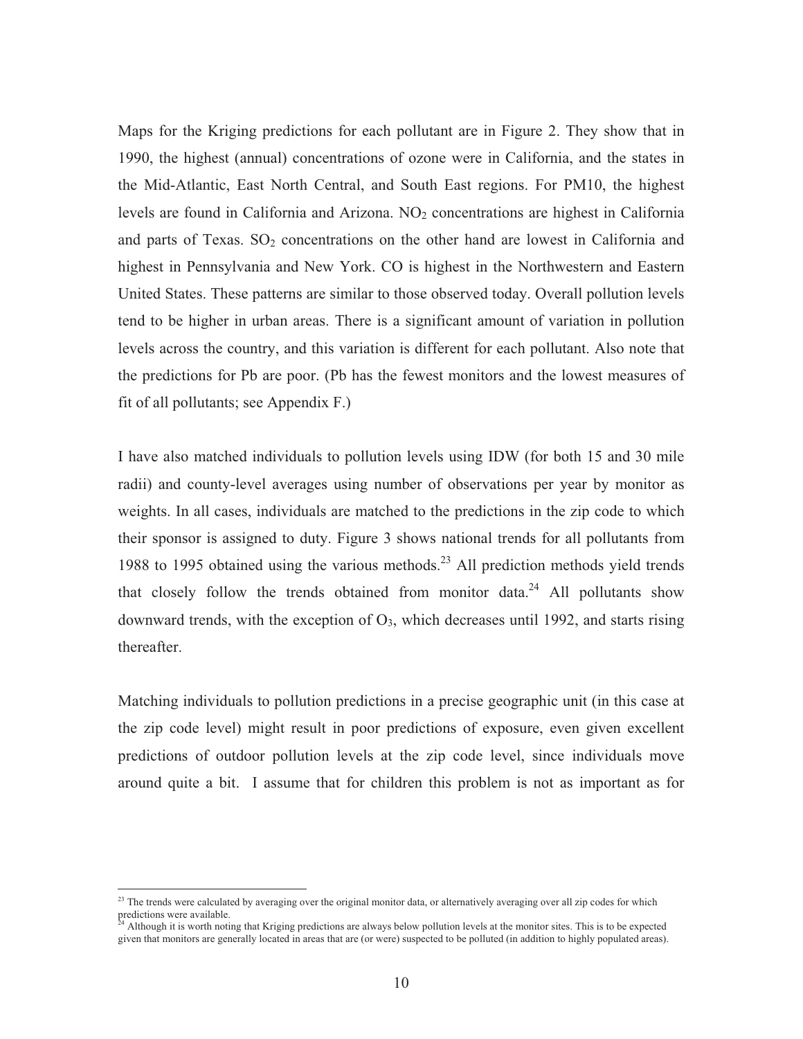Maps for the Kriging predictions for each pollutant are in Figure 2. They show that in 1990, the highest (annual) concentrations of ozone were in California, and the states in the Mid-Atlantic, East North Central, and South East regions. For PM10, the highest levels are found in California and Arizona. $NO_2$ concentrations are highest in California and parts of Texas. $SO_2$ concentrations on the other hand are lowest in California and highest in Pennsylvania and New York. CO is highest in the Northwestern and Eastern United States. These patterns are similar to those observed today. Overall pollution levels tend to be higher in urban areas. There is a significant amount of variation in pollution levels across the country, and this variation is different for each pollutant. Also note that the predictions for Pb are poor. (Pb has the fewest monitors and the lowest measures of fit of all pollutants; see Appendix F.)

I have also matched individuals to pollution levels using IDW (for both 15 and 30 mile radii) and county-level averages using number of observations per year by monitor as weights. In all cases, individuals are matched to the predictions in the zip code to which their sponsor is assigned to duty. Figure 3 shows national trends for all pollutants from 1988 to 1995 obtained using the various methods.[23] All prediction methods yield trends that closely follow the trends obtained from monitor data.[24] All pollutants show downward trends, with the exception of $O_3$, which decreases until 1992, and starts rising thereafter.

Matching individuals to pollution predictions in a precise geographic unit (in this case at the zip code level) might result in poor predictions of exposure, even given excellent predictions of outdoor pollution levels at the zip code level, since individuals move around quite a bit. I assume that for children this problem is not as important as for

[23] The trends were calculated by averaging over the original monitor data, or alternatively averaging over all zip codes for which predictions were available.

[24] Although it is worth noting that Kriging predictions are always below pollution levels at the monitor sites. This is to be expected given that monitors are generally located in areas that are (or were) suspected to be polluted (in addition to highly populated areas).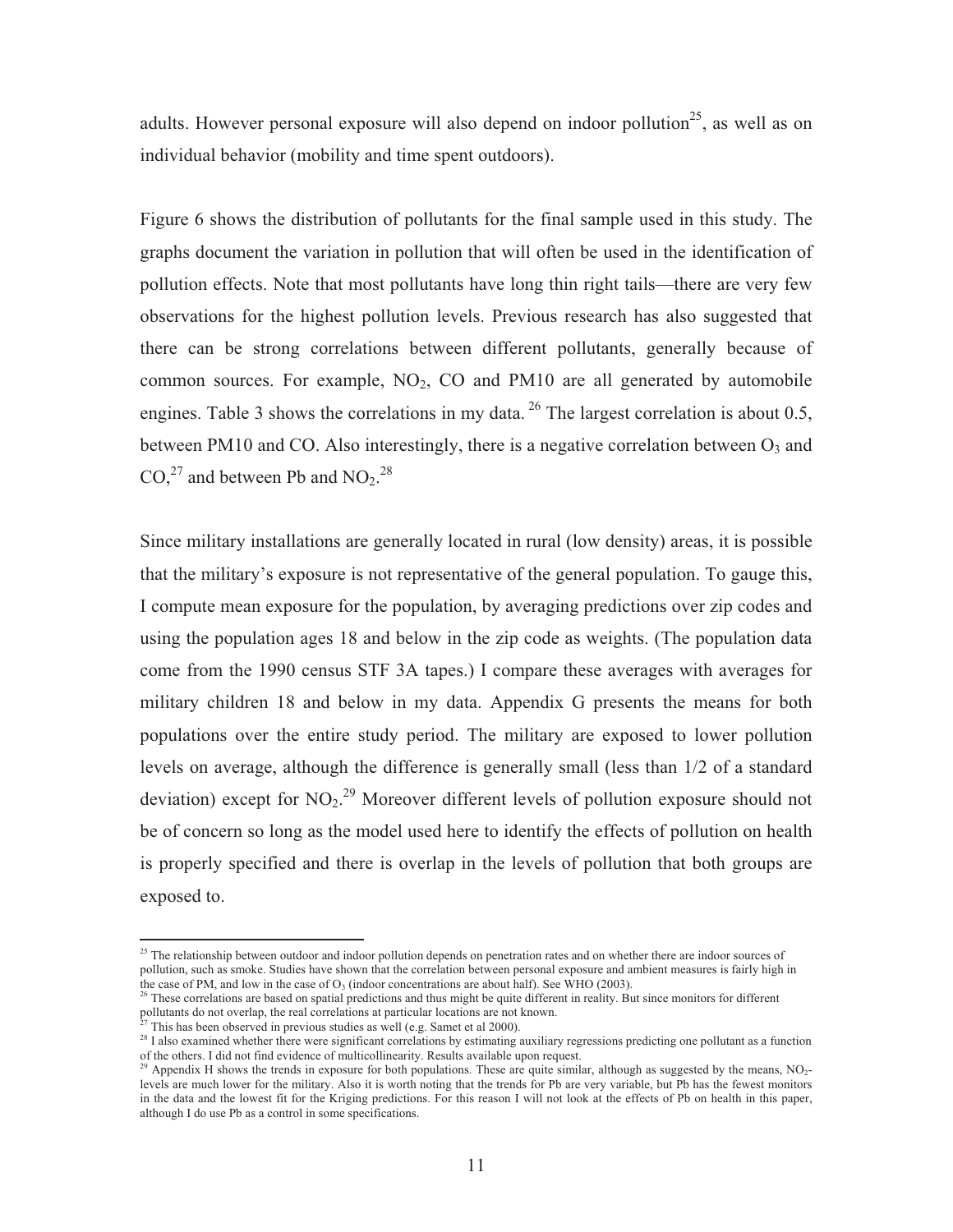adults. However personal exposure will also depend on indoor pollution[25], as well as on individual behavior (mobility and time spent outdoors).

Figure 6 shows the distribution of pollutants for the final sample used in this study. The graphs document the variation in pollution that will often be used in the identification of pollution effects. Note that most pollutants have long thin right tails—there are very few observations for the highest pollution levels. Previous research has also suggested that there can be strong correlations between different pollutants, generally because of common sources. For example, $NO_2$, CO and PM10 are all generated by automobile engines. Table 3 shows the correlations in my data.[26] The largest correlation is about 0.5, between PM10 and CO. Also interestingly, there is a negative correlation between $O_3$ and CO,[27] and between Pb and $NO_2$.[28]

Since military installations are generally located in rural (low density) areas, it is possible that the military's exposure is not representative of the general population. To gauge this, I compute mean exposure for the population, by averaging predictions over zip codes and using the population ages 18 and below in the zip code as weights. (The population data come from the 1990 census STF 3A tapes.) I compare these averages with averages for military children 18 and below in my data. Appendix G presents the means for both populations over the entire study period. The military are exposed to lower pollution levels on average, although the difference is generally small (less than 1/2 of a standard deviation) except for $NO_2$.[29] Moreover different levels of pollution exposure should not be of concern so long as the model used here to identify the effects of pollution on health is properly specified and there is overlap in the levels of pollution that both groups are exposed to.

---

[25] The relationship between outdoor and indoor pollution depends on penetration rates and on whether there are indoor sources of pollution, such as smoke. Studies have shown that the correlation between personal exposure and ambient measures is fairly high in the case of PM, and low in the case of $O_3$ (indoor concentrations are about half). See WHO (2003).

[26] These correlations are based on spatial predictions and thus might be quite different in reality. But since monitors for different pollutants do not overlap, the real correlations at particular locations are not known.

[27] This has been observed in previous studies as well (e.g. Samet et al 2000).

[28] I also examined whether there were significant correlations by estimating auxiliary regressions predicting one pollutant as a function of the others. I did not find evidence of multicollinearity. Results available upon request.

[29] Appendix H shows the trends in exposure for both populations. These are quite similar, although as suggested by the means, $NO_2$-levels are much lower for the military. Also it is worth noting that the trends for Pb are very variable, but Pb has the fewest monitors in the data and the lowest fit for the Kriging predictions. For this reason I will not look at the effects of Pb on health in this paper, although I do use Pb as a control in some specifications.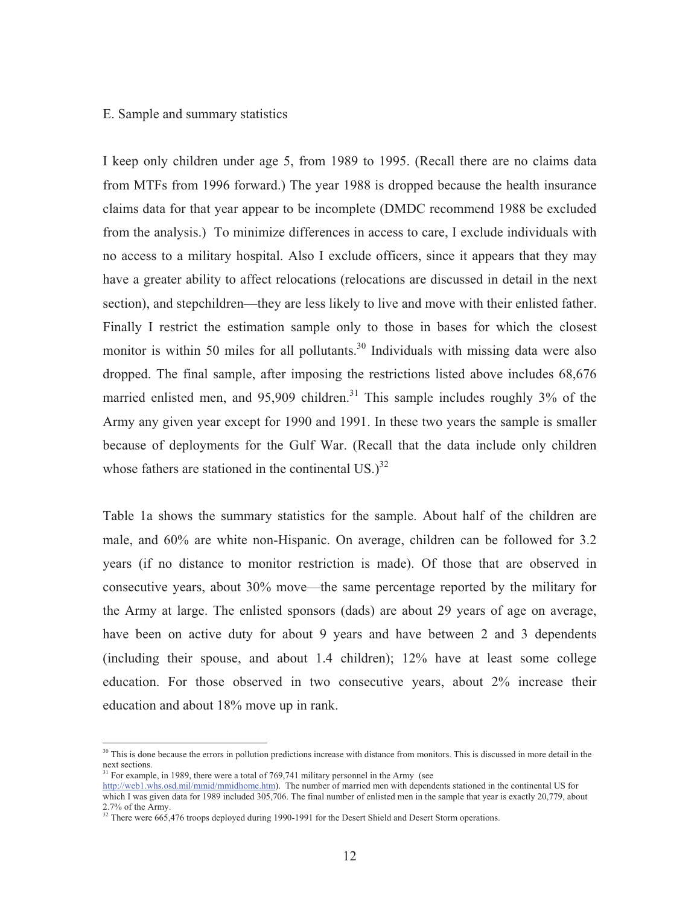E. Sample and summary statistics

I keep only children under age 5, from 1989 to 1995. (Recall there are no claims data from MTFs from 1996 forward.) The year 1988 is dropped because the health insurance claims data for that year appear to be incomplete (DMDC recommend 1988 be excluded from the analysis.) To minimize differences in access to care, I exclude individuals with no access to a military hospital. Also I exclude officers, since it appears that they may have a greater ability to affect relocations (relocations are discussed in detail in the next section), and stepchildren—they are less likely to live and move with their enlisted father. Finally I restrict the estimation sample only to those in bases for which the closest monitor is within 50 miles for all pollutants.[30] Individuals with missing data were also dropped. The final sample, after imposing the restrictions listed above includes 68,676 married enlisted men, and 95,909 children.[31] This sample includes roughly 3% of the Army any given year except for 1990 and 1991. In these two years the sample is smaller because of deployments for the Gulf War. (Recall that the data include only children whose fathers are stationed in the continental US.)[32]

Table 1a shows the summary statistics for the sample. About half of the children are male, and 60% are white non-Hispanic. On average, children can be followed for 3.2 years (if no distance to monitor restriction is made). Of those that are observed in consecutive years, about 30% move—the same percentage reported by the military for the Army at large. The enlisted sponsors (dads) are about 29 years of age on average, have been on active duty for about 9 years and have between 2 and 3 dependents (including their spouse, and about 1.4 children); 12% have at least some college education. For those observed in two consecutive years, about 2% increase their education and about 18% move up in rank.

[30] This is done because the errors in pollution predictions increase with distance from monitors. This is discussed in more detail in the next sections.

[31] For example, in 1989, there were a total of 769,741 military personnel in the Army (see http://web1.whs.osd.mil/mmid/mmidhome.htm). The number of married men with dependents stationed in the continental US for which I was given data for 1989 included 305,706. The final number of enlisted men in the sample that year is exactly 20,779, about 2.7% of the Army.

[32] There were 665,476 troops deployed during 1990-1991 for the Desert Shield and Desert Storm operations.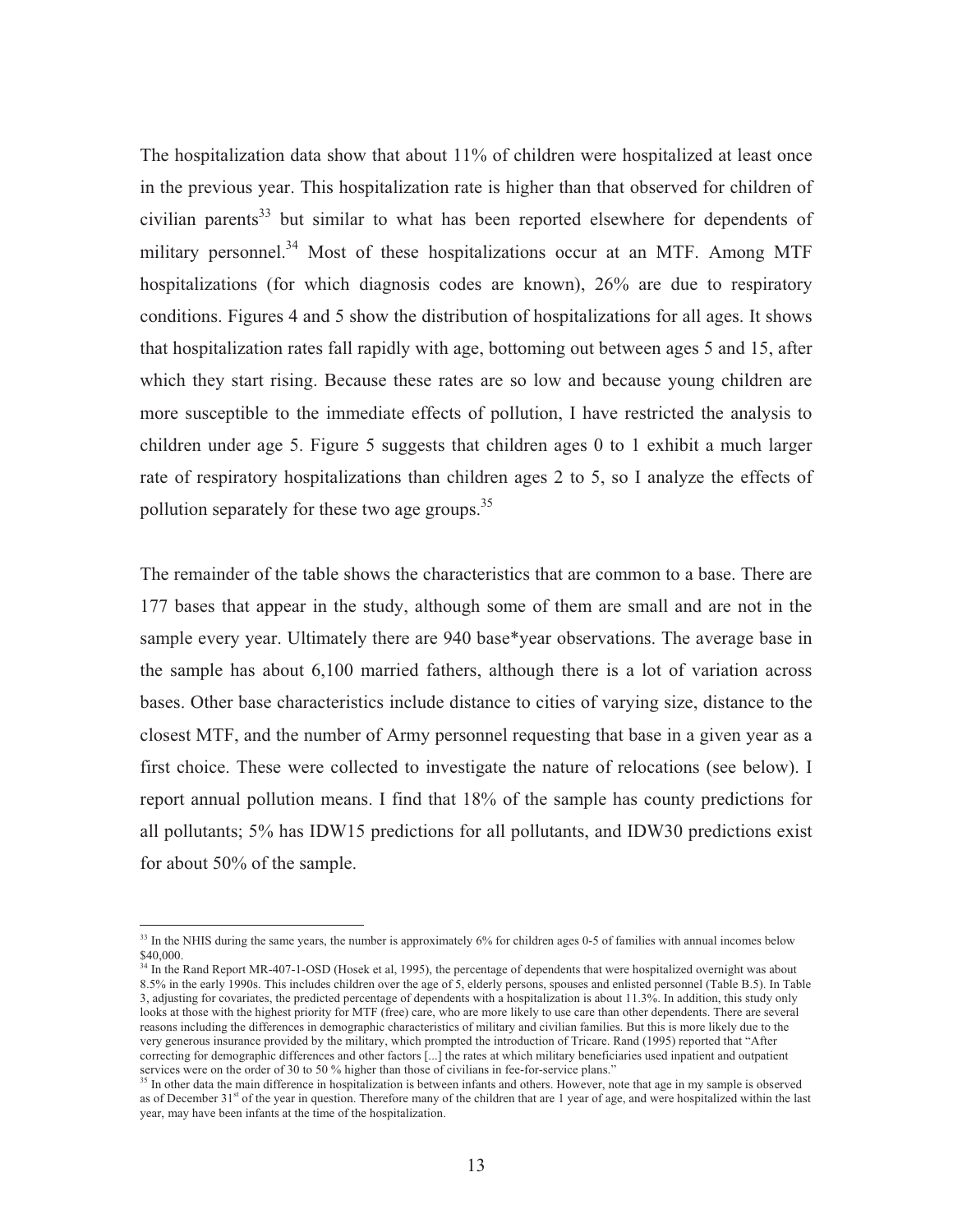The hospitalization data show that about 11% of children were hospitalized at least once in the previous year. This hospitalization rate is higher than that observed for children of civilian parents[33] but similar to what has been reported elsewhere for dependents of military personnel.[34] Most of these hospitalizations occur at an MTF. Among MTF hospitalizations (for which diagnosis codes are known), 26% are due to respiratory conditions. Figures 4 and 5 show the distribution of hospitalizations for all ages. It shows that hospitalization rates fall rapidly with age, bottoming out between ages 5 and 15, after which they start rising. Because these rates are so low and because young children are more susceptible to the immediate effects of pollution, I have restricted the analysis to children under age 5. Figure 5 suggests that children ages 0 to 1 exhibit a much larger rate of respiratory hospitalizations than children ages 2 to 5, so I analyze the effects of pollution separately for these two age groups.[35]

The remainder of the table shows the characteristics that are common to a base. There are 177 bases that appear in the study, although some of them are small and are not in the sample every year. Ultimately there are 940 base*year observations. The average base in the sample has about 6,100 married fathers, although there is a lot of variation across bases. Other base characteristics include distance to cities of varying size, distance to the closest MTF, and the number of Army personnel requesting that base in a given year as a first choice. These were collected to investigate the nature of relocations (see below). I report annual pollution means. I find that 18% of the sample has county predictions for all pollutants; 5% has IDW15 predictions for all pollutants, and IDW30 predictions exist for about 50% of the sample.

---

[33] In the NHIS during the same years, the number is approximately 6% for children ages 0-5 of families with annual incomes below $40,000.

[34] In the Rand Report MR-407-1-OSD (Hosek et al, 1995), the percentage of dependents that were hospitalized overnight was about 8.5% in the early 1990s. This includes children over the age of 5, elderly persons, spouses and enlisted personnel (Table B.5). In Table 3, adjusting for covariates, the predicted percentage of dependents with a hospitalization is about 11.3%. In addition, this study only looks at those with the highest priority for MTF (free) care, who are more likely to use care than other dependents. There are several reasons including the differences in demographic characteristics of military and civilian families. But this is more likely due to the very generous insurance provided by the military, which prompted the introduction of Tricare. Rand (1995) reported that "After correcting for demographic differences and other factors [...] the rates at which military beneficiaries used inpatient and outpatient services were on the order of 30 to 50 % higher than those of civilians in fee-for-service plans."

[35] In other data the main difference in hospitalization is between infants and others. However, note that age in my sample is observed as of December 31st of the year in question. Therefore many of the children that are 1 year of age, and were hospitalized within the last year, may have been infants at the time of the hospitalization.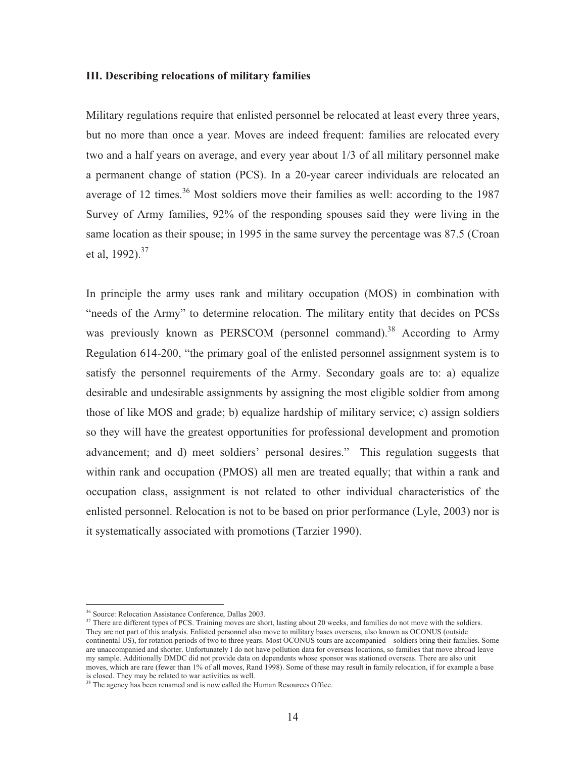### III. Describing relocations of military families

Military regulations require that enlisted personnel be relocated at least every three years, but no more than once a year. Moves are indeed frequent: families are relocated every two and a half years on average, and every year about 1/3 of all military personnel make a permanent change of station (PCS). In a 20-year career individuals are relocated an average of 12 times.[36] Most soldiers move their families as well: according to the 1987 Survey of Army families, 92% of the responding spouses said they were living in the same location as their spouse; in 1995 in the same survey the percentage was 87.5 (Croan et al, 1992).[37]

In principle the army uses rank and military occupation (MOS) in combination with "needs of the Army" to determine relocation. The military entity that decides on PCSs was previously known as PERSCOM (personnel command).[38] According to Army Regulation 614-200, "the primary goal of the enlisted personnel assignment system is to satisfy the personnel requirements of the Army. Secondary goals are to: a) equalize desirable and undesirable assignments by assigning the most eligible soldier from among those of like MOS and grade; b) equalize hardship of military service; c) assign soldiers so they will have the greatest opportunities for professional development and promotion advancement; and d) meet soldiers' personal desires." This regulation suggests that within rank and occupation (PMOS) all men are treated equally; that within a rank and occupation class, assignment is not related to other individual characteristics of the enlisted personnel. Relocation is not to be based on prior performance (Lyle, 2003) nor is it systematically associated with promotions (Tarzier 1990).

---

[36] Source: Relocation Assistance Conference, Dallas 2003.

[37] There are different types of PCS. Training moves are short, lasting about 20 weeks, and families do not move with the soldiers. They are not part of this analysis. Enlisted personnel also move to military bases overseas, also known as OCONUS (outside continental US), for rotation periods of two to three years. Most OCONUS tours are accompanied—soldiers bring their families. Some are unaccompanied and shorter. Unfortunately I do not have pollution data for overseas locations, so families that move abroad leave my sample. Additionally DMDC did not provide data on dependents whose sponsor was stationed overseas. There are also unit moves, which are rare (fewer than 1% of all moves, Rand 1998). Some of these may result in family relocation, if for example a base is closed. They may be related to war activities as well.

[38] The agency has been renamed and is now called the Human Resources Office.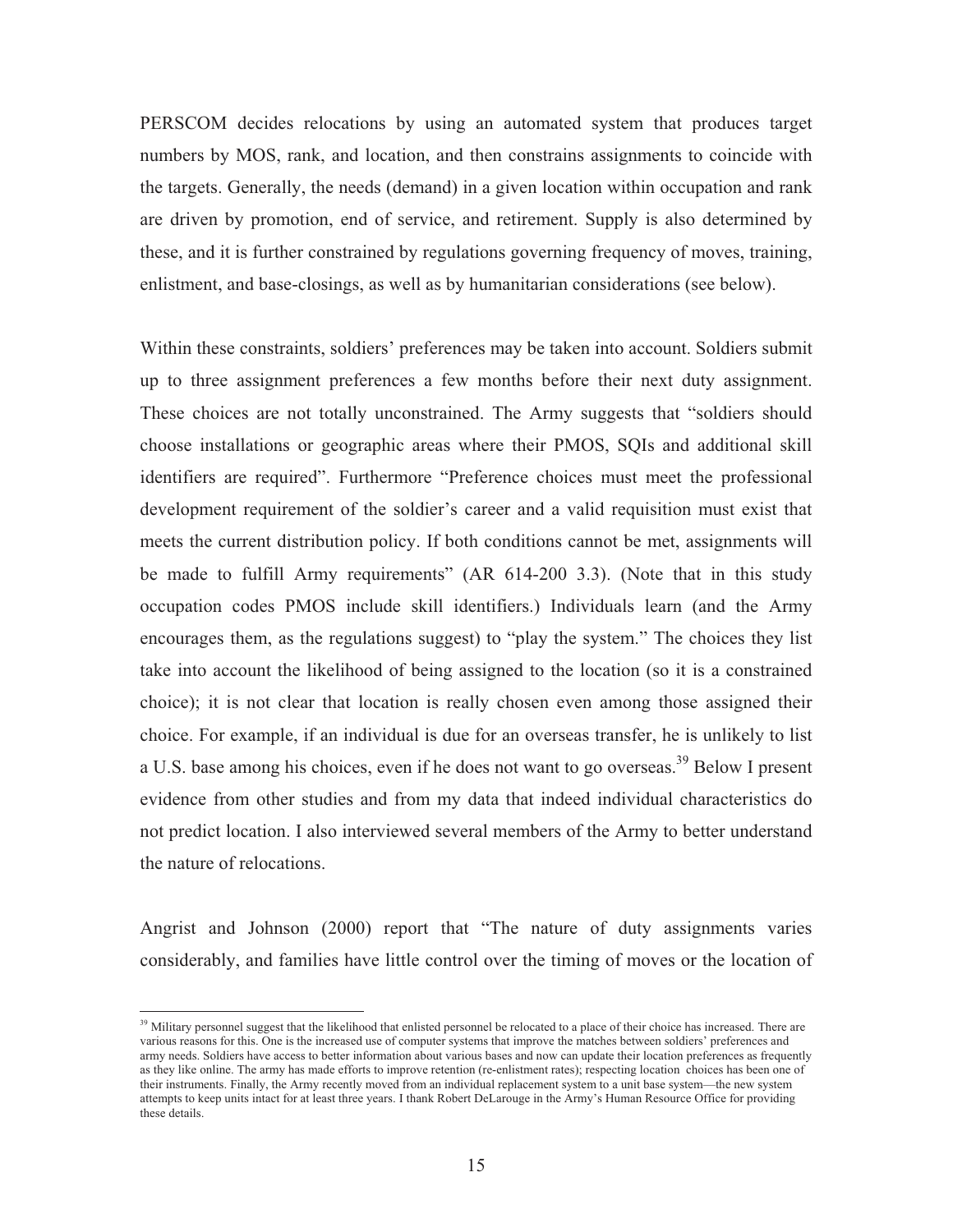PERSCOM decides relocations by using an automated system that produces target numbers by MOS, rank, and location, and then constrains assignments to coincide with the targets. Generally, the needs (demand) in a given location within occupation and rank are driven by promotion, end of service, and retirement. Supply is also determined by these, and it is further constrained by regulations governing frequency of moves, training, enlistment, and base-closings, as well as by humanitarian considerations (see below).

Within these constraints, soldiers' preferences may be taken into account. Soldiers submit up to three assignment preferences a few months before their next duty assignment. These choices are not totally unconstrained. The Army suggests that "soldiers should choose installations or geographic areas where their PMOS, SQIs and additional skill identifiers are required". Furthermore "Preference choices must meet the professional development requirement of the soldier's career and a valid requisition must exist that meets the current distribution policy. If both conditions cannot be met, assignments will be made to fulfill Army requirements" (AR 614-200 3.3). (Note that in this study occupation codes PMOS include skill identifiers.) Individuals learn (and the Army encourages them, as the regulations suggest) to "play the system." The choices they list take into account the likelihood of being assigned to the location (so it is a constrained choice); it is not clear that location is really chosen even among those assigned their choice. For example, if an individual is due for an overseas transfer, he is unlikely to list a U.S. base among his choices, even if he does not want to go overseas.[39] Below I present evidence from other studies and from my data that indeed individual characteristics do not predict location. I also interviewed several members of the Army to better understand the nature of relocations.

Angrist and Johnson (2000) report that "The nature of duty assignments varies considerably, and families have little control over the timing of moves or the location of

[39] Military personnel suggest that the likelihood that enlisted personnel be relocated to a place of their choice has increased. There are various reasons for this. One is the increased use of computer systems that improve the matches between soldiers' preferences and army needs. Soldiers have access to better information about various bases and now can update their location preferences as frequently as they like online. The army has made efforts to improve retention (re-enlistment rates); respecting location choices has been one of their instruments. Finally, the Army recently moved from an individual replacement system to a unit base system—the new system attempts to keep units intact for at least three years. I thank Robert DeLarouge in the Army's Human Resource Office for providing these details.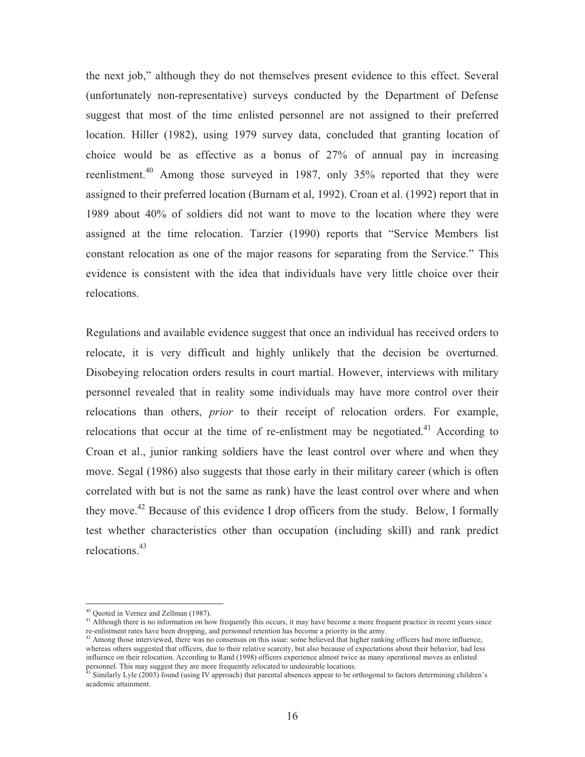the next job," although they do not themselves present evidence to this effect. Several (unfortunately non-representative) surveys conducted by the Department of Defense suggest that most of the time enlisted personnel are not assigned to their preferred location. Hiller (1982), using 1979 survey data, concluded that granting location of choice would be as effective as a bonus of 27% of annual pay in increasing reenlistment.[40] Among those surveyed in 1987, only 35% reported that they were assigned to their preferred location (Burnam et al, 1992). Croan et al. (1992) report that in 1989 about 40% of soldiers did not want to move to the location where they were assigned at the time relocation. Tarzier (1990) reports that "Service Members list constant relocation as one of the major reasons for separating from the Service." This evidence is consistent with the idea that individuals have very little choice over their relocations.

Regulations and available evidence suggest that once an individual has received orders to relocate, it is very difficult and highly unlikely that the decision be overturned. Disobeying relocation orders results in court martial. However, interviews with military personnel revealed that in reality some individuals may have more control over their relocations than others, *prior* to their receipt of relocation orders. For example, relocations that occur at the time of re-enlistment may be negotiated.[41] According to Croan et al., junior ranking soldiers have the least control over where and when they move. Segal (1986) also suggests that those early in their military career (which is often correlated with but is not the same as rank) have the least control over where and when they move.[42] Because of this evidence I drop officers from the study. Below, I formally test whether characteristics other than occupation (including skill) and rank predict relocations.[43]

---

[40] Quoted in Vernez and Zellman (1987).

[41] Although there is no information on how frequently this occurs, it may have become a more frequent practice in recent years since re-enlistment rates have been dropping, and personnel retention has become a priority in the army.

[42] Among those interviewed, there was no consensus on this issue: some believed that higher ranking officers had more influence, whereas others suggested that officers, due to their relative scarcity, but also because of expectations about their behavior, had less influence on their relocation. According to Rand (1998) officers experience almost twice as many operational moves as enlisted personnel. This may suggest they are more frequently relocated to undesirable locations.

[43] Similarly Lyle (2003) found (using IV approach) that parental absences appear to be orthogonal to factors determining children's academic attainment.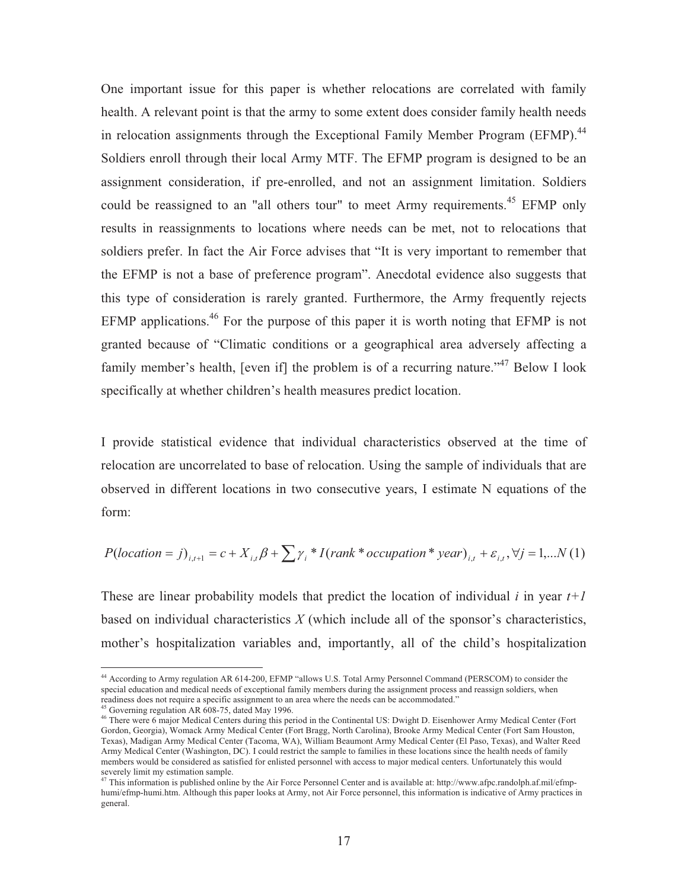One important issue for this paper is whether relocations are correlated with family health. A relevant point is that the army to some extent does consider family health needs in relocation assignments through the Exceptional Family Member Program (EFMP).[44] Soldiers enroll through their local Army MTF. The EFMP program is designed to be an assignment consideration, if pre-enrolled, and not an assignment limitation. Soldiers could be reassigned to an "all others tour" to meet Army requirements.[45] EFMP only results in reassignments to locations where needs can be met, not to relocations that soldiers prefer. In fact the Air Force advises that "It is very important to remember that the EFMP is not a base of preference program". Anecdotal evidence also suggests that this type of consideration is rarely granted. Furthermore, the Army frequently rejects EFMP applications.[46] For the purpose of this paper it is worth noting that EFMP is not granted because of "Climatic conditions or a geographical area adversely affecting a family member's health, [even if] the problem is of a recurring nature."[47] Below I look specifically at whether children's health measures predict location.

I provide statistical evidence that individual characteristics observed at the time of relocation are uncorrelated to base of relocation. Using the sample of individuals that are observed in different locations in two consecutive years, I estimate N equations of the form:

$$P(location = j)_{i,t+1} = c + X_{i,t}\beta + \sum \gamma_i * I(rank * occupation * year)_{i,t} + \varepsilon_{i,t}, \forall j = 1,...N \quad (1)$$

These are linear probability models that predict the location of individual *i* in year *t+1* based on individual characteristics *X* (which include all of the sponsor's characteristics, mother's hospitalization variables and, importantly, all of the child's hospitalization

---

[44] According to Army regulation AR 614-200, EFMP "allows U.S. Total Army Personnel Command (PERSCOM) to consider the special education and medical needs of exceptional family members during the assignment process and reassign soldiers, when readiness does not require a specific assignment to an area where the needs can be accommodated."

[45] Governing regulation AR 608-75, dated May 1996.

[46] There were 6 major Medical Centers during this period in the Continental US: Dwight D. Eisenhower Army Medical Center (Fort Gordon, Georgia), Womack Army Medical Center (Fort Bragg, North Carolina), Brooke Army Medical Center (Fort Sam Houston, Texas), Madigan Army Medical Center (Tacoma, WA), William Beaumont Army Medical Center (El Paso, Texas), and Walter Reed Army Medical Center (Washington, DC). I could restrict the sample to families in these locations since the health needs of family members would be considered as satisfied for enlisted personnel with access to major medical centers. Unfortunately this would severely limit my estimation sample.

[47] This information is published online by the Air Force Personnel Center and is available at: http://www.afpc.randolph.af.mil/efmp-humi/efmp-humi.htm. Although this paper looks at Army, not Air Force personnel, this information is indicative of Army practices in general.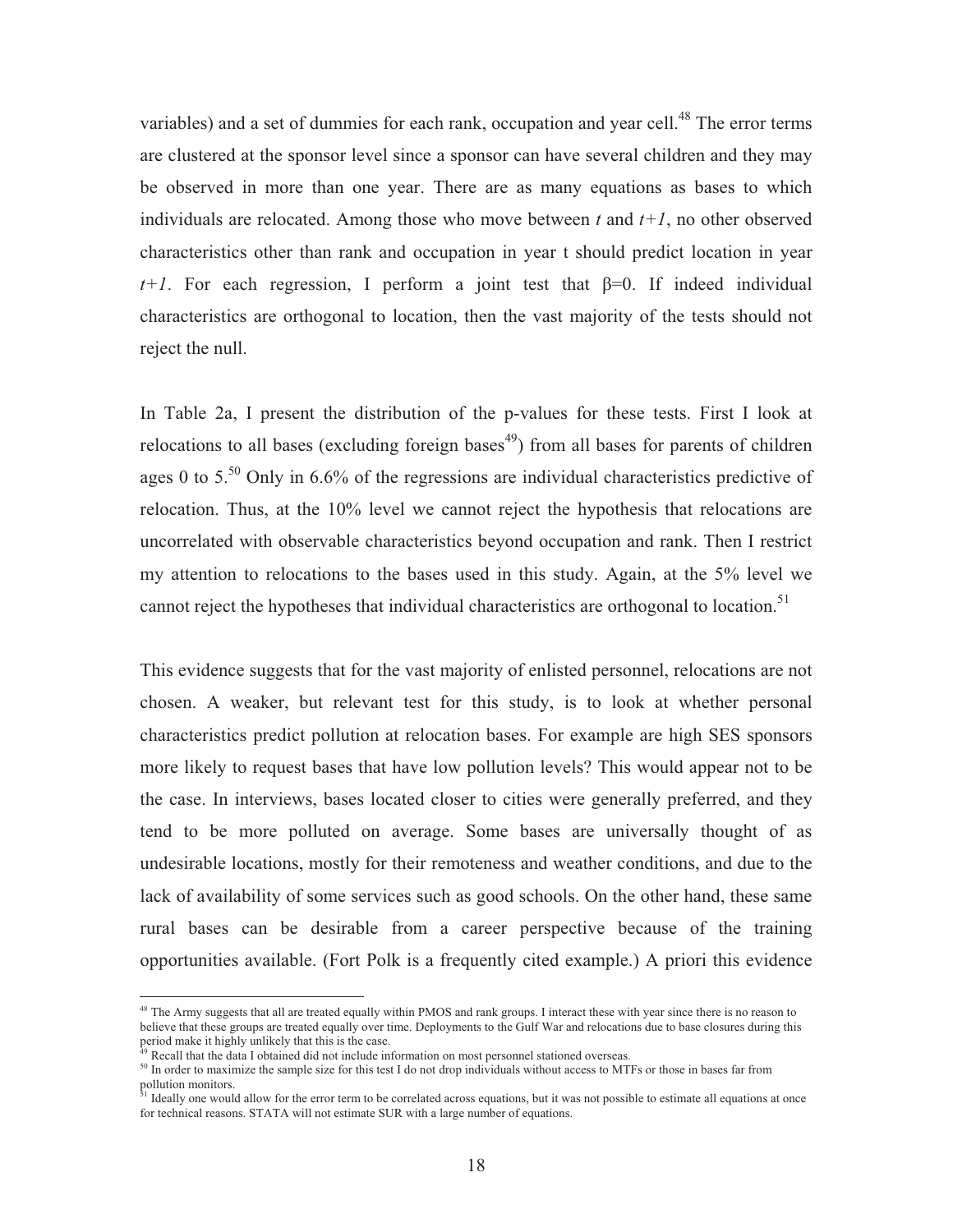variables) and a set of dummies for each rank, occupation and year cell.[48] The error terms are clustered at the sponsor level since a sponsor can have several children and they may be observed in more than one year. There are as many equations as bases to which individuals are relocated. Among those who move between *t* and *t+1*, no other observed characteristics other than rank and occupation in year t should predict location in year *t+1*. For each regression, I perform a joint test that $\beta=0$. If indeed individual characteristics are orthogonal to location, then the vast majority of the tests should not reject the null.

In Table 2a, I present the distribution of the p-values for these tests. First I look at relocations to all bases (excluding foreign bases[49]) from all bases for parents of children ages 0 to 5.[50] Only in 6.6% of the regressions are individual characteristics predictive of relocation. Thus, at the 10% level we cannot reject the hypothesis that relocations are uncorrelated with observable characteristics beyond occupation and rank. Then I restrict my attention to relocations to the bases used in this study. Again, at the 5% level we cannot reject the hypotheses that individual characteristics are orthogonal to location.[51]

This evidence suggests that for the vast majority of enlisted personnel, relocations are not chosen. A weaker, but relevant test for this study, is to look at whether personal characteristics predict pollution at relocation bases. For example are high SES sponsors more likely to request bases that have low pollution levels? This would appear not to be the case. In interviews, bases located closer to cities were generally preferred, and they tend to be more polluted on average. Some bases are universally thought of as undesirable locations, mostly for their remoteness and weather conditions, and due to the lack of availability of some services such as good schools. On the other hand, these same rural bases can be desirable from a career perspective because of the training opportunities available. (Fort Polk is a frequently cited example.) A priori this evidence

---

[48] The Army suggests that all are treated equally within PMOS and rank groups. I interact these with year since there is no reason to believe that these groups are treated equally over time. Deployments to the Gulf War and relocations due to base closures during this period make it highly unlikely that this is the case.

[49] Recall that the data I obtained did not include information on most personnel stationed overseas.

[50] In order to maximize the sample size for this test I do not drop individuals without access to MTFs or those in bases far from pollution monitors.

[51] Ideally one would allow for the error term to be correlated across equations, but it was not possible to estimate all equations at once for technical reasons. STATA will not estimate SUR with a large number of equations.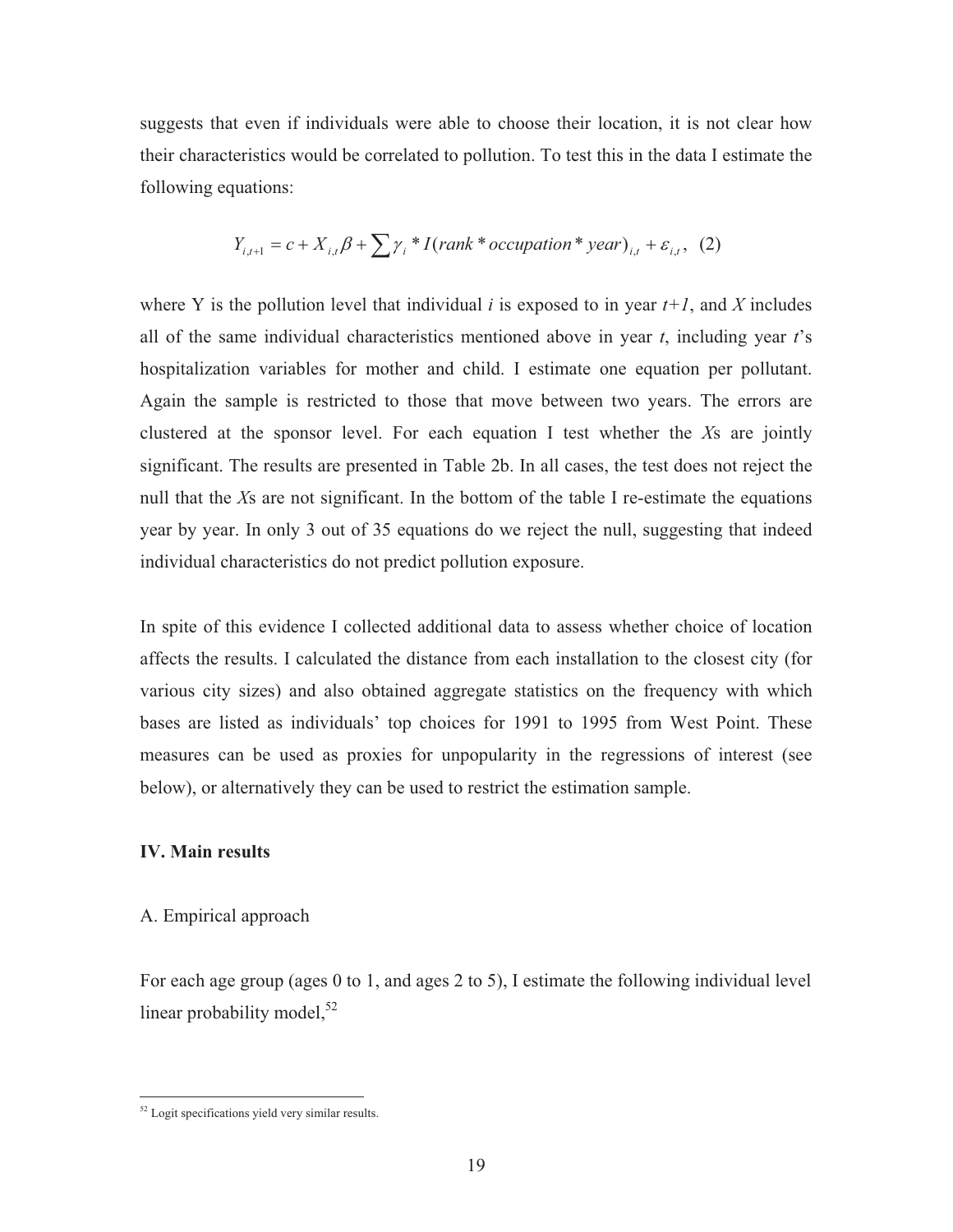suggests that even if individuals were able to choose their location, it is not clear how their characteristics would be correlated to pollution. To test this in the data I estimate the following equations:

$$Y_{i,t+1} = c + X_{i,t}\beta + \sum \gamma_i * I(rank * occupation * year)_{i,t} + \varepsilon_{i,t}, \quad (2)$$

where Y is the pollution level that individual *i* is exposed to in year *t+1*, and *X* includes all of the same individual characteristics mentioned above in year *t*, including year *t*'s hospitalization variables for mother and child. I estimate one equation per pollutant. Again the sample is restricted to those that move between two years. The errors are clustered at the sponsor level. For each equation I test whether the *X*s are jointly significant. The results are presented in Table 2b. In all cases, the test does not reject the null that the *X*s are not significant. In the bottom of the table I re-estimate the equations year by year. In only 3 out of 35 equations do we reject the null, suggesting that indeed individual characteristics do not predict pollution exposure.

In spite of this evidence I collected additional data to assess whether choice of location affects the results. I calculated the distance from each installation to the closest city (for various city sizes) and also obtained aggregate statistics on the frequency with which bases are listed as individuals' top choices for 1991 to 1995 from West Point. These measures can be used as proxies for unpopularity in the regressions of interest (see below), or alternatively they can be used to restrict the estimation sample.

## IV. Main results

### A. Empirical approach

For each age group (ages 0 to 1, and ages 2 to 5), I estimate the following individual level linear probability model,[52]

[52] Logit specifications yield very similar results.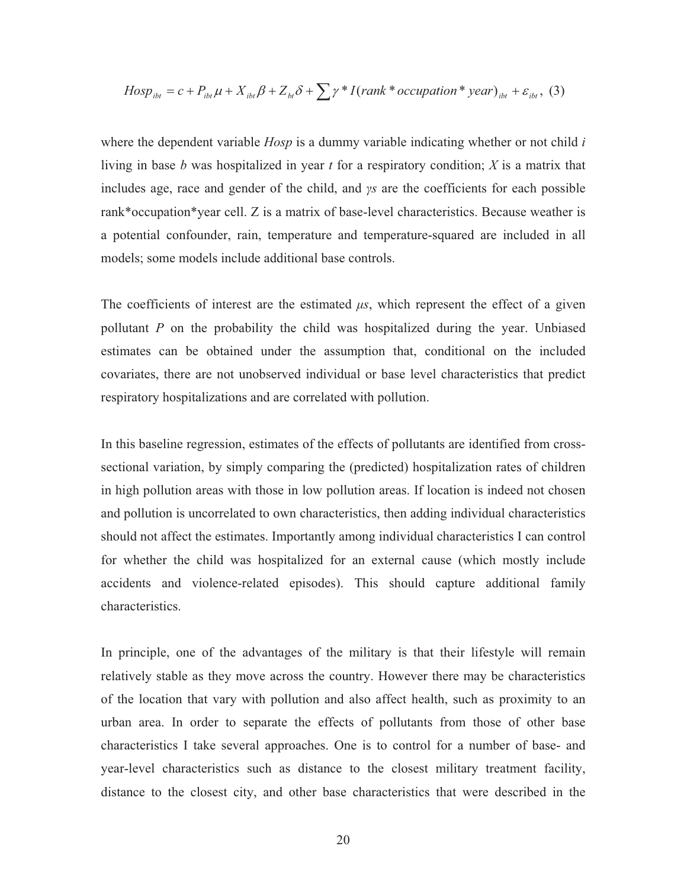$$Hosp_{ibt} = c + P_{ibt}\mu + X_{ibt}\beta + Z_{bt}\delta + \sum \gamma * I(rank * occupation * year)_{ibt} + \varepsilon_{ibt}, \; (3)$$

where the dependent variable *Hosp* is a dummy variable indicating whether or not child $i$ living in base $b$ was hospitalized in year $t$ for a respiratory condition; $X$ is a matrix that includes age, race and gender of the child, and $\gamma s$ are the coefficients for each possible rank*occupation*year cell. Z is a matrix of base-level characteristics. Because weather is a potential confounder, rain, temperature and temperature-squared are included in all models; some models include additional base controls.

The coefficients of interest are the estimated $\mu s$, which represent the effect of a given pollutant $P$ on the probability the child was hospitalized during the year. Unbiased estimates can be obtained under the assumption that, conditional on the included covariates, there are not unobserved individual or base level characteristics that predict respiratory hospitalizations and are correlated with pollution.

In this baseline regression, estimates of the effects of pollutants are identified from cross-sectional variation, by simply comparing the (predicted) hospitalization rates of children in high pollution areas with those in low pollution areas. If location is indeed not chosen and pollution is uncorrelated to own characteristics, then adding individual characteristics should not affect the estimates. Importantly among individual characteristics I can control for whether the child was hospitalized for an external cause (which mostly include accidents and violence-related episodes). This should capture additional family characteristics.

In principle, one of the advantages of the military is that their lifestyle will remain relatively stable as they move across the country. However there may be characteristics of the location that vary with pollution and also affect health, such as proximity to an urban area. In order to separate the effects of pollutants from those of other base characteristics I take several approaches. One is to control for a number of base- and year-level characteristics such as distance to the closest military treatment facility, distance to the closest city, and other base characteristics that were described in the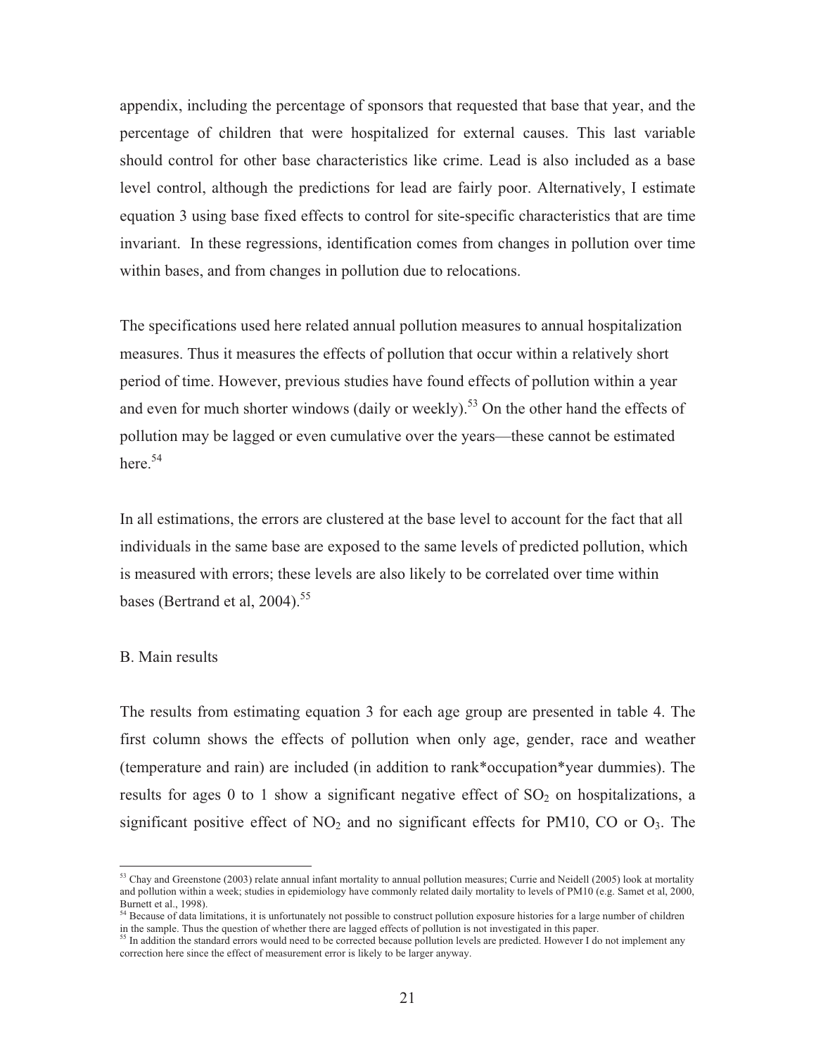appendix, including the percentage of sponsors that requested that base that year, and the percentage of children that were hospitalized for external causes. This last variable should control for other base characteristics like crime. Lead is also included as a base level control, although the predictions for lead are fairly poor. Alternatively, I estimate equation 3 using base fixed effects to control for site-specific characteristics that are time invariant. In these regressions, identification comes from changes in pollution over time within bases, and from changes in pollution due to relocations.

The specifications used here related annual pollution measures to annual hospitalization measures. Thus it measures the effects of pollution that occur within a relatively short period of time. However, previous studies have found effects of pollution within a year and even for much shorter windows (daily or weekly).[53] On the other hand the effects of pollution may be lagged or even cumulative over the years—these cannot be estimated here.[54]

In all estimations, the errors are clustered at the base level to account for the fact that all individuals in the same base are exposed to the same levels of predicted pollution, which is measured with errors; these levels are also likely to be correlated over time within bases (Bertrand et al, 2004).[55]

B. Main results

The results from estimating equation 3 for each age group are presented in table 4. The first column shows the effects of pollution when only age, gender, race and weather (temperature and rain) are included (in addition to rank*occupation*year dummies). The results for ages 0 to 1 show a significant negative effect of $SO_2$ on hospitalizations, a significant positive effect of $NO_2$ and no significant effects for PM10, CO or $O_3$. The

[53] Chay and Greenstone (2003) relate annual infant mortality to annual pollution measures; Currie and Neidell (2005) look at mortality and pollution within a week; studies in epidemiology have commonly related daily mortality to levels of PM10 (e.g. Samet et al, 2000, Burnett et al., 1998).

[54] Because of data limitations, it is unfortunately not possible to construct pollution exposure histories for a large number of children in the sample. Thus the question of whether there are lagged effects of pollution is not investigated in this paper.

[55] In addition the standard errors would need to be corrected because pollution levels are predicted. However I do not implement any correction here since the effect of measurement error is likely to be larger anyway.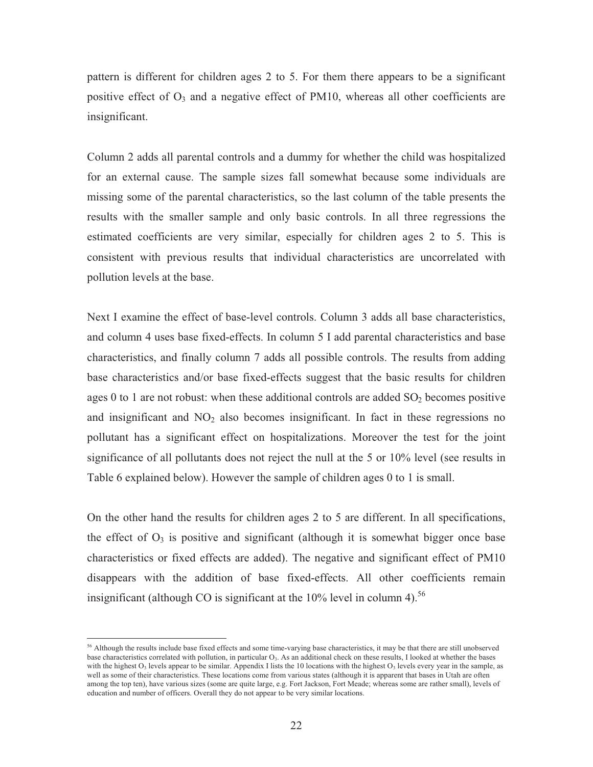pattern is different for children ages 2 to 5. For them there appears to be a significant positive effect of $O_3$ and a negative effect of PM10, whereas all other coefficients are insignificant.

Column 2 adds all parental controls and a dummy for whether the child was hospitalized for an external cause. The sample sizes fall somewhat because some individuals are missing some of the parental characteristics, so the last column of the table presents the results with the smaller sample and only basic controls. In all three regressions the estimated coefficients are very similar, especially for children ages 2 to 5. This is consistent with previous results that individual characteristics are uncorrelated with pollution levels at the base.

Next I examine the effect of base-level controls. Column 3 adds all base characteristics, and column 4 uses base fixed-effects. In column 5 I add parental characteristics and base characteristics, and finally column 7 adds all possible controls. The results from adding base characteristics and/or base fixed-effects suggest that the basic results for children ages 0 to 1 are not robust: when these additional controls are added $SO_2$ becomes positive and insignificant and $NO_2$ also becomes insignificant. In fact in these regressions no pollutant has a significant effect on hospitalizations. Moreover the test for the joint significance of all pollutants does not reject the null at the 5 or 10% level (see results in Table 6 explained below). However the sample of children ages 0 to 1 is small.

On the other hand the results for children ages 2 to 5 are different. In all specifications, the effect of $O_3$ is positive and significant (although it is somewhat bigger once base characteristics or fixed effects are added). The negative and significant effect of PM10 disappears with the addition of base fixed-effects. All other coefficients remain insignificant (although CO is significant at the 10% level in column 4).[56]

[56] Although the results include base fixed effects and some time-varying base characteristics, it may be that there are still unobserved base characteristics correlated with pollution, in particular $O_3$. As an additional check on these results, I looked at whether the bases with the highest $O_3$ levels appear to be similar. Appendix I lists the 10 locations with the highest $O_3$ levels every year in the sample, as well as some of their characteristics. These locations come from various states (although it is apparent that bases in Utah are often among the top ten), have various sizes (some are quite large, e.g. Fort Jackson, Fort Meade; whereas some are rather small), levels of education and number of officers. Overall they do not appear to be very similar locations.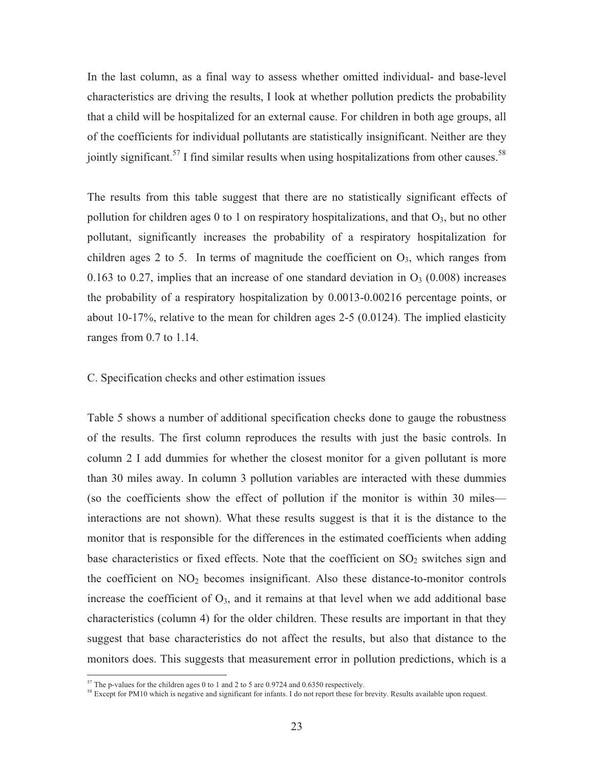In the last column, as a final way to assess whether omitted individual- and base-level characteristics are driving the results, I look at whether pollution predicts the probability that a child will be hospitalized for an external cause. For children in both age groups, all of the coefficients for individual pollutants are statistically insignificant. Neither are they jointly significant.[57] I find similar results when using hospitalizations from other causes.[58]

The results from this table suggest that there are no statistically significant effects of pollution for children ages 0 to 1 on respiratory hospitalizations, and that $O_3$, but no other pollutant, significantly increases the probability of a respiratory hospitalization for children ages 2 to 5. In terms of magnitude the coefficient on $O_3$, which ranges from 0.163 to 0.27, implies that an increase of one standard deviation in $O_3$ (0.008) increases the probability of a respiratory hospitalization by 0.0013-0.00216 percentage points, or about 10-17%, relative to the mean for children ages 2-5 (0.0124). The implied elasticity ranges from 0.7 to 1.14.

C. Specification checks and other estimation issues

Table 5 shows a number of additional specification checks done to gauge the robustness of the results. The first column reproduces the results with just the basic controls. In column 2 I add dummies for whether the closest monitor for a given pollutant is more than 30 miles away. In column 3 pollution variables are interacted with these dummies (so the coefficients show the effect of pollution if the monitor is within 30 miles—interactions are not shown). What these results suggest is that it is the distance to the monitor that is responsible for the differences in the estimated coefficients when adding base characteristics or fixed effects. Note that the coefficient on $SO_2$ switches sign and the coefficient on $NO_2$ becomes insignificant. Also these distance-to-monitor controls increase the coefficient of $O_3$, and it remains at that level when we add additional base characteristics (column 4) for the older children. These results are important in that they suggest that base characteristics do not affect the results, but also that distance to the monitors does. This suggests that measurement error in pollution predictions, which is a

[57] The p-values for the children ages 0 to 1 and 2 to 5 are 0.9724 and 0.6350 respectively.

[58] Except for PM10 which is negative and significant for infants. I do not report these for brevity. Results available upon request.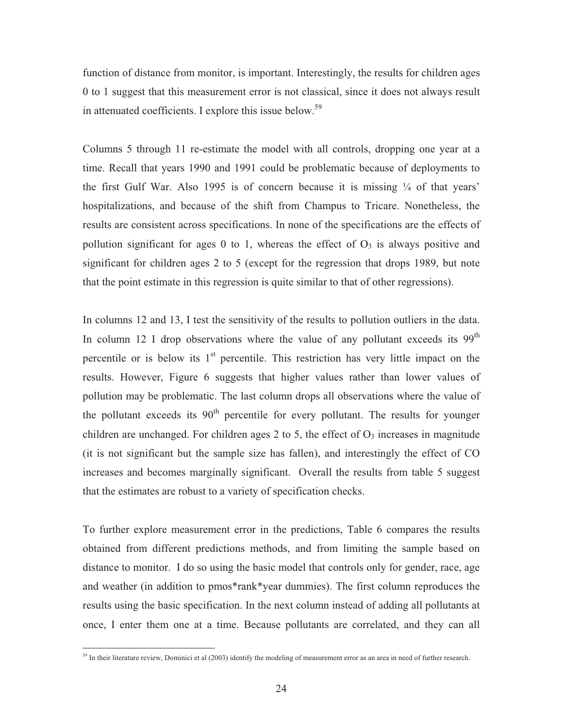function of distance from monitor, is important. Interestingly, the results for children ages 0 to 1 suggest that this measurement error is not classical, since it does not always result in attenuated coefficients. I explore this issue below.[59]

Columns 5 through 11 re-estimate the model with all controls, dropping one year at a time. Recall that years 1990 and 1991 could be problematic because of deployments to the first Gulf War. Also 1995 is of concern because it is missing ¼ of that years' hospitalizations, and because of the shift from Champus to Tricare. Nonetheless, the results are consistent across specifications. In none of the specifications are the effects of pollution significant for ages 0 to 1, whereas the effect of $O_3$ is always positive and significant for children ages 2 to 5 (except for the regression that drops 1989, but note that the point estimate in this regression is quite similar to that of other regressions).

In columns 12 and 13, I test the sensitivity of the results to pollution outliers in the data. In column 12 I drop observations where the value of any pollutant exceeds its 99th percentile or is below its 1st percentile. This restriction has very little impact on the results. However, Figure 6 suggests that higher values rather than lower values of pollution may be problematic. The last column drops all observations where the value of the pollutant exceeds its 90th percentile for every pollutant. The results for younger children are unchanged. For children ages 2 to 5, the effect of $O_3$ increases in magnitude (it is not significant but the sample size has fallen), and interestingly the effect of CO increases and becomes marginally significant. Overall the results from table 5 suggest that the estimates are robust to a variety of specification checks.

To further explore measurement error in the predictions, Table 6 compares the results obtained from different predictions methods, and from limiting the sample based on distance to monitor. I do so using the basic model that controls only for gender, race, age and weather (in addition to pmos*rank*year dummies). The first column reproduces the results using the basic specification. In the next column instead of adding all pollutants at once, I enter them one at a time. Because pollutants are correlated, and they can all

[59] In their literature review, Dominici et al (2003) identify the modeling of measurement error as an area in need of further research.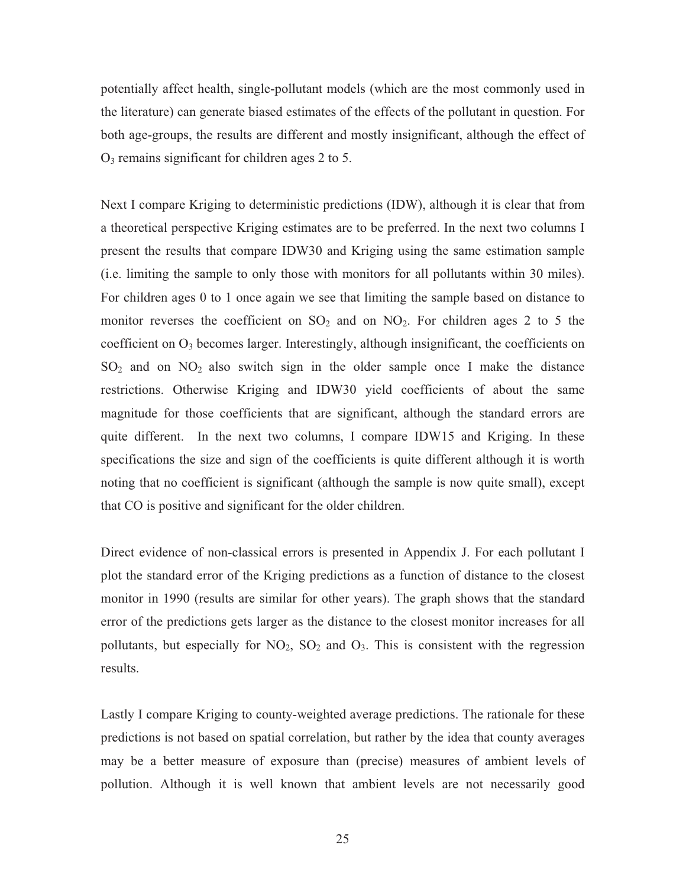potentially affect health, single-pollutant models (which are the most commonly used in the literature) can generate biased estimates of the effects of the pollutant in question. For both age-groups, the results are different and mostly insignificant, although the effect of $O_3$ remains significant for children ages 2 to 5.

Next I compare Kriging to deterministic predictions (IDW), although it is clear that from a theoretical perspective Kriging estimates are to be preferred. In the next two columns I present the results that compare IDW30 and Kriging using the same estimation sample (i.e. limiting the sample to only those with monitors for all pollutants within 30 miles). For children ages 0 to 1 once again we see that limiting the sample based on distance to monitor reverses the coefficient on $SO_2$ and on $NO_2$. For children ages 2 to 5 the coefficient on $O_3$ becomes larger. Interestingly, although insignificant, the coefficients on $SO_2$ and on $NO_2$ also switch sign in the older sample once I make the distance restrictions. Otherwise Kriging and IDW30 yield coefficients of about the same magnitude for those coefficients that are significant, although the standard errors are quite different. In the next two columns, I compare IDW15 and Kriging. In these specifications the size and sign of the coefficients is quite different although it is worth noting that no coefficient is significant (although the sample is now quite small), except that CO is positive and significant for the older children.

Direct evidence of non-classical errors is presented in Appendix J. For each pollutant I plot the standard error of the Kriging predictions as a function of distance to the closest monitor in 1990 (results are similar for other years). The graph shows that the standard error of the predictions gets larger as the distance to the closest monitor increases for all pollutants, but especially for $NO_2$, $SO_2$ and $O_3$. This is consistent with the regression results.

Lastly I compare Kriging to county-weighted average predictions. The rationale for these predictions is not based on spatial correlation, but rather by the idea that county averages may be a better measure of exposure than (precise) measures of ambient levels of pollution. Although it is well known that ambient levels are not necessarily good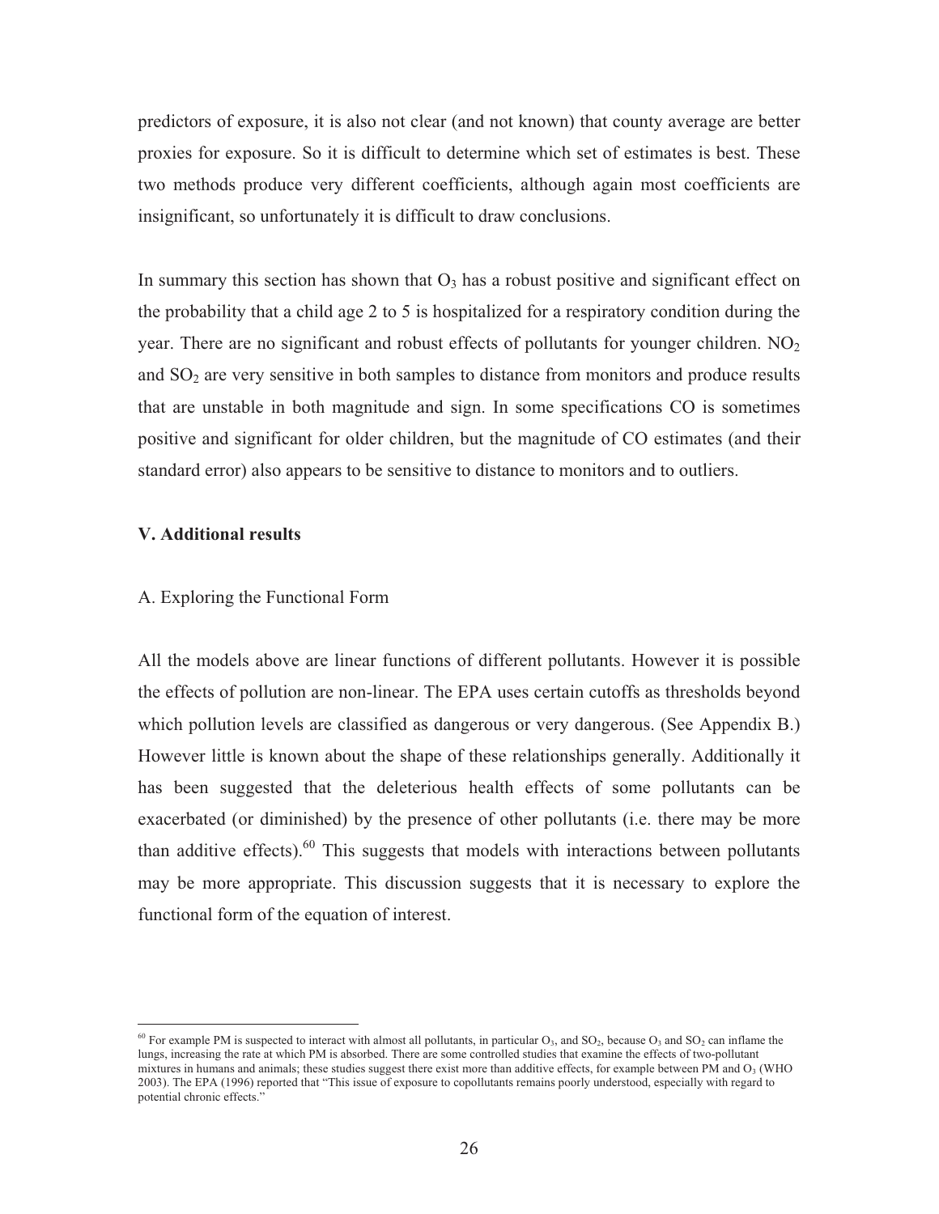predictors of exposure, it is also not clear (and not known) that county average are better proxies for exposure. So it is difficult to determine which set of estimates is best. These two methods produce very different coefficients, although again most coefficients are insignificant, so unfortunately it is difficult to draw conclusions.

In summary this section has shown that $O_3$ has a robust positive and significant effect on the probability that a child age 2 to 5 is hospitalized for a respiratory condition during the year. There are no significant and robust effects of pollutants for younger children. $NO_2$ and $SO_2$ are very sensitive in both samples to distance from monitors and produce results that are unstable in both magnitude and sign. In some specifications CO is sometimes positive and significant for older children, but the magnitude of CO estimates (and their standard error) also appears to be sensitive to distance to monitors and to outliers.

## V. Additional results

### A. Exploring the Functional Form

All the models above are linear functions of different pollutants. However it is possible the effects of pollution are non-linear. The EPA uses certain cutoffs as thresholds beyond which pollution levels are classified as dangerous or very dangerous. (See Appendix B.) However little is known about the shape of these relationships generally. Additionally it has been suggested that the deleterious health effects of some pollutants can be exacerbated (or diminished) by the presence of other pollutants (i.e. there may be more than additive effects).[60] This suggests that models with interactions between pollutants may be more appropriate. This discussion suggests that it is necessary to explore the functional form of the equation of interest.

[60] For example PM is suspected to interact with almost all pollutants, in particular $O_3$, and $SO_2$, because $O_3$ and $SO_2$ can inflame the lungs, increasing the rate at which PM is absorbed. There are some controlled studies that examine the effects of two-pollutant mixtures in humans and animals; these studies suggest there exist more than additive effects, for example between PM and $O_3$ (WHO 2003). The EPA (1996) reported that "This issue of exposure to copollutants remains poorly understood, especially with regard to potential chronic effects."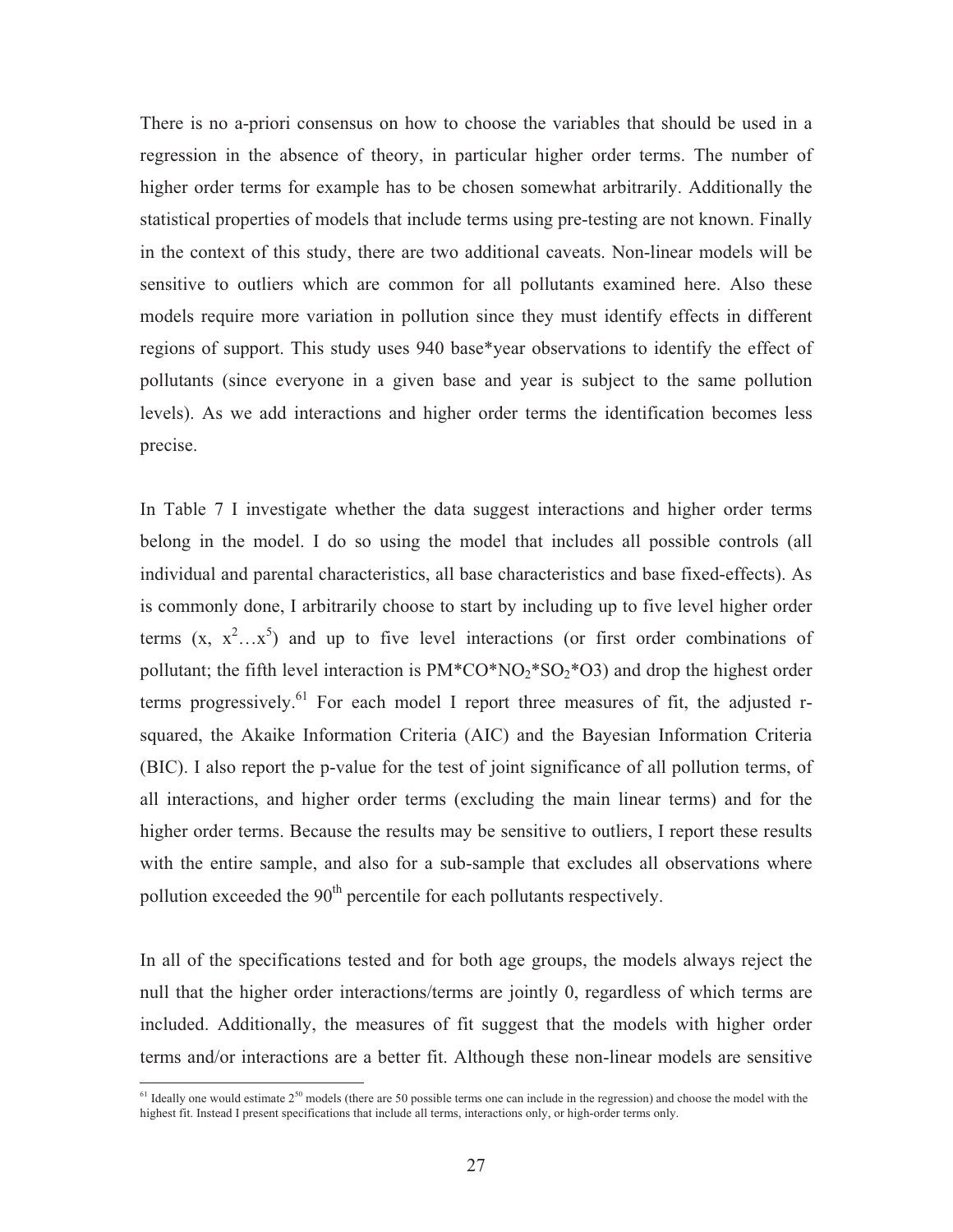There is no a-priori consensus on how to choose the variables that should be used in a regression in the absence of theory, in particular higher order terms. The number of higher order terms for example has to be chosen somewhat arbitrarily. Additionally the statistical properties of models that include terms using pre-testing are not known. Finally in the context of this study, there are two additional caveats. Non-linear models will be sensitive to outliers which are common for all pollutants examined here. Also these models require more variation in pollution since they must identify effects in different regions of support. This study uses 940 base*year observations to identify the effect of pollutants (since everyone in a given base and year is subject to the same pollution levels). As we add interactions and higher order terms the identification becomes less precise.

In Table 7 I investigate whether the data suggest interactions and higher order terms belong in the model. I do so using the model that includes all possible controls (all individual and parental characteristics, all base characteristics and base fixed-effects). As is commonly done, I arbitrarily choose to start by including up to five level higher order terms ($x$, $x^2 \ldots x^5$) and up to five level interactions (or first order combinations of pollutant; the fifth level interaction is $PM*CO*NO_2*SO_2*O3$) and drop the highest order terms progressively.[61] For each model I report three measures of fit, the adjusted r-squared, the Akaike Information Criteria (AIC) and the Bayesian Information Criteria (BIC). I also report the p-value for the test of joint significance of all pollution terms, of all interactions, and higher order terms (excluding the main linear terms) and for the higher order terms. Because the results may be sensitive to outliers, I report these results with the entire sample, and also for a sub-sample that excludes all observations where pollution exceeded the 90[th] percentile for each pollutants respectively.

In all of the specifications tested and for both age groups, the models always reject the null that the higher order interactions/terms are jointly 0, regardless of which terms are included. Additionally, the measures of fit suggest that the models with higher order terms and/or interactions are a better fit. Although these non-linear models are sensitive

[61] Ideally one would estimate $2^{50}$ models (there are 50 possible terms one can include in the regression) and choose the model with the highest fit. Instead I present specifications that include all terms, interactions only, or high-order terms only.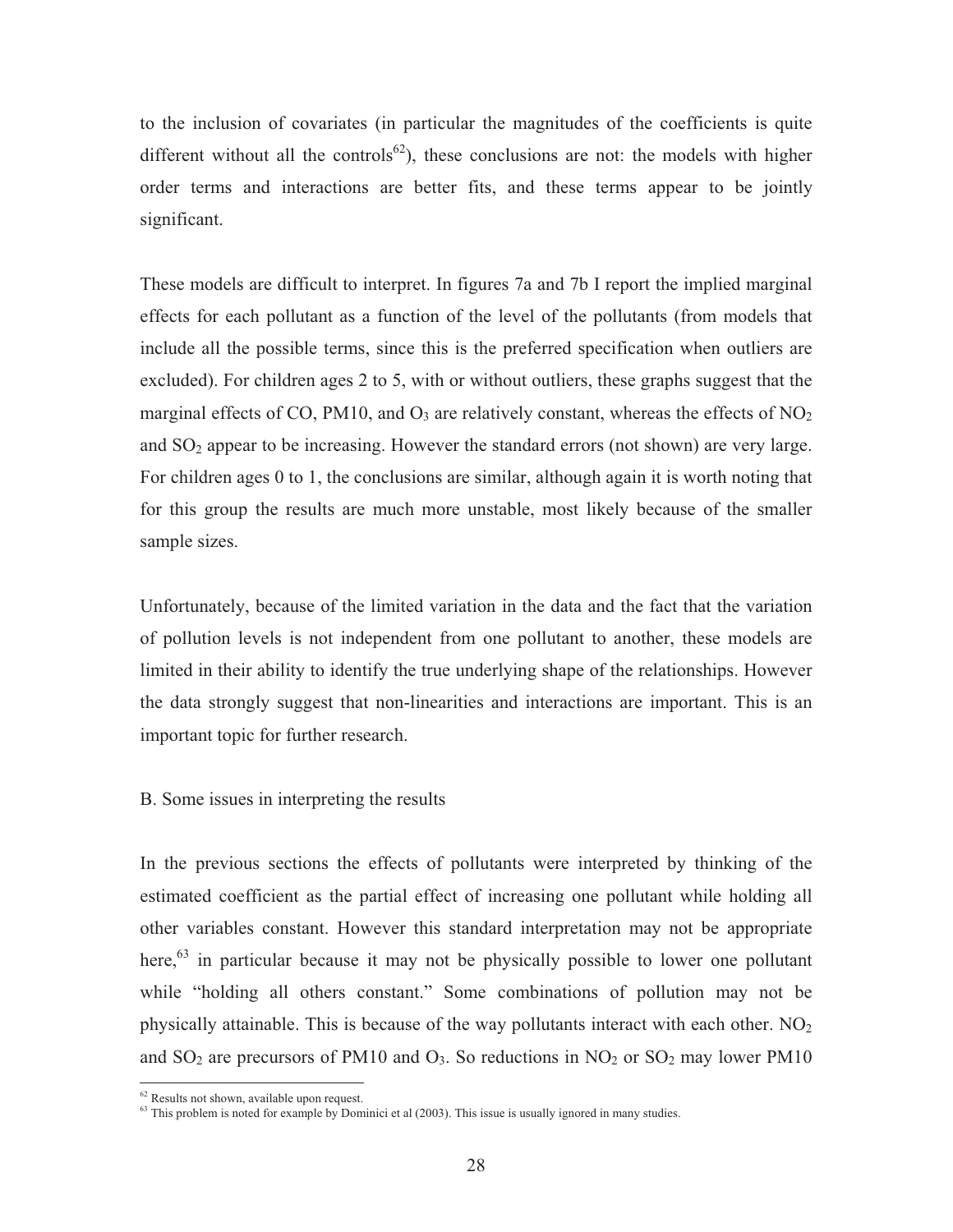to the inclusion of covariates (in particular the magnitudes of the coefficients is quite different without all the controls[62]), these conclusions are not: the models with higher order terms and interactions are better fits, and these terms appear to be jointly significant.

These models are difficult to interpret. In figures 7a and 7b I report the implied marginal effects for each pollutant as a function of the level of the pollutants (from models that include all the possible terms, since this is the preferred specification when outliers are excluded). For children ages 2 to 5, with or without outliers, these graphs suggest that the marginal effects of CO, PM10, and $O_3$ are relatively constant, whereas the effects of $NO_2$ and $SO_2$ appear to be increasing. However the standard errors (not shown) are very large. For children ages 0 to 1, the conclusions are similar, although again it is worth noting that for this group the results are much more unstable, most likely because of the smaller sample sizes.

Unfortunately, because of the limited variation in the data and the fact that the variation of pollution levels is not independent from one pollutant to another, these models are limited in their ability to identify the true underlying shape of the relationships. However the data strongly suggest that non-linearities and interactions are important. This is an important topic for further research.

B. Some issues in interpreting the results

In the previous sections the effects of pollutants were interpreted by thinking of the estimated coefficient as the partial effect of increasing one pollutant while holding all other variables constant. However this standard interpretation may not be appropriate here,[63] in particular because it may not be physically possible to lower one pollutant while "holding all others constant." Some combinations of pollution may not be physically attainable. This is because of the way pollutants interact with each other. $NO_2$ and $SO_2$ are precursors of PM10 and $O_3$. So reductions in $NO_2$ or $SO_2$ may lower PM10

[62] Results not shown, available upon request.

[63] This problem is noted for example by Dominici et al (2003). This issue is usually ignored in many studies.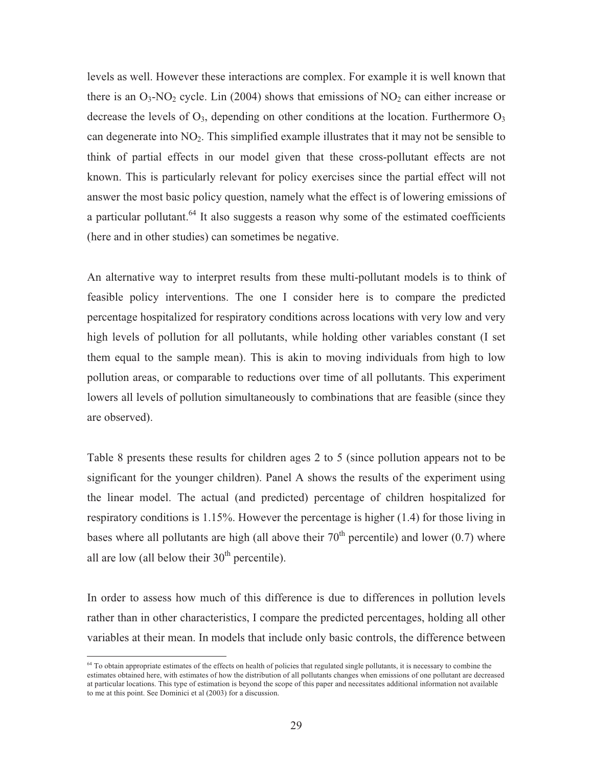levels as well. However these interactions are complex. For example it is well known that there is an $O_3$-$NO_2$ cycle. Lin (2004) shows that emissions of $NO_2$ can either increase or decrease the levels of $O_3$, depending on other conditions at the location. Furthermore $O_3$ can degenerate into $NO_2$. This simplified example illustrates that it may not be sensible to think of partial effects in our model given that these cross-pollutant effects are not known. This is particularly relevant for policy exercises since the partial effect will not answer the most basic policy question, namely what the effect is of lowering emissions of a particular pollutant.[64] It also suggests a reason why some of the estimated coefficients (here and in other studies) can sometimes be negative.

An alternative way to interpret results from these multi-pollutant models is to think of feasible policy interventions. The one I consider here is to compare the predicted percentage hospitalized for respiratory conditions across locations with very low and very high levels of pollution for all pollutants, while holding other variables constant (I set them equal to the sample mean). This is akin to moving individuals from high to low pollution areas, or comparable to reductions over time of all pollutants. This experiment lowers all levels of pollution simultaneously to combinations that are feasible (since they are observed).

Table 8 presents these results for children ages 2 to 5 (since pollution appears not to be significant for the younger children). Panel A shows the results of the experiment using the linear model. The actual (and predicted) percentage of children hospitalized for respiratory conditions is 1.15%. However the percentage is higher (1.4) for those living in bases where all pollutants are high (all above their 70th percentile) and lower (0.7) where all are low (all below their 30th percentile).

In order to assess how much of this difference is due to differences in pollution levels rather than in other characteristics, I compare the predicted percentages, holding all other variables at their mean. In models that include only basic controls, the difference between

[64] To obtain appropriate estimates of the effects on health of policies that regulated single pollutants, it is necessary to combine the estimates obtained here, with estimates of how the distribution of all pollutants changes when emissions of one pollutant are decreased at particular locations. This type of estimation is beyond the scope of this paper and necessitates additional information not available to me at this point. See Dominici et al (2003) for a discussion.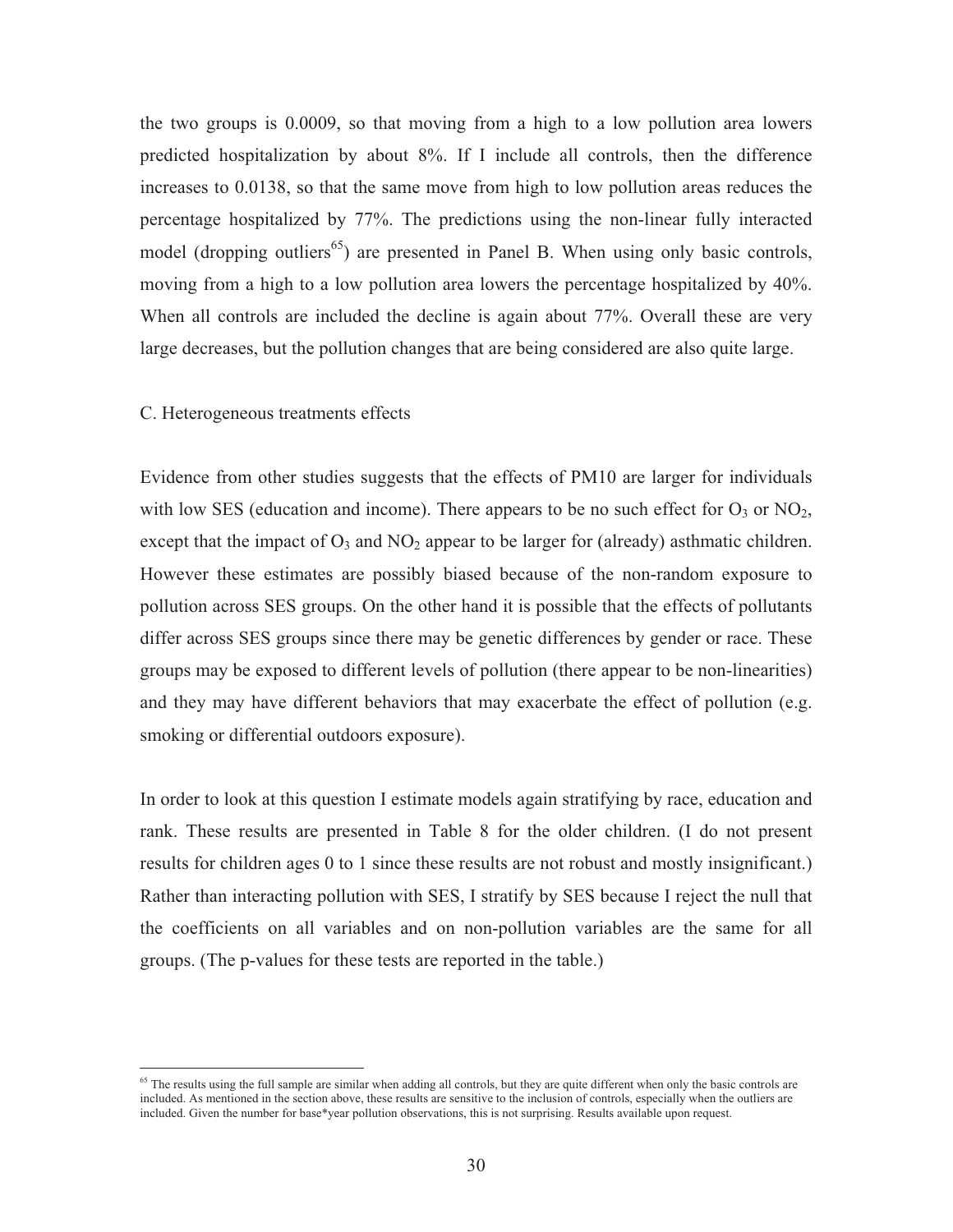the two groups is 0.0009, so that moving from a high to a low pollution area lowers predicted hospitalization by about 8%. If I include all controls, then the difference increases to 0.0138, so that the same move from high to low pollution areas reduces the percentage hospitalized by 77%. The predictions using the non-linear fully interacted model (dropping outliers[65]) are presented in Panel B. When using only basic controls, moving from a high to a low pollution area lowers the percentage hospitalized by 40%. When all controls are included the decline is again about 77%. Overall these are very large decreases, but the pollution changes that are being considered are also quite large.

C. Heterogeneous treatments effects

Evidence from other studies suggests that the effects of PM10 are larger for individuals with low SES (education and income). There appears to be no such effect for $O_3$ or $NO_2$, except that the impact of $O_3$ and $NO_2$ appear to be larger for (already) asthmatic children. However these estimates are possibly biased because of the non-random exposure to pollution across SES groups. On the other hand it is possible that the effects of pollutants differ across SES groups since there may be genetic differences by gender or race. These groups may be exposed to different levels of pollution (there appear to be non-linearities) and they may have different behaviors that may exacerbate the effect of pollution (e.g. smoking or differential outdoors exposure).

In order to look at this question I estimate models again stratifying by race, education and rank. These results are presented in Table 8 for the older children. (I do not present results for children ages 0 to 1 since these results are not robust and mostly insignificant.) Rather than interacting pollution with SES, I stratify by SES because I reject the null that the coefficients on all variables and on non-pollution variables are the same for all groups. (The p-values for these tests are reported in the table.)

[65] The results using the full sample are similar when adding all controls, but they are quite different when only the basic controls are included. As mentioned in the section above, these results are sensitive to the inclusion of controls, especially when the outliers are included. Given the number for base*year pollution observations, this is not surprising. Results available upon request.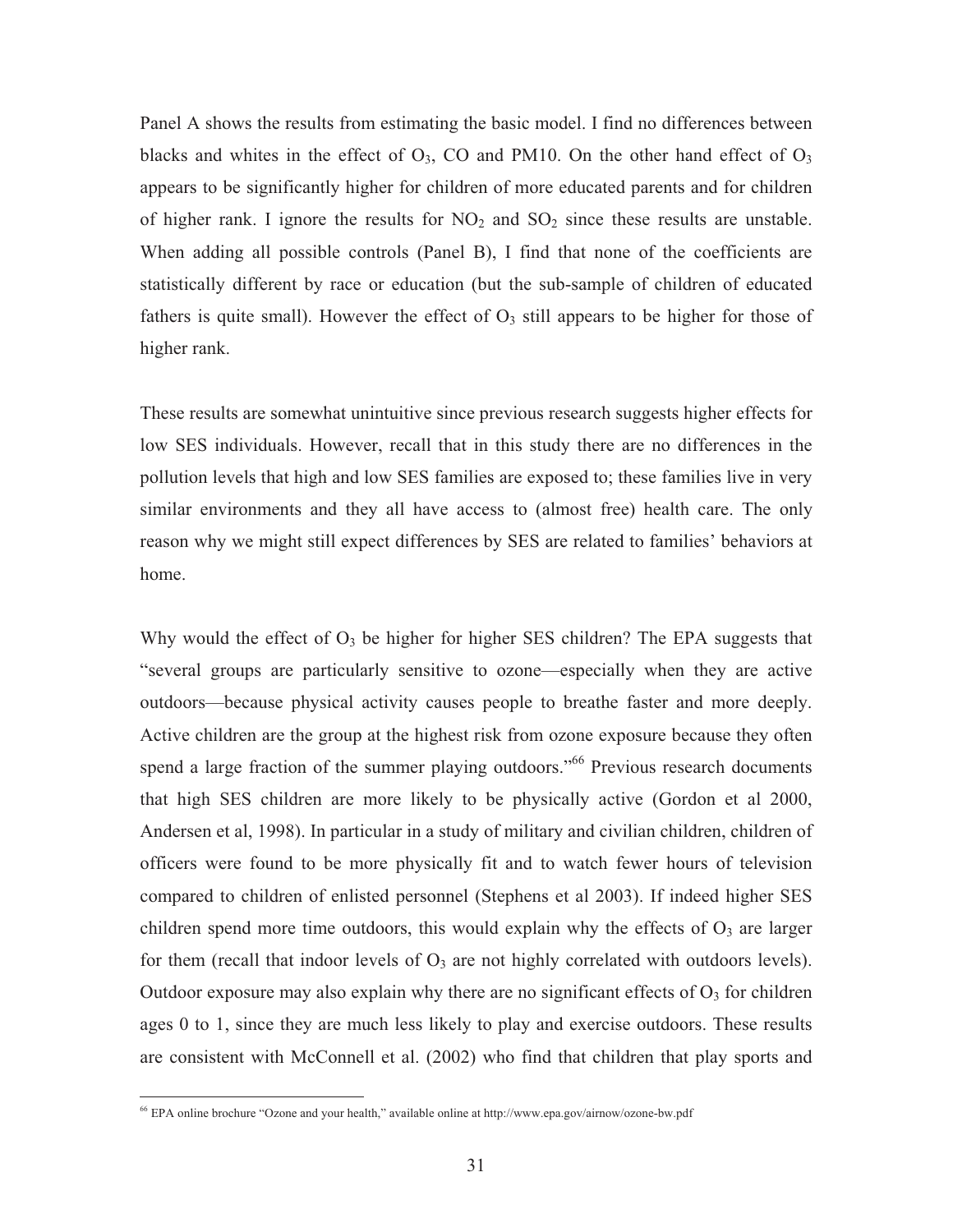Panel A shows the results from estimating the basic model. I find no differences between blacks and whites in the effect of $O_3$, CO and PM10. On the other hand effect of $O_3$ appears to be significantly higher for children of more educated parents and for children of higher rank. I ignore the results for $NO_2$ and $SO_2$ since these results are unstable. When adding all possible controls (Panel B), I find that none of the coefficients are statistically different by race or education (but the sub-sample of children of educated fathers is quite small). However the effect of $O_3$ still appears to be higher for those of higher rank.

These results are somewhat unintuitive since previous research suggests higher effects for low SES individuals. However, recall that in this study there are no differences in the pollution levels that high and low SES families are exposed to; these families live in very similar environments and they all have access to (almost free) health care. The only reason why we might still expect differences by SES are related to families' behaviors at home.

Why would the effect of $O_3$ be higher for higher SES children? The EPA suggests that "several groups are particularly sensitive to ozone—especially when they are active outdoors—because physical activity causes people to breathe faster and more deeply. Active children are the group at the highest risk from ozone exposure because they often spend a large fraction of the summer playing outdoors."[66] Previous research documents that high SES children are more likely to be physically active (Gordon et al 2000, Andersen et al, 1998). In particular in a study of military and civilian children, children of officers were found to be more physically fit and to watch fewer hours of television compared to children of enlisted personnel (Stephens et al 2003). If indeed higher SES children spend more time outdoors, this would explain why the effects of $O_3$ are larger for them (recall that indoor levels of $O_3$ are not highly correlated with outdoors levels). Outdoor exposure may also explain why there are no significant effects of $O_3$ for children ages 0 to 1, since they are much less likely to play and exercise outdoors. These results are consistent with McConnell et al. (2002) who find that children that play sports and

[66] EPA online brochure "Ozone and your health," available online at http://www.epa.gov/airnow/ozone-bw.pdf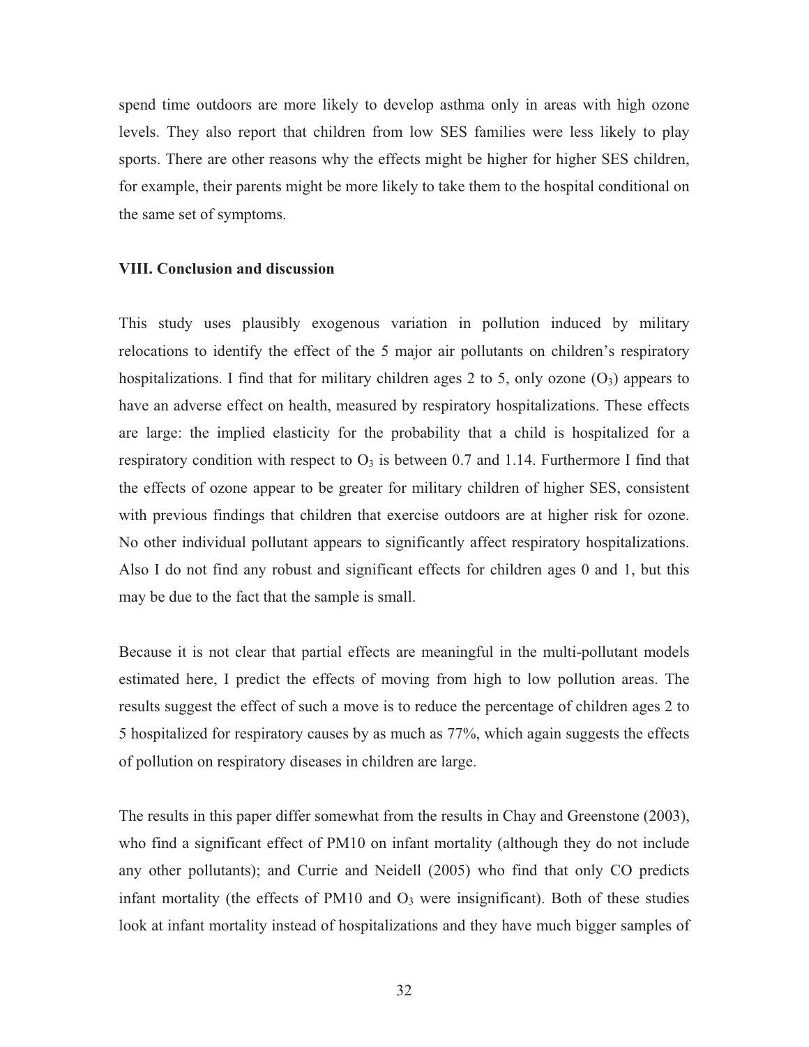spend time outdoors are more likely to develop asthma only in areas with high ozone levels. They also report that children from low SES families were less likely to play sports. There are other reasons why the effects might be higher for higher SES children, for example, their parents might be more likely to take them to the hospital conditional on the same set of symptoms.

## VIII. Conclusion and discussion

This study uses plausibly exogenous variation in pollution induced by military relocations to identify the effect of the 5 major air pollutants on children's respiratory hospitalizations. I find that for military children ages 2 to 5, only ozone ($O_3$) appears to have an adverse effect on health, measured by respiratory hospitalizations. These effects are large: the implied elasticity for the probability that a child is hospitalized for a respiratory condition with respect to $O_3$ is between 0.7 and 1.14. Furthermore I find that the effects of ozone appear to be greater for military children of higher SES, consistent with previous findings that children that exercise outdoors are at higher risk for ozone. No other individual pollutant appears to significantly affect respiratory hospitalizations. Also I do not find any robust and significant effects for children ages 0 and 1, but this may be due to the fact that the sample is small.

Because it is not clear that partial effects are meaningful in the multi-pollutant models estimated here, I predict the effects of moving from high to low pollution areas. The results suggest the effect of such a move is to reduce the percentage of children ages 2 to 5 hospitalized for respiratory causes by as much as 77%, which again suggests the effects of pollution on respiratory diseases in children are large.

The results in this paper differ somewhat from the results in Chay and Greenstone (2003), who find a significant effect of PM10 on infant mortality (although they do not include any other pollutants); and Currie and Neidell (2005) who find that only CO predicts infant mortality (the effects of PM10 and $O_3$ were insignificant). Both of these studies look at infant mortality instead of hospitalizations and they have much bigger samples of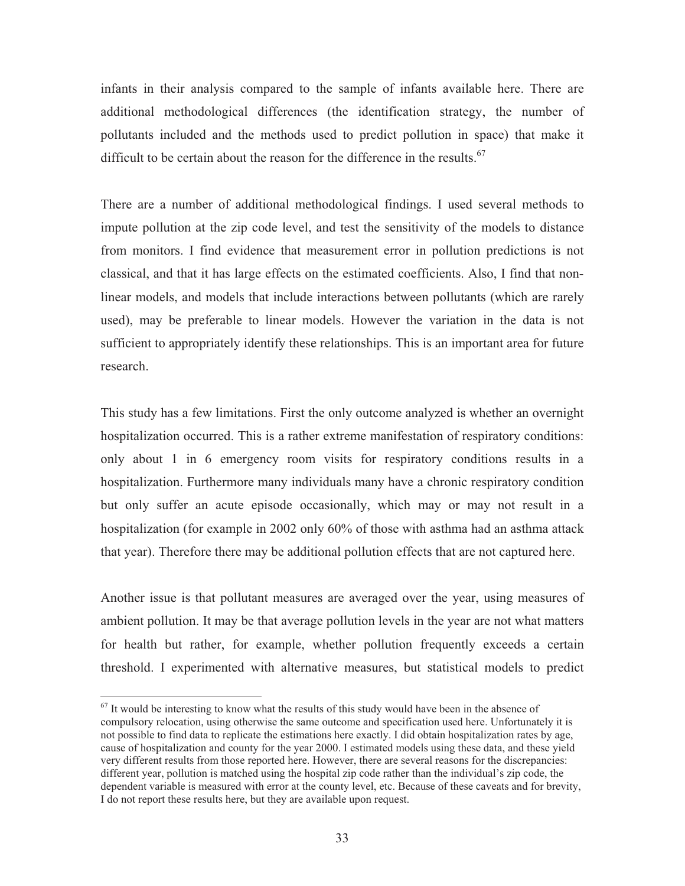infants in their analysis compared to the sample of infants available here. There are additional methodological differences (the identification strategy, the number of pollutants included and the methods used to predict pollution in space) that make it difficult to be certain about the reason for the difference in the results.[67]

There are a number of additional methodological findings. I used several methods to impute pollution at the zip code level, and test the sensitivity of the models to distance from monitors. I find evidence that measurement error in pollution predictions is not classical, and that it has large effects on the estimated coefficients. Also, I find that non-linear models, and models that include interactions between pollutants (which are rarely used), may be preferable to linear models. However the variation in the data is not sufficient to appropriately identify these relationships. This is an important area for future research.

This study has a few limitations. First the only outcome analyzed is whether an overnight hospitalization occurred. This is a rather extreme manifestation of respiratory conditions: only about 1 in 6 emergency room visits for respiratory conditions results in a hospitalization. Furthermore many individuals many have a chronic respiratory condition but only suffer an acute episode occasionally, which may or may not result in a hospitalization (for example in 2002 only 60% of those with asthma had an asthma attack that year). Therefore there may be additional pollution effects that are not captured here.

Another issue is that pollutant measures are averaged over the year, using measures of ambient pollution. It may be that average pollution levels in the year are not what matters for health but rather, for example, whether pollution frequently exceeds a certain threshold. I experimented with alternative measures, but statistical models to predict

[67] It would be interesting to know what the results of this study would have been in the absence of compulsory relocation, using otherwise the same outcome and specification used here. Unfortunately it is not possible to find data to replicate the estimations here exactly. I did obtain hospitalization rates by age, cause of hospitalization and county for the year 2000. I estimated models using these data, and these yield very different results from those reported here. However, there are several reasons for the discrepancies: different year, pollution is matched using the hospital zip code rather than the individual's zip code, the dependent variable is measured with error at the county level, etc. Because of these caveats and for brevity, I do not report these results here, but they are available upon request.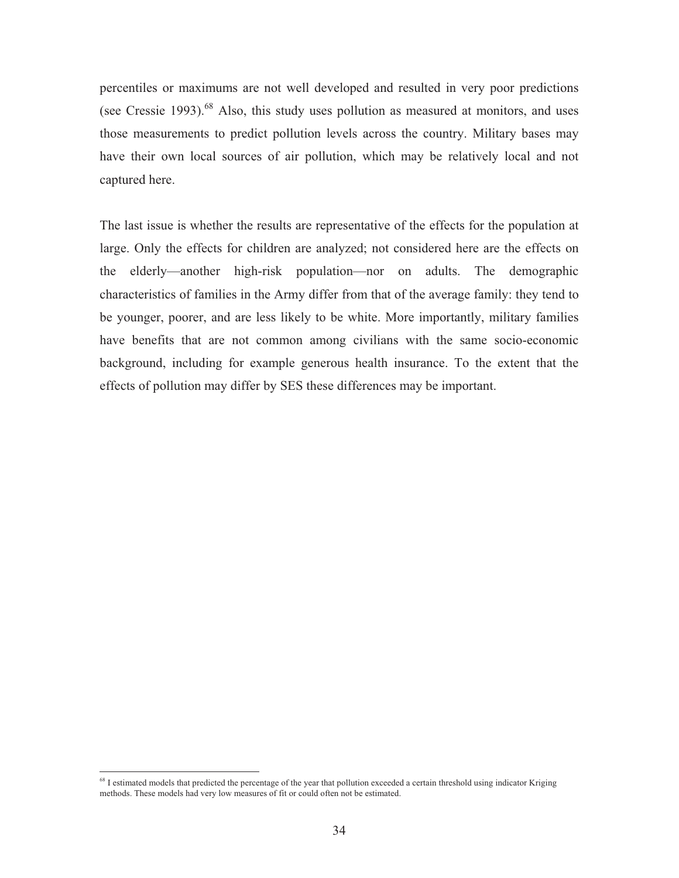percentiles or maximums are not well developed and resulted in very poor predictions (see Cressie 1993).[68] Also, this study uses pollution as measured at monitors, and uses those measurements to predict pollution levels across the country. Military bases may have their own local sources of air pollution, which may be relatively local and not captured here.

The last issue is whether the results are representative of the effects for the population at large. Only the effects for children are analyzed; not considered here are the effects on the elderly—another high-risk population—nor on adults. The demographic characteristics of families in the Army differ from that of the average family: they tend to be younger, poorer, and are less likely to be white. More importantly, military families have benefits that are not common among civilians with the same socio-economic background, including for example generous health insurance. To the extent that the effects of pollution may differ by SES these differences may be important.

[68] I estimated models that predicted the percentage of the year that pollution exceeded a certain threshold using indicator Kriging methods. These models had very low measures of fit or could often not be estimated.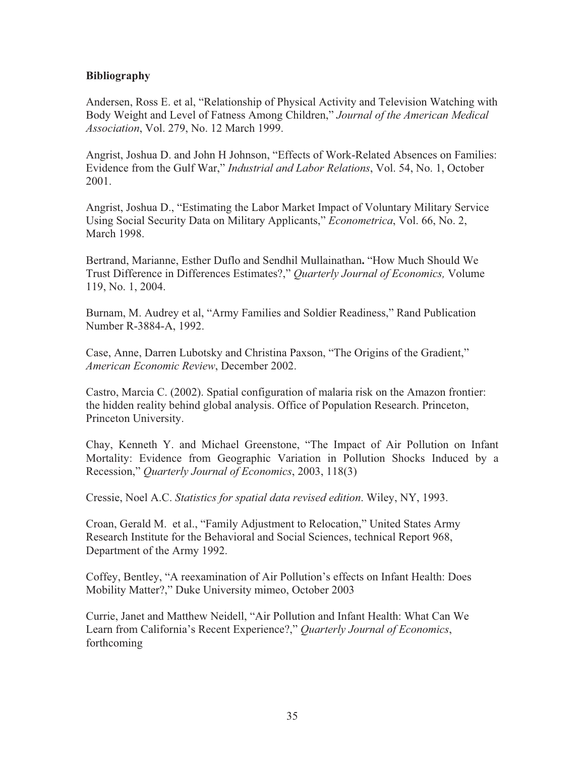**Bibliography**

Andersen, Ross E. et al, “Relationship of Physical Activity and Television Watching with Body Weight and Level of Fatness Among Children,” *Journal of the American Medical Association*, Vol. 279, No. 12 March 1999.

Angrist, Joshua D. and John H Johnson, “Effects of Work-Related Absences on Families: Evidence from the Gulf War,” *Industrial and Labor Relations*, Vol. 54, No. 1, October 2001.

Angrist, Joshua D., “Estimating the Labor Market Impact of Voluntary Military Service Using Social Security Data on Military Applicants,” *Econometrica*, Vol. 66, No. 2, March 1998.

Bertrand, Marianne, Esther Duflo and Sendhil Mullainathan**.** “How Much Should We Trust Difference in Differences Estimates?,” *Quarterly Journal of Economics,* Volume 119, No. 1, 2004.

Burnam, M. Audrey et al, “Army Families and Soldier Readiness,” Rand Publication Number R-3884-A, 1992.

Case, Anne, Darren Lubotsky and Christina Paxson, “The Origins of the Gradient,” *American Economic Review*, December 2002.

Castro, Marcia C. (2002). Spatial configuration of malaria risk on the Amazon frontier: the hidden reality behind global analysis. Office of Population Research. Princeton, Princeton University.

Chay, Kenneth Y. and Michael Greenstone, “The Impact of Air Pollution on Infant Mortality: Evidence from Geographic Variation in Pollution Shocks Induced by a Recession,” *Quarterly Journal of Economics*, 2003, 118(3)

Cressie, Noel A.C. *Statistics for spatial data revised edition*. Wiley, NY, 1993.

Croan, Gerald M. et al., “Family Adjustment to Relocation,” United States Army Research Institute for the Behavioral and Social Sciences, technical Report 968, Department of the Army 1992.

Coffey, Bentley, “A reexamination of Air Pollution’s effects on Infant Health: Does Mobility Matter?,” Duke University mimeo, October 2003

Currie, Janet and Matthew Neidell, “Air Pollution and Infant Health: What Can We Learn from California’s Recent Experience?,” *Quarterly Journal of Economics*, forthcoming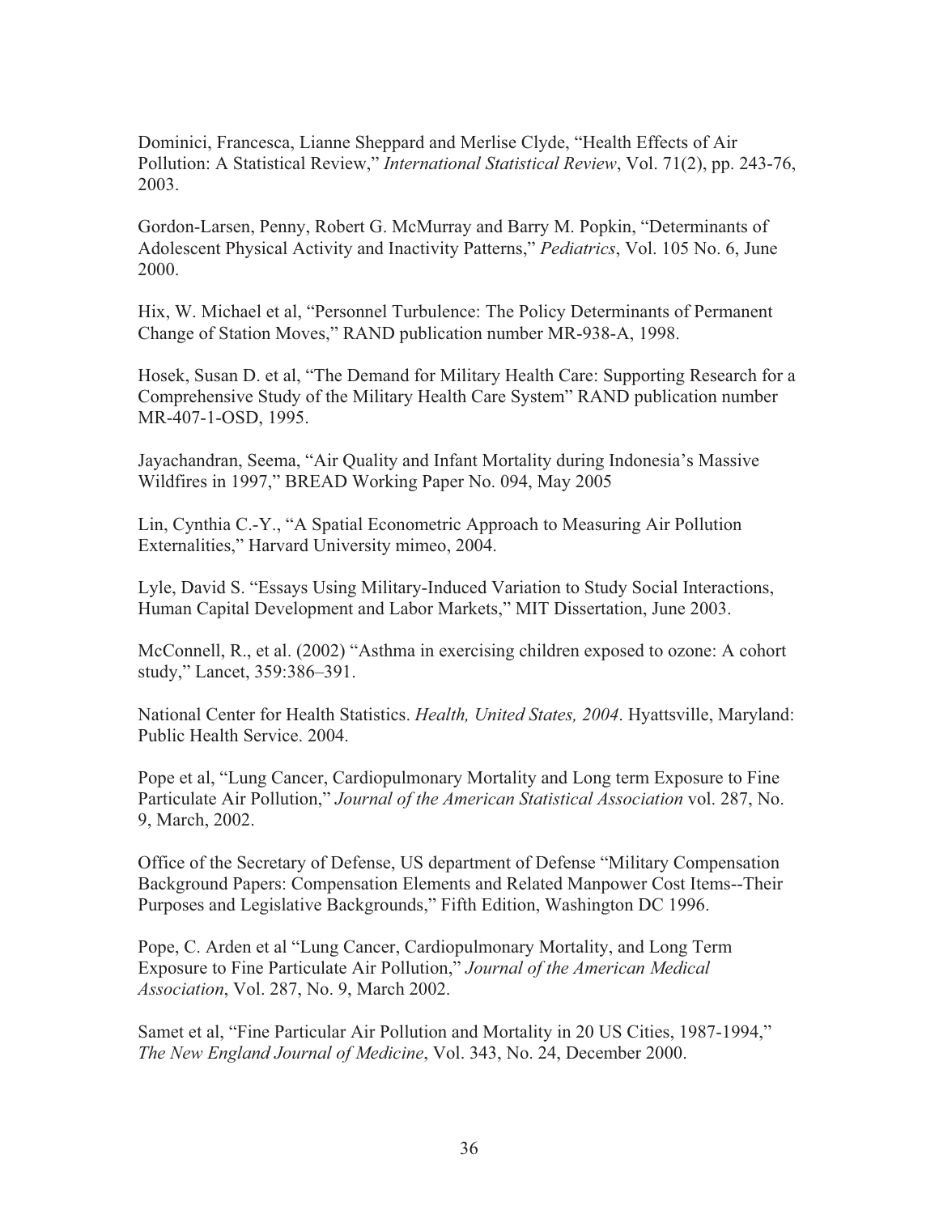Dominici, Francesca, Lianne Sheppard and Merlise Clyde, "Health Effects of Air Pollution: A Statistical Review," *International Statistical Review*, Vol. 71(2), pp. 243-76, 2003.

Gordon-Larsen, Penny, Robert G. McMurray and Barry M. Popkin, "Determinants of Adolescent Physical Activity and Inactivity Patterns," *Pediatrics*, Vol. 105 No. 6, June 2000.

Hix, W. Michael et al, "Personnel Turbulence: The Policy Determinants of Permanent Change of Station Moves," RAND publication number MR-938-A, 1998.

Hosek, Susan D. et al, "The Demand for Military Health Care: Supporting Research for a Comprehensive Study of the Military Health Care System" RAND publication number MR-407-1-OSD, 1995.

Jayachandran, Seema, "Air Quality and Infant Mortality during Indonesia's Massive Wildfires in 1997," BREAD Working Paper No. 094, May 2005

Lin, Cynthia C.-Y., "A Spatial Econometric Approach to Measuring Air Pollution Externalities," Harvard University mimeo, 2004.

Lyle, David S. "Essays Using Military-Induced Variation to Study Social Interactions, Human Capital Development and Labor Markets," MIT Dissertation, June 2003.

McConnell, R., et al. (2002) "Asthma in exercising children exposed to ozone: A cohort study," Lancet, 359:386–391.

National Center for Health Statistics. *Health, United States, 2004*. Hyattsville, Maryland: Public Health Service. 2004.

Pope et al, "Lung Cancer, Cardiopulmonary Mortality and Long term Exposure to Fine Particulate Air Pollution," *Journal of the American Statistical Association* vol. 287, No. 9, March, 2002.

Office of the Secretary of Defense, US department of Defense "Military Compensation Background Papers: Compensation Elements and Related Manpower Cost Items--Their Purposes and Legislative Backgrounds," Fifth Edition, Washington DC 1996.

Pope, C. Arden et al "Lung Cancer, Cardiopulmonary Mortality, and Long Term Exposure to Fine Particulate Air Pollution," *Journal of the American Medical Association*, Vol. 287, No. 9, March 2002.

Samet et al, "Fine Particular Air Pollution and Mortality in 20 US Cities, 1987-1994," *The New England Journal of Medicine*, Vol. 343, No. 24, December 2000.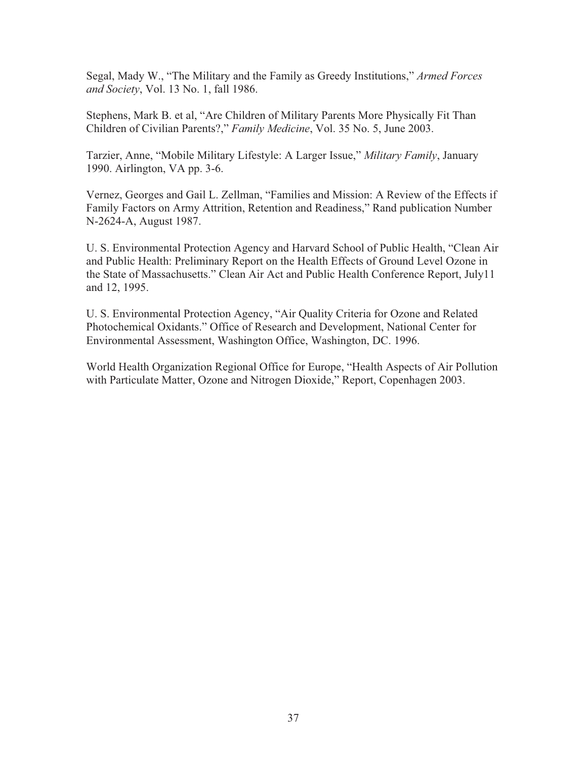Segal, Mady W., "The Military and the Family as Greedy Institutions," *Armed Forces and Society*, Vol. 13 No. 1, fall 1986.

Stephens, Mark B. et al, "Are Children of Military Parents More Physically Fit Than Children of Civilian Parents?," *Family Medicine*, Vol. 35 No. 5, June 2003.

Tarzier, Anne, "Mobile Military Lifestyle: A Larger Issue," *Military Family*, January 1990. Airlington, VA pp. 3-6.

Vernez, Georges and Gail L. Zellman, "Families and Mission: A Review of the Effects if Family Factors on Army Attrition, Retention and Readiness," Rand publication Number N-2624-A, August 1987.

U. S. Environmental Protection Agency and Harvard School of Public Health, "Clean Air and Public Health: Preliminary Report on the Health Effects of Ground Level Ozone in the State of Massachusetts." Clean Air Act and Public Health Conference Report, July11 and 12, 1995.

U. S. Environmental Protection Agency, "Air Quality Criteria for Ozone and Related Photochemical Oxidants." Office of Research and Development, National Center for Environmental Assessment, Washington Office, Washington, DC. 1996.

World Health Organization Regional Office for Europe, "Health Aspects of Air Pollution with Particulate Matter, Ozone and Nitrogen Dioxide," Report, Copenhagen 2003.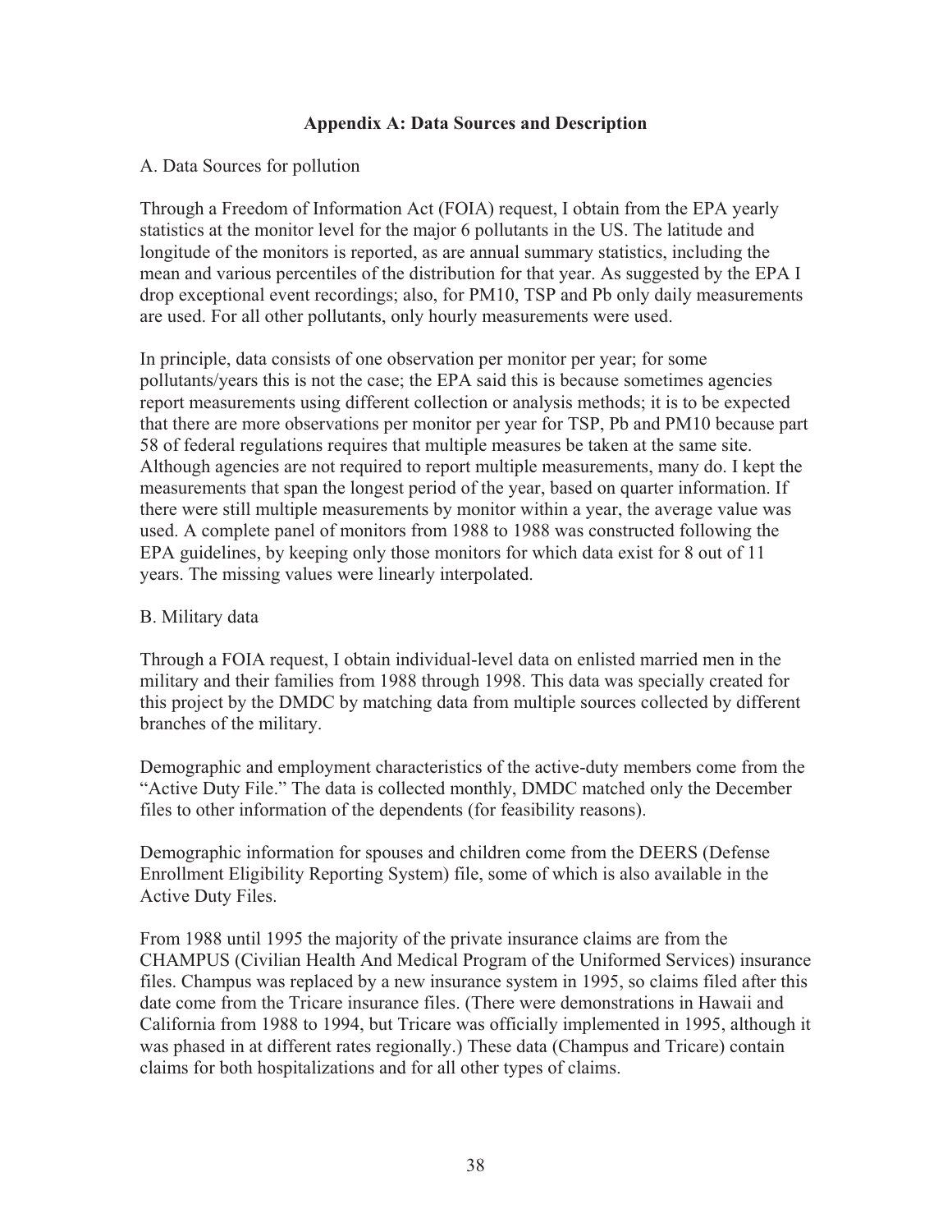## Appendix A: Data Sources and Description

A. Data Sources for pollution

Through a Freedom of Information Act (FOIA) request, I obtain from the EPA yearly statistics at the monitor level for the major 6 pollutants in the US. The latitude and longitude of the monitors is reported, as are annual summary statistics, including the mean and various percentiles of the distribution for that year. As suggested by the EPA I drop exceptional event recordings; also, for PM10, TSP and Pb only daily measurements are used. For all other pollutants, only hourly measurements were used.

In principle, data consists of one observation per monitor per year; for some pollutants/years this is not the case; the EPA said this is because sometimes agencies report measurements using different collection or analysis methods; it is to be expected that there are more observations per monitor per year for TSP, Pb and PM10 because part 58 of federal regulations requires that multiple measures be taken at the same site. Although agencies are not required to report multiple measurements, many do. I kept the measurements that span the longest period of the year, based on quarter information. If there were still multiple measurements by monitor within a year, the average value was used. A complete panel of monitors from 1988 to 1988 was constructed following the EPA guidelines, by keeping only those monitors for which data exist for 8 out of 11 years. The missing values were linearly interpolated.

B. Military data

Through a FOIA request, I obtain individual-level data on enlisted married men in the military and their families from 1988 through 1998. This data was specially created for this project by the DMDC by matching data from multiple sources collected by different branches of the military.

Demographic and employment characteristics of the active-duty members come from the "Active Duty File." The data is collected monthly, DMDC matched only the December files to other information of the dependents (for feasibility reasons).

Demographic information for spouses and children come from the DEERS (Defense Enrollment Eligibility Reporting System) file, some of which is also available in the Active Duty Files.

From 1988 until 1995 the majority of the private insurance claims are from the CHAMPUS (Civilian Health And Medical Program of the Uniformed Services) insurance files. Champus was replaced by a new insurance system in 1995, so claims filed after this date come from the Tricare insurance files. (There were demonstrations in Hawaii and California from 1988 to 1994, but Tricare was officially implemented in 1995, although it was phased in at different rates regionally.) These data (Champus and Tricare) contain claims for both hospitalizations and for all other types of claims.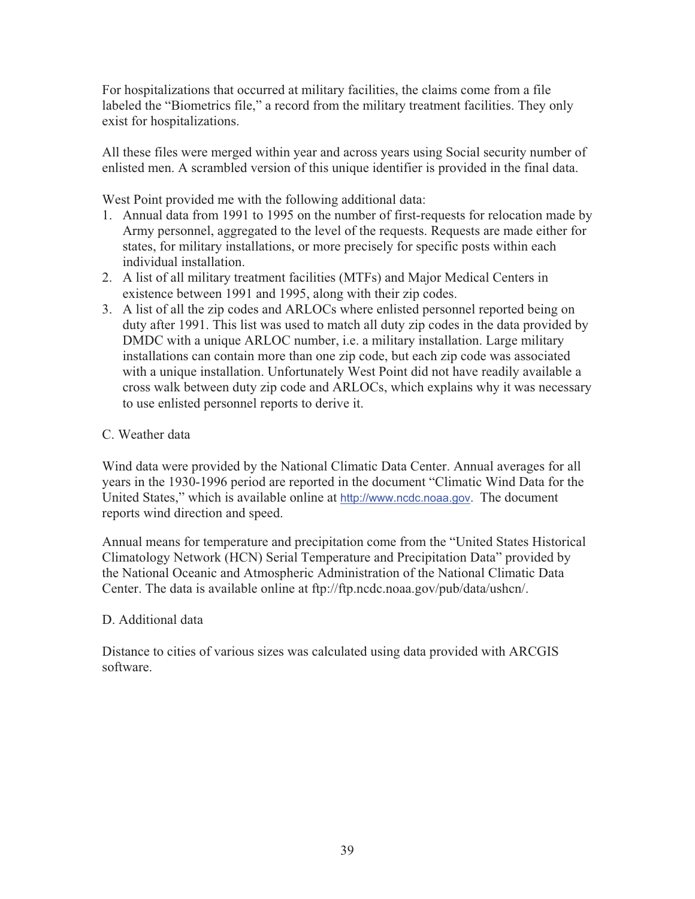For hospitalizations that occurred at military facilities, the claims come from a file labeled the "Biometrics file," a record from the military treatment facilities. They only exist for hospitalizations.

All these files were merged within year and across years using Social security number of enlisted men. A scrambled version of this unique identifier is provided in the final data.

West Point provided me with the following additional data:

1. Annual data from 1991 to 1995 on the number of first-requests for relocation made by Army personnel, aggregated to the level of the requests. Requests are made either for states, for military installations, or more precisely for specific posts within each individual installation.
2. A list of all military treatment facilities (MTFs) and Major Medical Centers in existence between 1991 and 1995, along with their zip codes.
3. A list of all the zip codes and ARLOCs where enlisted personnel reported being on duty after 1991. This list was used to match all duty zip codes in the data provided by DMDC with a unique ARLOC number, i.e. a military installation. Large military installations can contain more than one zip code, but each zip code was associated with a unique installation. Unfortunately West Point did not have readily available a cross walk between duty zip code and ARLOCs, which explains why it was necessary to use enlisted personnel reports to derive it.

C. Weather data

Wind data were provided by the National Climatic Data Center. Annual averages for all years in the 1930-1996 period are reported in the document "Climatic Wind Data for the United States," which is available online at http://www.ncdc.noaa.gov. The document reports wind direction and speed.

Annual means for temperature and precipitation come from the "United States Historical Climatology Network (HCN) Serial Temperature and Precipitation Data" provided by the National Oceanic and Atmospheric Administration of the National Climatic Data Center. The data is available online at ftp://ftp.ncdc.noaa.gov/pub/data/ushcn/.

D. Additional data

Distance to cities of various sizes was calculated using data provided with ARCGIS software.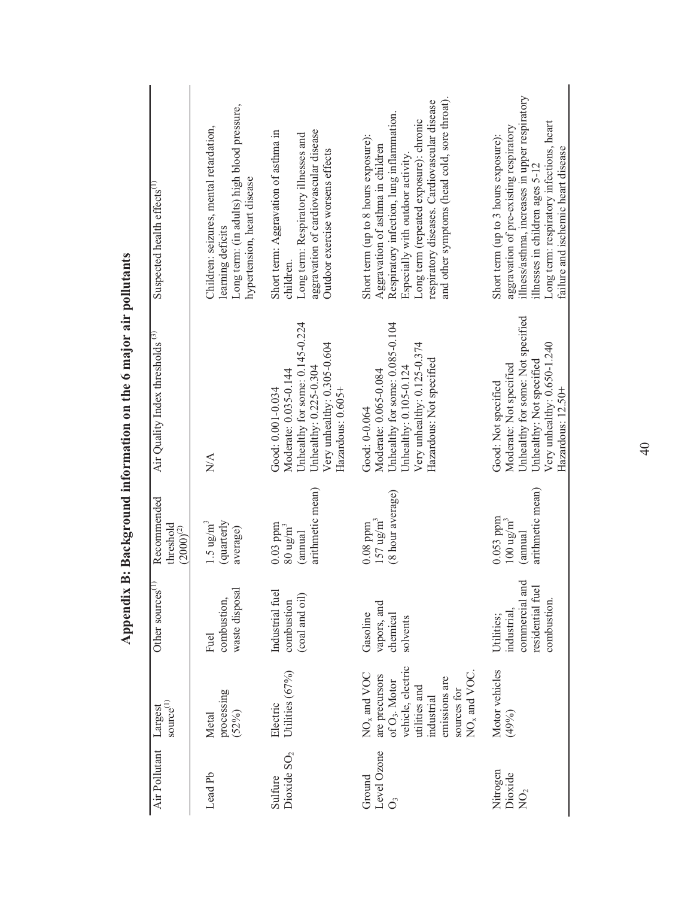# Appendix B: Background information on the 6 major air pollutants

| Air Pollutant | Largest source[1] | Other sources[1] | Recommended threshold (2000)[2] | Air Quality Index thresholds[3] | Suspected health effects[1] |
|---|---|---|---|---|---|
| Lead Pb | Metal processing (52%) | Fuel combustion, waste disposal | 1.5 ug/m$^3$ (quarterly average) | N/A | Children: seizures, mental retardation, learning deficits<br>Long term: (in adults) high blood pressure, hypertension, heart disease |
| Sulfure Dioxide $SO_2$ | Electric Utilities (67%) | Industrial fuel combustion (coal and oil) | 0.03 ppm<br>80 ug/m$^3$ (annual arithmetic mean) | Good: 0.001-0.034<br>Moderate: 0.035-0.144<br>Unhealthy for some: 0.145-0.224<br>Unhealthy: 0.225-0.304<br>Very unhealthy: 0.305-0.604<br>Hazardous: 0.605+ | Short term: Aggravation of asthma in children.<br>Long term: Respiratory illnesses and aggravation of cardiovascular disease<br>Outdoor exercise worsens effects |
| Ground Level Ozone $O_3$ | $NO_x$ and VOC are precursors of $O_3$. Motor vehicle, electric utilities and industrial emissions are sources for $NO_x$ and VOC. | Gasoline vapors, and chemical solvents | 0.08 ppm<br>157 ug/m$^3$ (8 hour average) | Good: 0-0.064<br>Moderate: 0.065-0.084<br>Unhealthy for some: 0.085-0.104<br>Unhealthy: 0.105-0.124<br>Very unhealthy: 0.125-0.374<br>Hazardous: Not specified | Short term (up to 8 hours exposure): Aggravation of asthma in children<br>Respiratory infection, lung inflammation.<br>Especially with outdoor activity.<br>Long term (repeated exposure): chronic respiratory diseases. Cardiovascular disease and other symptoms (head cold, sore throat). |
| Nitrogen Dioxide $NO_2$ | Motor vehicles (49%) | Utilities; industrial, commercial and residential fuel combustion. | 0.053 ppm<br>100 ug/m$^3$ (annual arithmetic mean) | Good: Not specified<br>Moderate: Not specified<br>Unhealthy for some: Not specified<br>Unhealthy: Not specified<br>Very unhealthy: 0.650-1.240<br>Hazardous: 12.50+ | Short term (up to 3 hours exposure): aggravation of pre-existing respiratory illness/asthma, increases in upper respiratory illnesses in children ages 5-12<br>Long term: respiratory infections, heart failure and ischemic heart disease |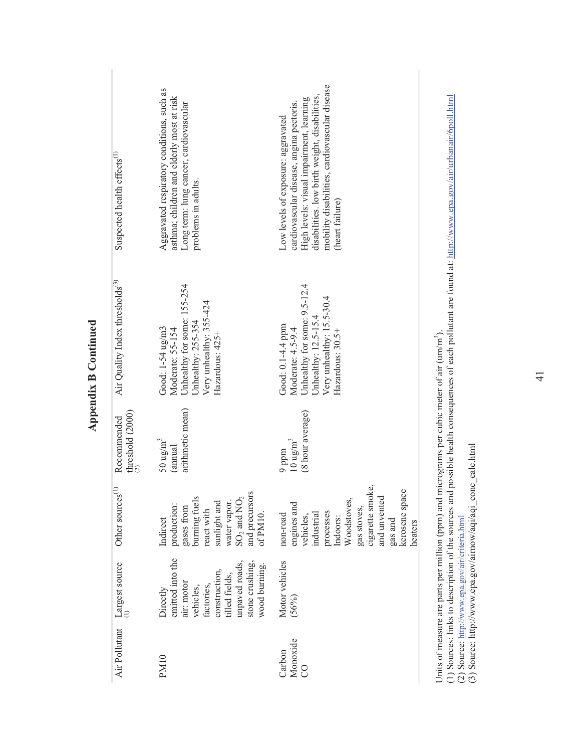# Appendix B Continued

| Air Pollutant | Largest source [1] | Other sources [1] | Recommended threshold (2000) [2] | Air Quality Index thresholds [3] | Suspected health effects [1] |
|---|---|---|---|---|---|
| PM10 | Directly emitted into the air: motor vehicles, factories, construction, tilled fields, unpaved roads, stone crushing, wood burning. | Indirect production: gases from burning fuels react with sunlight and water vapor. $SO_2$ and $NO_2$ and precursors of PM10. | 50 ug/m$^3$ (annual arithmetic mean) | Good: 1-54 ug/m3<br>Moderate: 55-154<br>Unhealthy for some: 155-254<br>Unhealthy: 255-354<br>Very unhealthy: 355-424<br>Hazardous: 425+ | Aggravated respiratory conditions, such as asthma; children and elderly most at risk Long term: lung cancer, cardiovascular problems in adults. |
| Carbon Monoxide CO | Motor vehicles (56%) | non-road engines and vehicles, industrial processes Indoors: Woodstoves, gas stoves, cigarette smoke, and unvented gas and kerosene space heaters | 9 ppm<br>10 ug/m$^3$<br>(8 hour average) | Good: 0.1-4.4 ppm<br>Moderate: 4.5-9.4<br>Unhealthy for some: 9.5-12.4<br>Unhealthy: 12.5-15.4<br>Very unhealthy: 15.5-30.4<br>Hazardous: 30.5+ | Low levels of exposure: aggravated cardiovascular disease, angina pectoris. High levels: visual impairment, learning disabilities. low birth weight, disabilities, mobility disabilities, cardiovascular disease (heart failure) |

Units of measure are parts per million (ppm) and micrograms per cubic meter of air (um/m$^3$).
(1) Sources: links to description of the sources and possible health consequences of each pollutant are found at: http://www.epa.gov/air/urbanair/6poll.html
(2) Source: http://www.epa.gov/air/criteria.html
(3) Source: http://www.epa.gov/airnow/aqi/aqi_conc_calc.html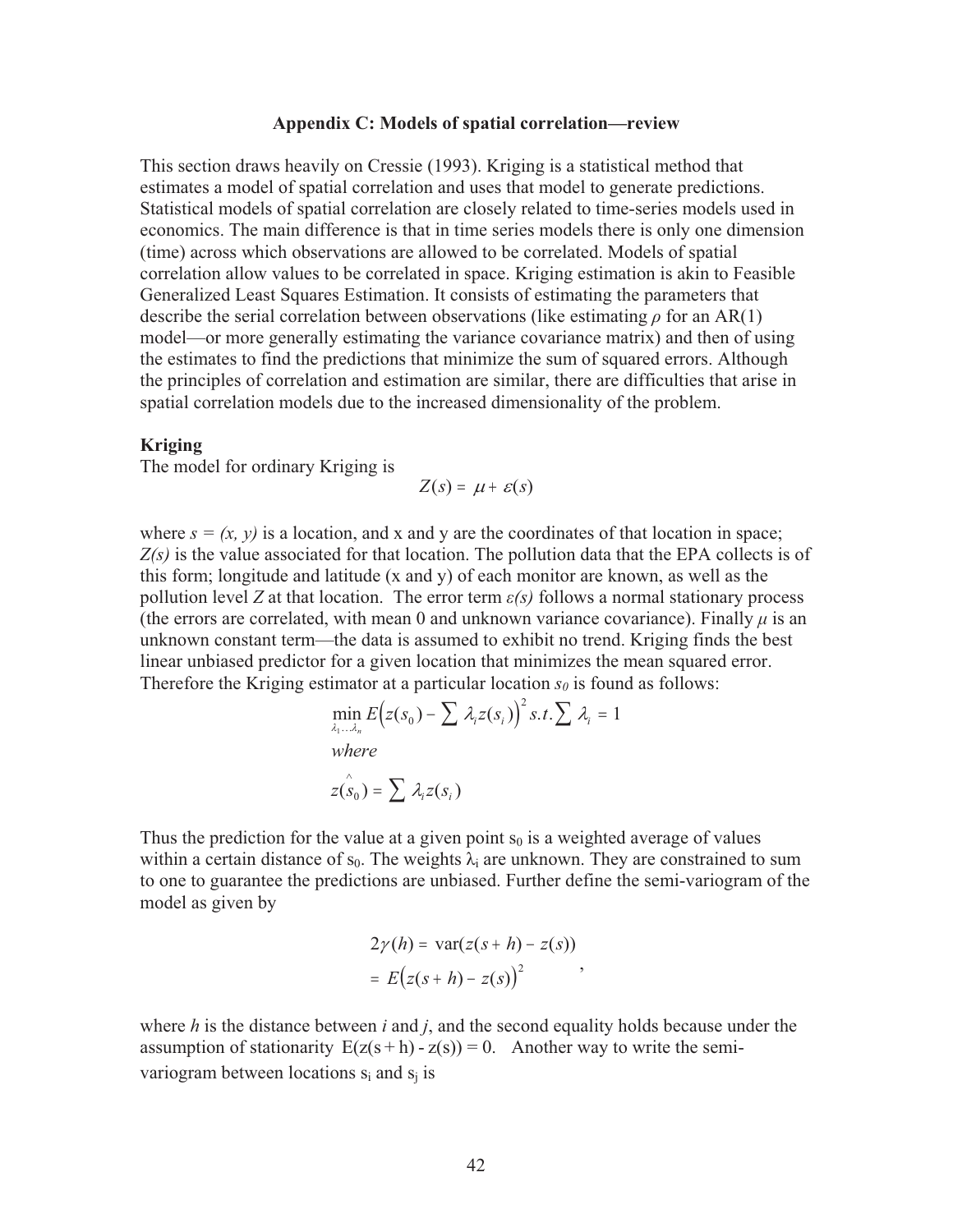## Appendix C: Models of spatial correlation—review

This section draws heavily on Cressie (1993). Kriging is a statistical method that estimates a model of spatial correlation and uses that model to generate predictions. Statistical models of spatial correlation are closely related to time-series models used in economics. The main difference is that in time series models there is only one dimension (time) across which observations are allowed to be correlated. Models of spatial correlation allow values to be correlated in space. Kriging estimation is akin to Feasible Generalized Least Squares Estimation. It consists of estimating the parameters that describe the serial correlation between observations (like estimating $\rho$ for an AR(1) model—or more generally estimating the variance covariance matrix) and then of using the estimates to find the predictions that minimize the sum of squared errors. Although the principles of correlation and estimation are similar, there are difficulties that arise in spatial correlation models due to the increased dimensionality of the problem.

### Kriging

The model for ordinary Kriging is

$$Z(s) = \mu + \varepsilon(s)$$

where $s = (x, y)$ is a location, and x and y are the coordinates of that location in space; $Z(s)$ is the value associated for that location. The pollution data that the EPA collects is of this form; longitude and latitude (x and y) of each monitor are known, as well as the pollution level $Z$ at that location. The error term $\varepsilon(s)$ follows a normal stationary process (the errors are correlated, with mean 0 and unknown variance covariance). Finally $\mu$ is an unknown constant term—the data is assumed to exhibit no trend. Kriging finds the best linear unbiased predictor for a given location that minimizes the mean squared error. Therefore the Kriging estimator at a particular location $s_0$ is found as follows:

$$\min_{\lambda_1 \ldots \lambda_n} E\left(z(s_0) - \sum \lambda_i z(s_i)\right)^2 s.t. \sum \lambda_i = 1$$

$$where$$

$$z(\hat{s}_0) = \sum \lambda_i z(s_i)$$

Thus the prediction for the value at a given point $s_0$ is a weighted average of values within a certain distance of $s_0$. The weights $\lambda_i$ are unknown. They are constrained to sum to one to guarantee the predictions are unbiased. Further define the semi-variogram of the model as given by

$$\begin{aligned} 2\gamma(h) &= \operatorname{var}(z(s+h) - z(s)) \\ &= E\left(z(s+h) - z(s)\right)^2 \end{aligned},$$

where $h$ is the distance between $i$ and $j$, and the second equality holds because under the assumption of stationarity $E(z(s+h) - z(s)) = 0$. Another way to write the semi-variogram between locations $s_i$ and $s_j$ is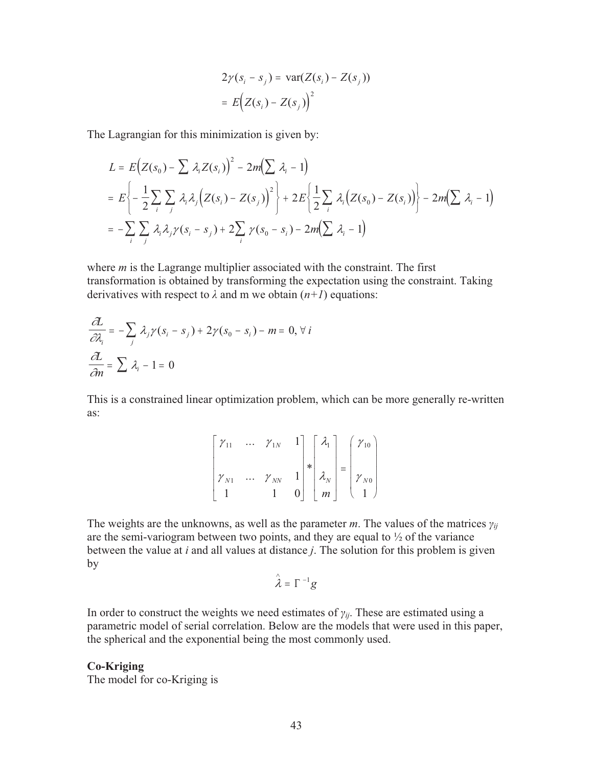$$
\begin{aligned}
2\gamma(s_i - s_j) &= \operatorname{var}(Z(s_i) - Z(s_j)) \\
&= E\Big(Z(s_i) - Z(s_j)\Big)^2
\end{aligned}
$$

The Lagrangian for this minimization is given by:

$$
\begin{aligned}
L &= E\Big(Z(s_0) - \sum \lambda_i Z(s_i)\Big)^2 - 2m\Big(\sum \lambda_i - 1\Big) \\
&= E\left\{-\frac{1}{2}\sum_i \sum_j \lambda_i \lambda_j \Big(Z(s_i) - Z(s_j)\Big)^2\right\} + 2E\left\{\frac{1}{2}\sum_i \lambda_i \Big(Z(s_0) - Z(s_i)\Big)\right\} - 2m\Big(\sum \lambda_i - 1\Big) \\
&= -\sum_i \sum_j \lambda_i \lambda_j \gamma(s_i - s_j) + 2\sum_i \gamma(s_0 - s_i) - 2m\Big(\sum \lambda_i - 1\Big)
\end{aligned}
$$

where *m* is the Lagrange multiplier associated with the constraint. The first transformation is obtained by transforming the expectation using the constraint. Taking derivatives with respect to $\lambda$ and m we obtain $(n+1)$ equations:

$$
\frac{\partial L}{\partial \lambda_i} = -\sum_j \lambda_j \gamma(s_i - s_j) + 2\gamma(s_0 - s_i) - m = 0, \forall\, i
$$

$$
\frac{\partial L}{\partial m} = \sum \lambda_i - 1 = 0
$$

This is a constrained linear optimization problem, which can be more generally re-written as:

$$
\begin{bmatrix}
\gamma_{11} & \dots & \gamma_{1N} & 1 \\
 & & & \\
\gamma_{N1} & \dots & \gamma_{NN} & 1 \\
1 & & 1 & 0
\end{bmatrix}
*
\begin{bmatrix}
\lambda_1 \\
 \\
\lambda_N \\
m
\end{bmatrix}
=
\begin{pmatrix}
\gamma_{10} \\
 \\
\gamma_{N0} \\
1
\end{pmatrix}
$$

The weights are the unknowns, as well as the parameter *m*. The values of the matrices $\gamma_{ij}$ are the semi-variogram between two points, and they are equal to ½ of the variance between the value at *i* and all values at distance *j*. The solution for this problem is given by

$$
\hat{\lambda} = \Gamma^{-1} g
$$

In order to construct the weights we need estimates of $\gamma_{ij}$. These are estimated using a parametric model of serial correlation. Below are the models that were used in this paper, the spherical and the exponential being the most commonly used.

**Co-Kriging**

The model for co-Kriging is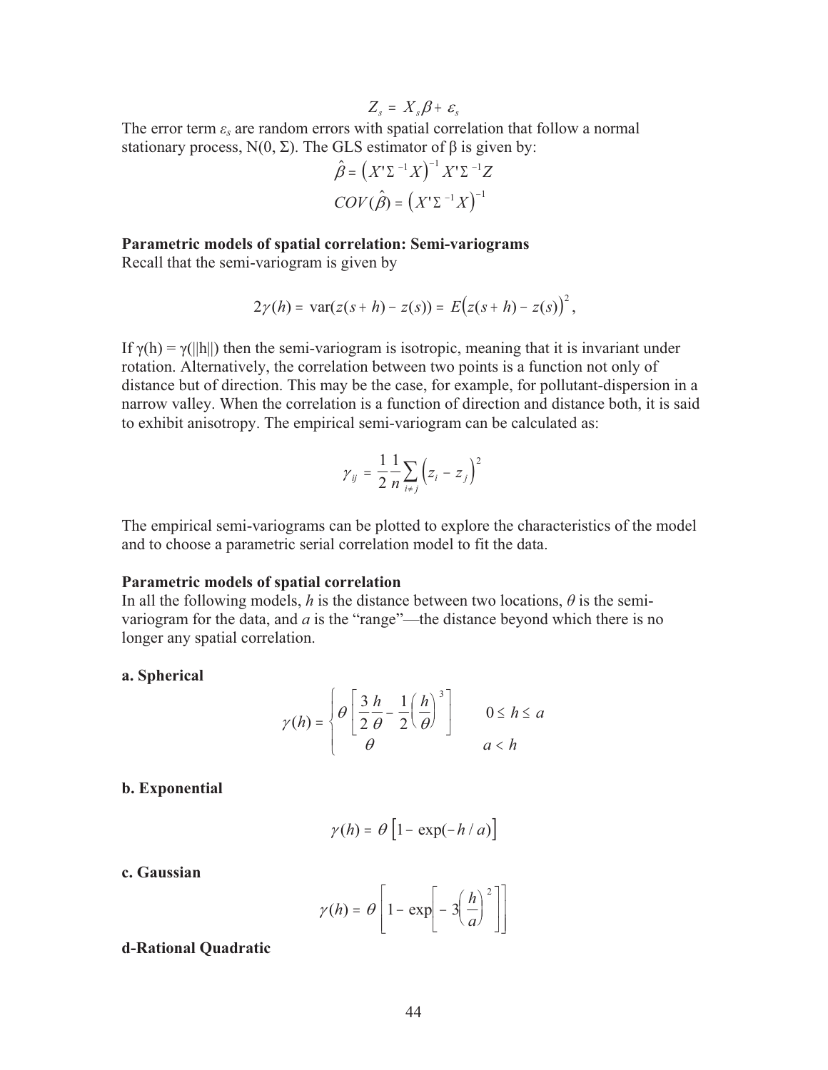$$Z_s = X_s\beta + \varepsilon_s$$

The error term $\varepsilon_s$ are random errors with spatial correlation that follow a normal stationary process, N(0, Σ). The GLS estimator of β is given by:

$$\hat{\beta} = \left(X'\Sigma^{-1}X\right)^{-1} X'\Sigma^{-1}Z$$

$$COV(\hat{\beta}) = \left(X'\Sigma^{-1}X\right)^{-1}$$

**Parametric models of spatial correlation: Semi-variograms**

Recall that the semi-variogram is given by

$$2\gamma(h) = \text{var}(z(s+h) - z(s)) = E\left(z(s+h) - z(s)\right)^2,$$

If γ(h) = γ(||h||) then the semi-variogram is isotropic, meaning that it is invariant under rotation. Alternatively, the correlation between two points is a function not only of distance but of direction. This may be the case, for example, for pollutant-dispersion in a narrow valley. When the correlation is a function of direction and distance both, it is said to exhibit anisotropy. The empirical semi-variogram can be calculated as:

$$\gamma_{ij} = \frac{1}{2}\frac{1}{n}\sum_{i \neq j}\left(z_i - z_j\right)^2$$

The empirical semi-variograms can be plotted to explore the characteristics of the model and to choose a parametric serial correlation model to fit the data.

**Parametric models of spatial correlation**

In all the following models, *h* is the distance between two locations, *θ* is the semi-variogram for the data, and *a* is the "range"—the distance beyond which there is no longer any spatial correlation.

**a. Spherical**

$$\gamma(h) = \begin{cases} \theta\left[\dfrac{3}{2}\dfrac{h}{\theta} - \dfrac{1}{2}\left(\dfrac{h}{\theta}\right)^3\right] & 0 \le h \le a \\ \theta & a < h \end{cases}$$

**b. Exponential**

$$\gamma(h) = \theta\left[1 - \exp(-h/a)\right]$$

**c. Gaussian**

$$\gamma(h) = \theta\left[1 - \exp\left[-3\left(\frac{h}{a}\right)^2\right]\right]$$

**d-Rational Quadratic**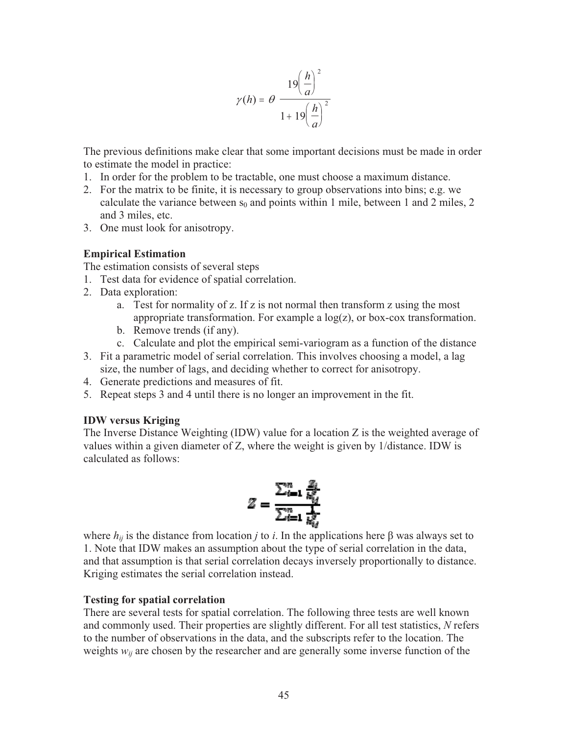$$\gamma(h) = \theta \frac{19\left(\frac{h}{a}\right)^2}{1 + 19\left(\frac{h}{a}\right)^2}$$

The previous definitions make clear that some important decisions must be made in order to estimate the model in practice:

1. In order for the problem to be tractable, one must choose a maximum distance.
2. For the matrix to be finite, it is necessary to group observations into bins; e.g. we calculate the variance between $s_0$ and points within 1 mile, between 1 and 2 miles, 2 and 3 miles, etc.
3. One must look for anisotropy.

**Empirical Estimation**

The estimation consists of several steps

1. Test data for evidence of spatial correlation.
2. Data exploration:
   a. Test for normality of z. If z is not normal then transform z using the most appropriate transformation. For example a log(z), or box-cox transformation.
   b. Remove trends (if any).
   c. Calculate and plot the empirical semi-variogram as a function of the distance
3. Fit a parametric model of serial correlation. This involves choosing a model, a lag size, the number of lags, and deciding whether to correct for anisotropy.
4. Generate predictions and measures of fit.
5. Repeat steps 3 and 4 until there is no longer an improvement in the fit.

**IDW versus Kriging**

The Inverse Distance Weighting (IDW) value for a location Z is the weighted average of values within a given diameter of Z, where the weight is given by 1/distance. IDW is calculated as follows:

$$Z = \frac{\sum_{i=1}^{n} \frac{Z_i}{h_{ij}^{\beta}}}{\sum_{i=1}^{n} \frac{1}{h_{ij}^{\beta}}}$$

where $h_{ij}$ is the distance from location $j$ to $i$. In the applications here β was always set to 1. Note that IDW makes an assumption about the type of serial correlation in the data, and that assumption is that serial correlation decays inversely proportionally to distance. Kriging estimates the serial correlation instead.

**Testing for spatial correlation**

There are several tests for spatial correlation. The following three tests are well known and commonly used. Their properties are slightly different. For all test statistics, *N* refers to the number of observations in the data, and the subscripts refer to the location. The weights $w_{ij}$ are chosen by the researcher and are generally some inverse function of the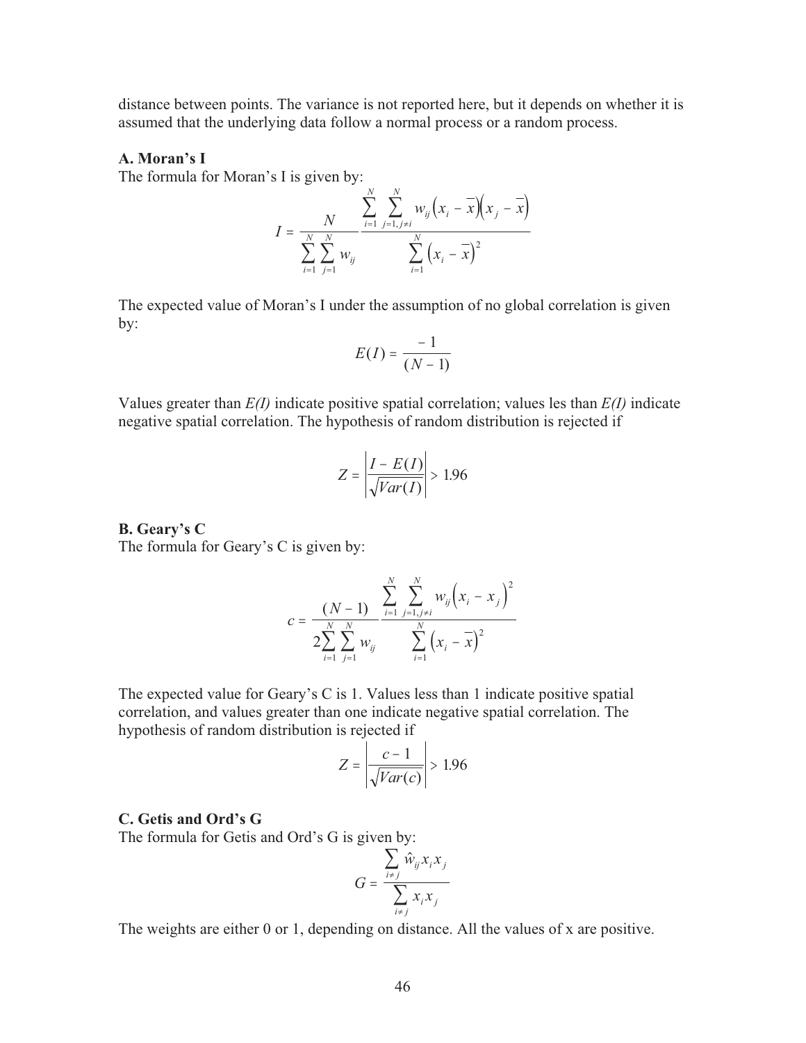distance between points. The variance is not reported here, but it depends on whether it is assumed that the underlying data follow a normal process or a random process.

**A. Moran's I**

The formula for Moran's I is given by:

$$I = \frac{N}{\sum_{i=1}^{N}\sum_{j=1}^{N} w_{ij}} \frac{\sum_{i=1}^{N}\sum_{j=1, j \neq i}^{N} w_{ij}\left(x_i - \overline{x}\right)\left(x_j - \overline{x}\right)}{\sum_{i=1}^{N}\left(x_i - \overline{x}\right)^2}$$

The expected value of Moran's I under the assumption of no global correlation is given by:

$$E(I) = \frac{-1}{(N-1)}$$

Values greater than *E(I)* indicate positive spatial correlation; values les than *E(I)* indicate negative spatial correlation. The hypothesis of random distribution is rejected if

$$Z = \left|\frac{I - E(I)}{\sqrt{Var(I)}}\right| > 1.96$$

**B. Geary's C**

The formula for Geary's C is given by:

$$c = \frac{(N-1)}{2\sum_{i=1}^{N}\sum_{j=1}^{N} w_{ij}} \frac{\sum_{i=1}^{N}\sum_{j=1, j \neq i}^{N} w_{ij}\left(x_i - x_j\right)^2}{\sum_{i=1}^{N}\left(x_i - \overline{x}\right)^2}$$

The expected value for Geary's C is 1. Values less than 1 indicate positive spatial correlation, and values greater than one indicate negative spatial correlation. The hypothesis of random distribution is rejected if

$$Z = \left|\frac{c - 1}{\sqrt{Var(c)}}\right| > 1.96$$

**C. Getis and Ord's G**

The formula for Getis and Ord's G is given by:

$$G = \frac{\sum_{i \neq j} \hat{w}_{ij} x_i x_j}{\sum_{i \neq j} x_i x_j}$$

The weights are either 0 or 1, depending on distance. All the values of x are positive.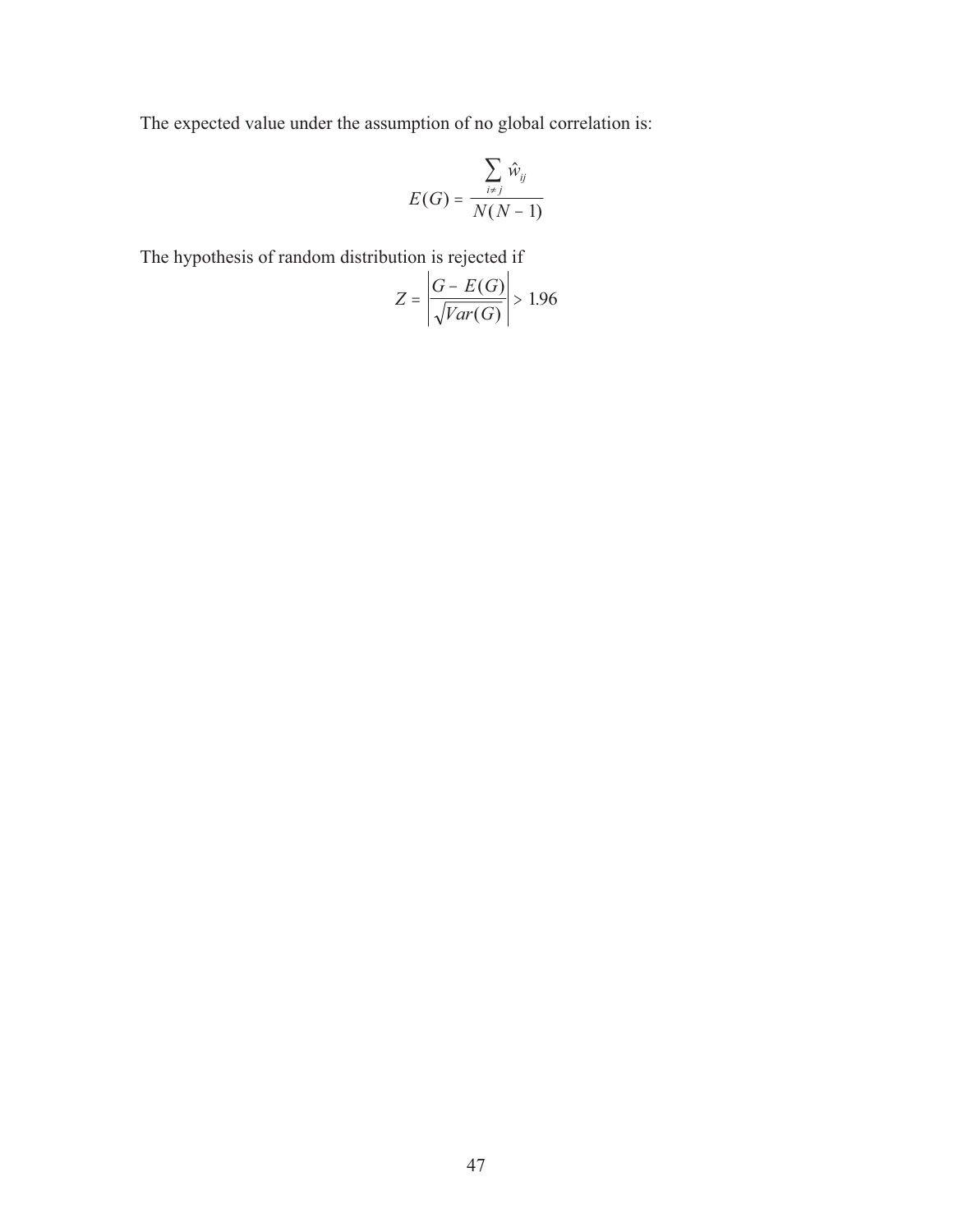The expected value under the assumption of no global correlation is:

$$E(G) = \frac{\sum_{i \neq j} \hat{w}_{ij}}{N(N-1)}$$

The hypothesis of random distribution is rejected if

$$Z = \left| \frac{G - E(G)}{\sqrt{Var(G)}} \right| > 1.96$$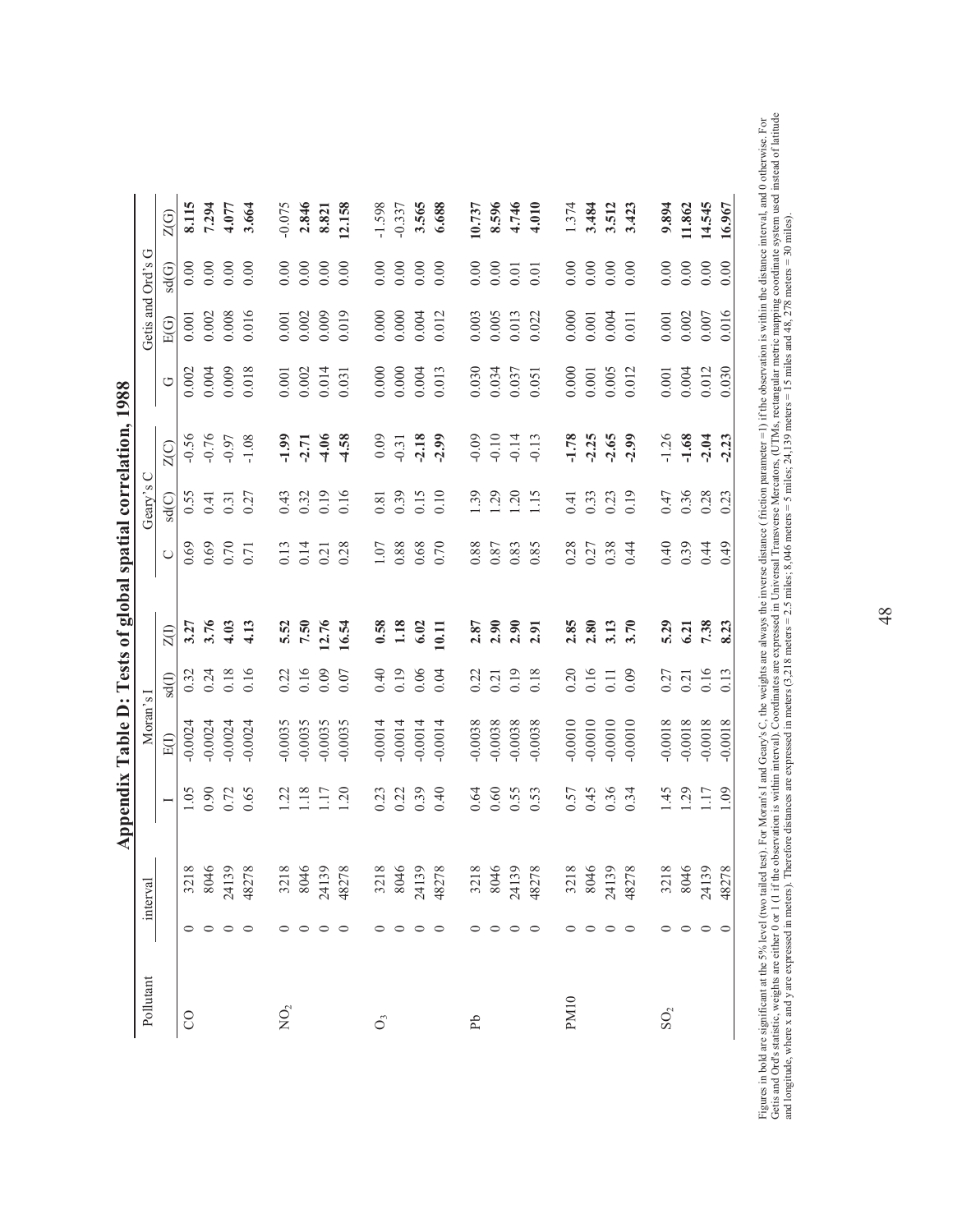# Appendix Table D: Tests of global spatial correlation, 1988

| Pollutant | interval | | Moran's I | | | | Geary's C | | | Getis and Ord's G | | | |
|---|---|---|---|---|---|---|---|---|---|---|---|---|---|
| | | | I | E(I) | sd(I) | Z(I) | C | sd(C) | Z(C) | G | E(G) | sd(G) | Z(G) |
| CO | 0 | 3218 | 1.05 | -0.0024 | 0.32 | **3.27** | 0.69 | 0.55 | -0.56 | 0.002 | 0.001 | 0.00 | **8.115** |
| | 0 | 8046 | 0.90 | -0.0024 | 0.24 | **3.76** | 0.69 | 0.41 | -0.76 | 0.004 | 0.002 | 0.00 | **7.294** |
| | 0 | 24139 | 0.72 | -0.0024 | 0.18 | **4.03** | 0.70 | 0.31 | -0.97 | 0.009 | 0.008 | 0.00 | **4.077** |
| | 0 | 48278 | 0.65 | -0.0024 | 0.16 | **4.13** | 0.71 | 0.27 | -1.08 | 0.018 | 0.016 | 0.00 | **3.664** |
| $NO_2$ | 0 | 3218 | 1.22 | -0.0035 | 0.22 | **5.52** | 0.13 | 0.43 | **-1.99** | 0.001 | 0.001 | 0.00 | -0.075 |
| | 0 | 8046 | 1.18 | -0.0035 | 0.16 | **7.50** | 0.14 | 0.32 | **-2.71** | 0.002 | 0.002 | 0.00 | **2.846** |
| | 0 | 24139 | 1.17 | -0.0035 | 0.09 | **12.76** | 0.21 | 0.19 | **-4.06** | 0.014 | 0.009 | 0.00 | **8.821** |
| | 0 | 48278 | 1.20 | -0.0035 | 0.07 | **16.54** | 0.28 | 0.16 | **-4.58** | 0.031 | 0.019 | 0.00 | **12.158** |
| $O_3$ | 0 | 3218 | 0.23 | -0.0014 | 0.40 | **0.58** | 1.07 | 0.81 | 0.09 | 0.000 | 0.000 | 0.00 | -1.598 |
| | 0 | 8046 | 0.22 | -0.0014 | 0.19 | **1.18** | 0.88 | 0.39 | -0.31 | 0.000 | 0.000 | 0.00 | -0.337 |
| | 0 | 24139 | 0.39 | -0.0014 | 0.06 | **6.02** | 0.68 | 0.15 | **-2.18** | 0.004 | 0.004 | 0.00 | **3.565** |
| | 0 | 48278 | 0.40 | -0.0014 | 0.04 | **10.11** | 0.70 | 0.10 | **-2.99** | 0.013 | 0.012 | 0.00 | **6.688** |
| Pb | 0 | 3218 | 0.64 | -0.0038 | 0.22 | **2.87** | 0.88 | 1.39 | -0.09 | 0.030 | 0.003 | 0.00 | **10.737** |
| | 0 | 8046 | 0.60 | -0.0038 | 0.21 | **2.90** | 0.87 | 1.29 | -0.10 | 0.034 | 0.005 | 0.00 | **8.596** |
| | 0 | 24139 | 0.55 | -0.0038 | 0.19 | **2.90** | 0.83 | 1.20 | -0.14 | 0.037 | 0.013 | 0.01 | **4.746** |
| | 0 | 48278 | 0.53 | -0.0038 | 0.18 | **2.91** | 0.85 | 1.15 | -0.13 | 0.051 | 0.022 | 0.01 | **4.010** |
| PM10 | 0 | 3218 | 0.57 | -0.0010 | 0.20 | **2.85** | 0.28 | 0.41 | **-1.78** | 0.000 | 0.000 | 0.00 | 1.374 |
| | 0 | 8046 | 0.45 | -0.0010 | 0.16 | **2.80** | 0.27 | 0.33 | **-2.25** | 0.001 | 0.001 | 0.00 | **3.484** |
| | 0 | 24139 | 0.36 | -0.0010 | 0.11 | **3.13** | 0.38 | 0.23 | **-2.65** | 0.005 | 0.004 | 0.00 | **3.512** |
| | 0 | 48278 | 0.34 | -0.0010 | 0.09 | **3.70** | 0.44 | 0.19 | **-2.99** | 0.012 | 0.011 | 0.00 | **3.423** |
| $SO_2$ | 0 | 3218 | 1.45 | -0.0018 | 0.27 | **5.29** | 0.40 | 0.47 | -1.26 | 0.001 | 0.001 | 0.00 | **9.894** |
| | 0 | 8046 | 1.29 | -0.0018 | 0.21 | **6.21** | 0.39 | 0.36 | **-1.68** | 0.004 | 0.002 | 0.00 | **11.862** |
| | 0 | 24139 | 1.17 | -0.0018 | 0.16 | **7.38** | 0.44 | 0.28 | **-2.04** | 0.012 | 0.007 | 0.00 | **14.545** |
| | 0 | 48278 | 1.09 | -0.0018 | 0.13 | **8.23** | 0.49 | 0.23 | **-2.23** | 0.030 | 0.016 | 0.00 | **16.967** |

Figures in bold are significant at the 5% level (two tailed test). For Moran's I and Geary's C, the weights are always the inverse distance ( friction parameter =1) if the observation is within the distance interval, and 0 otherwise. For Getis and Ord's statistic, weights are either 0 or 1 (1 if the observation is within interval). Coordinates are expressed in Universal Transverse Mercators, (UTMs, rectangular metric mapping coordinate system used instead of latitude and longitude, where x and y are expressed in meters). Therefore distances are expressed in meters (3,218 meters = 2.5 miles; 8,046 meters = 5 miles; 24,139 meters = 15 miles and 48, 278 meters = 30 miles).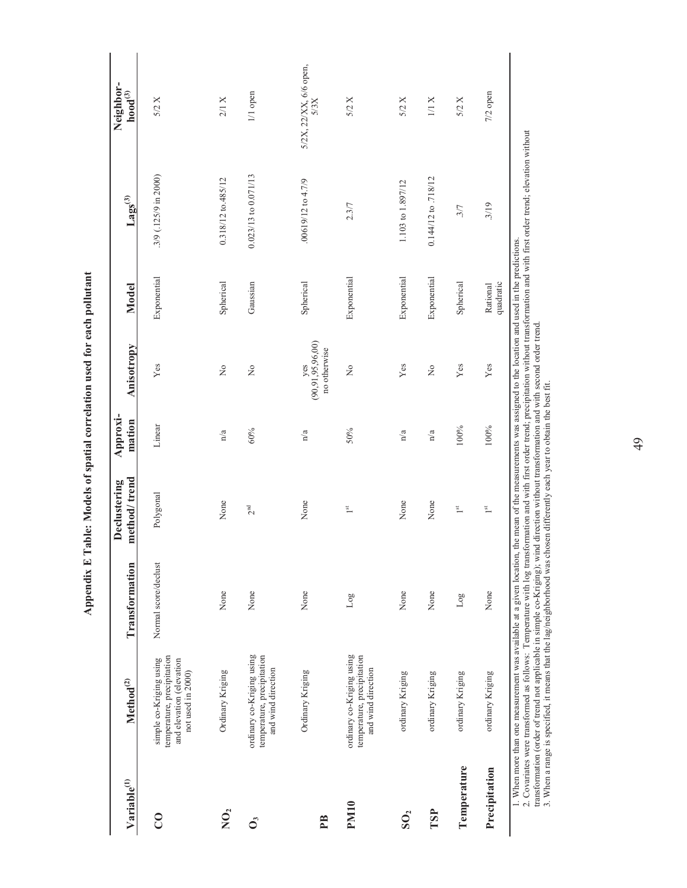# Appendix E Table: Models of spatial correlation used for each pollutant

| Variable[1] | Method[2] | Transformation | Declustering method/ trend | Approximation | Anisotropy | Model | Lags[3] | Neighborhood[3] |
|---|---|---|---|---|---|---|---|---|
| CO | simple co-Kriging using temperature, precipitation and elevation (elevation not used in 2000) | Normal score/declust | Polygonal | Linear | Yes | Exponential | .3/9 (.125/9 in 2000) | 5/2 X |
| $NO_2$ | Ordinary Kriging | None | None | n/a | No | Spherical | 0.318/12 to .485/12 | 2/1 X |
| $O_3$ | ordinary co-Kriging using temperature, precipitation and wind direction | None | 2[nd] | 60% | No | Gaussian | 0.023/13 to 0.071/13 | 1/1 open |
| PB | Ordinary Kriging | None | None | n/a | yes (90,91,95,96,00) no otherwise | Spherical | .00619/12 to 4.7/9 | 5/2X, 22/XX, 6/6 open, 5/3X |
| PM10 | ordinary co-Kriging using temperature, precipitation and wind direction | Log | 1[st] | 50% | No | Exponential | 2.3/7 | 5/2 X |
| $SO_2$ | ordinary Kriging | None | None | n/a | Yes | Exponential | 1.103 to 1.897/12 | 5/2 X |
| TSP | ordinary Kriging | None | None | n/a | No | Exponential | 0.144/12 to .718/12 | 1/1 X |
| Temperature | ordinary Kriging | Log | 1[st] | 100% | Yes | Spherical | .3/7 | 5/2 X |
| Precipitation | ordinary Kriging | None | 1[st] | 100% | Yes | Rational quadratic | .3/19 | 7/2 open |

1. When more than one measurement was available at a given location, the mean of the measurements was assigned to the location and used in the predictions.
2. Covariates were transformed as follows: Temperature with log transformation and with first order trend; precipitation without transformation and with first order trend; elevation without transformation (order of trend not applicable in simple co-Kriging); wind direction without transformation and with second order trend.
3. When a range is specified, it means that the lag/neighborhood was chosen differently each year to obtain the best fit.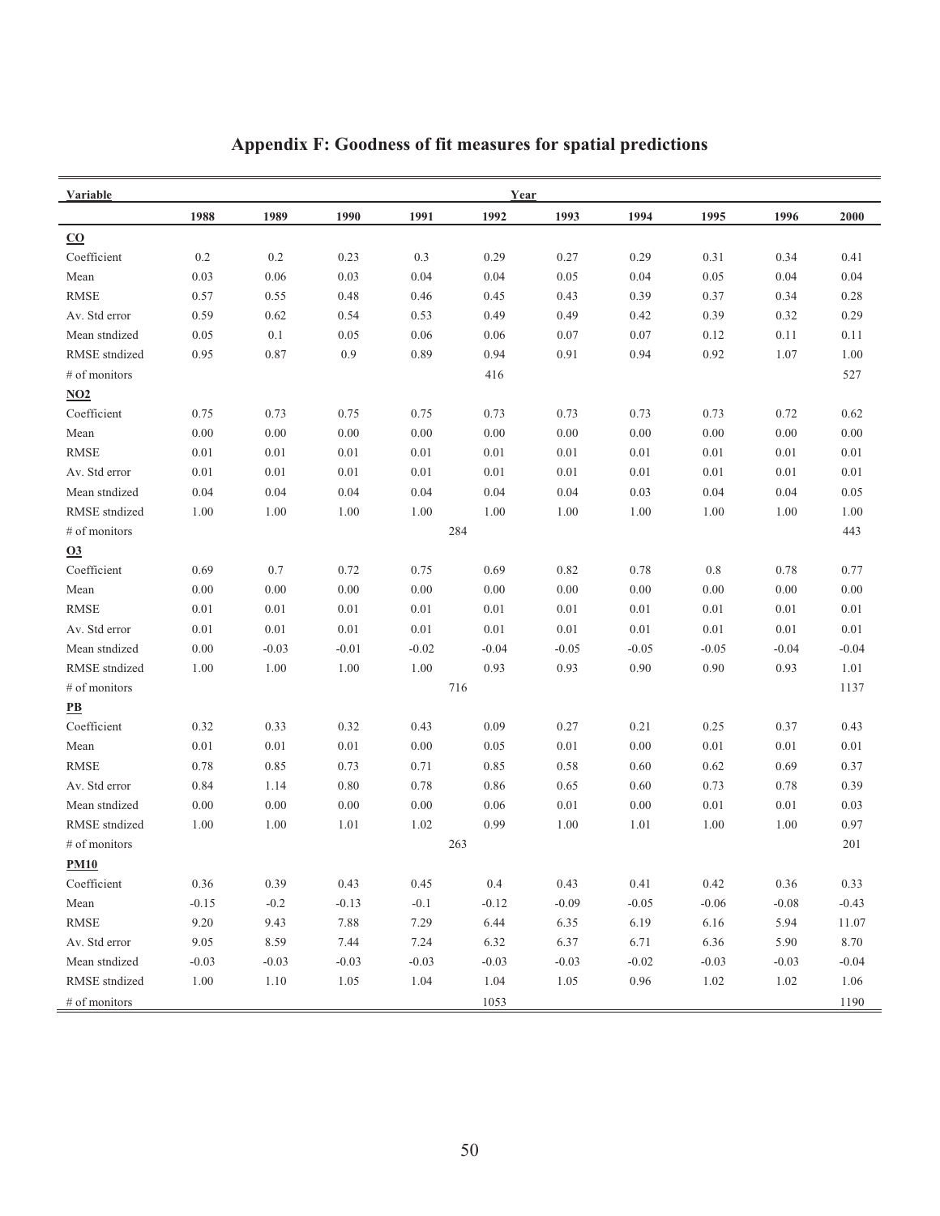# Appendix F: Goodness of fit measures for spatial predictions

| Variable | Year | | | | | | | | | |
|---|---|---|---|---|---|---|---|---|---|---|
| | 1988 | 1989 | 1990 | 1991 | 1992 | 1993 | 1994 | 1995 | 1996 | 2000 |
| **CO** | | | | | | | | | | |
| Coefficient | 0.2 | 0.2 | 0.23 | 0.3 | 0.29 | 0.27 | 0.29 | 0.31 | 0.34 | 0.41 |
| Mean | 0.03 | 0.06 | 0.03 | 0.04 | 0.04 | 0.05 | 0.04 | 0.05 | 0.04 | 0.04 |
| RMSE | 0.57 | 0.55 | 0.48 | 0.46 | 0.45 | 0.43 | 0.39 | 0.37 | 0.34 | 0.28 |
| Av. Std error | 0.59 | 0.62 | 0.54 | 0.53 | 0.49 | 0.49 | 0.42 | 0.39 | 0.32 | 0.29 |
| Mean stndized | 0.05 | 0.1 | 0.05 | 0.06 | 0.06 | 0.07 | 0.07 | 0.12 | 0.11 | 0.11 |
| RMSE stndized | 0.95 | 0.87 | 0.9 | 0.89 | 0.94 | 0.91 | 0.94 | 0.92 | 1.07 | 1.00 |
| # of monitors | | | | | 416 | | | | | 527 |
| **NO2** | | | | | | | | | | |
| Coefficient | 0.75 | 0.73 | 0.75 | 0.75 | 0.73 | 0.73 | 0.73 | 0.73 | 0.72 | 0.62 |
| Mean | 0.00 | 0.00 | 0.00 | 0.00 | 0.00 | 0.00 | 0.00 | 0.00 | 0.00 | 0.00 |
| RMSE | 0.01 | 0.01 | 0.01 | 0.01 | 0.01 | 0.01 | 0.01 | 0.01 | 0.01 | 0.01 |
| Av. Std error | 0.01 | 0.01 | 0.01 | 0.01 | 0.01 | 0.01 | 0.01 | 0.01 | 0.01 | 0.01 |
| Mean stndized | 0.04 | 0.04 | 0.04 | 0.04 | 0.04 | 0.04 | 0.03 | 0.04 | 0.04 | 0.05 |
| RMSE stndized | 1.00 | 1.00 | 1.00 | 1.00 | 1.00 | 1.00 | 1.00 | 1.00 | 1.00 | 1.00 |
| # of monitors | | | | | 284 | | | | | 443 |
| **O3** | | | | | | | | | | |
| Coefficient | 0.69 | 0.7 | 0.72 | 0.75 | 0.69 | 0.82 | 0.78 | 0.8 | 0.78 | 0.77 |
| Mean | 0.00 | 0.00 | 0.00 | 0.00 | 0.00 | 0.00 | 0.00 | 0.00 | 0.00 | 0.00 |
| RMSE | 0.01 | 0.01 | 0.01 | 0.01 | 0.01 | 0.01 | 0.01 | 0.01 | 0.01 | 0.01 |
| Av. Std error | 0.01 | 0.01 | 0.01 | 0.01 | 0.01 | 0.01 | 0.01 | 0.01 | 0.01 | 0.01 |
| Mean stndized | 0.00 | -0.03 | -0.01 | -0.02 | -0.04 | -0.05 | -0.05 | -0.05 | -0.04 | -0.04 |
| RMSE stndized | 1.00 | 1.00 | 1.00 | 1.00 | 0.93 | 0.93 | 0.90 | 0.90 | 0.93 | 1.01 |
| # of monitors | | | | | 716 | | | | | 1137 |
| **PB** | | | | | | | | | | |
| Coefficient | 0.32 | 0.33 | 0.32 | 0.43 | 0.09 | 0.27 | 0.21 | 0.25 | 0.37 | 0.43 |
| Mean | 0.01 | 0.01 | 0.01 | 0.00 | 0.05 | 0.01 | 0.00 | 0.01 | 0.01 | 0.01 |
| RMSE | 0.78 | 0.85 | 0.73 | 0.71 | 0.85 | 0.58 | 0.60 | 0.62 | 0.69 | 0.37 |
| Av. Std error | 0.84 | 1.14 | 0.80 | 0.78 | 0.86 | 0.65 | 0.60 | 0.73 | 0.78 | 0.39 |
| Mean stndized | 0.00 | 0.00 | 0.00 | 0.00 | 0.06 | 0.01 | 0.00 | 0.01 | 0.01 | 0.03 |
| RMSE stndized | 1.00 | 1.00 | 1.01 | 1.02 | 0.99 | 1.00 | 1.01 | 1.00 | 1.00 | 0.97 |
| # of monitors | | | | | 263 | | | | | 201 |
| **PM10** | | | | | | | | | | |
| Coefficient | 0.36 | 0.39 | 0.43 | 0.45 | 0.4 | 0.43 | 0.41 | 0.42 | 0.36 | 0.33 |
| Mean | -0.15 | -0.2 | -0.13 | -0.1 | -0.12 | -0.09 | -0.05 | -0.06 | -0.08 | -0.43 |
| RMSE | 9.20 | 9.43 | 7.88 | 7.29 | 6.44 | 6.35 | 6.19 | 6.16 | 5.94 | 11.07 |
| Av. Std error | 9.05 | 8.59 | 7.44 | 7.24 | 6.32 | 6.37 | 6.71 | 6.36 | 5.90 | 8.70 |
| Mean stndized | -0.03 | -0.03 | -0.03 | -0.03 | -0.03 | -0.03 | -0.02 | -0.03 | -0.03 | -0.04 |
| RMSE stndized | 1.00 | 1.10 | 1.05 | 1.04 | 1.04 | 1.05 | 0.96 | 1.02 | 1.02 | 1.06 |
| # of monitors | | | | | 1053 | | | | | 1190 |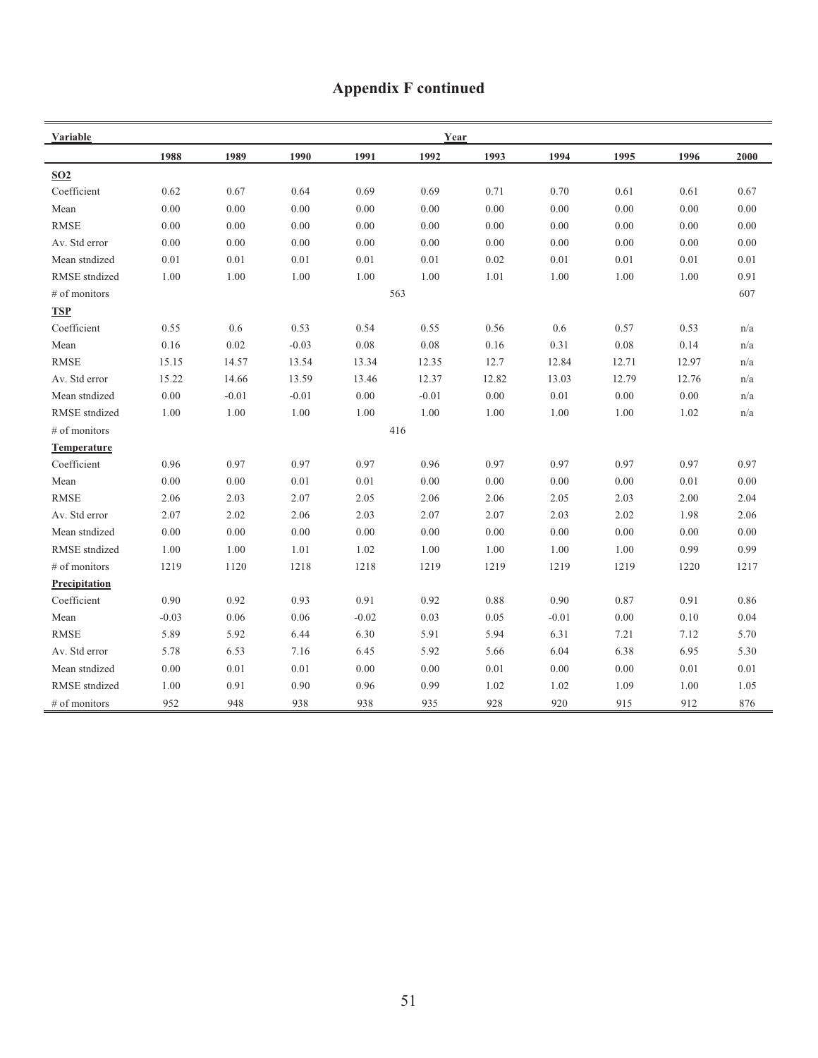# Appendix F continued

| Variable | Year | | | | | | | | | |
|---|---|---|---|---|---|---|---|---|---|---|
| | 1988 | 1989 | 1990 | 1991 | 1992 | 1993 | 1994 | 1995 | 1996 | 2000 |
| **SO2** | | | | | | | | | | |
| Coefficient | 0.62 | 0.67 | 0.64 | 0.69 | 0.69 | 0.71 | 0.70 | 0.61 | 0.61 | 0.67 |
| Mean | 0.00 | 0.00 | 0.00 | 0.00 | 0.00 | 0.00 | 0.00 | 0.00 | 0.00 | 0.00 |
| RMSE | 0.00 | 0.00 | 0.00 | 0.00 | 0.00 | 0.00 | 0.00 | 0.00 | 0.00 | 0.00 |
| Av. Std error | 0.00 | 0.00 | 0.00 | 0.00 | 0.00 | 0.00 | 0.00 | 0.00 | 0.00 | 0.00 |
| Mean stndized | 0.01 | 0.01 | 0.01 | 0.01 | 0.01 | 0.02 | 0.01 | 0.01 | 0.01 | 0.01 |
| RMSE stndized | 1.00 | 1.00 | 1.00 | 1.00 | 1.00 | 1.01 | 1.00 | 1.00 | 1.00 | 0.91 |
| # of monitors | | | | | 563 | | | | | 607 |
| **TSP** | | | | | | | | | | |
| Coefficient | 0.55 | 0.6 | 0.53 | 0.54 | 0.55 | 0.56 | 0.6 | 0.57 | 0.53 | n/a |
| Mean | 0.16 | 0.02 | -0.03 | 0.08 | 0.08 | 0.16 | 0.31 | 0.08 | 0.14 | n/a |
| RMSE | 15.15 | 14.57 | 13.54 | 13.34 | 12.35 | 12.7 | 12.84 | 12.71 | 12.97 | n/a |
| Av. Std error | 15.22 | 14.66 | 13.59 | 13.46 | 12.37 | 12.82 | 13.03 | 12.79 | 12.76 | n/a |
| Mean stndized | 0.00 | -0.01 | -0.01 | 0.00 | -0.01 | 0.00 | 0.01 | 0.00 | 0.00 | n/a |
| RMSE stndized | 1.00 | 1.00 | 1.00 | 1.00 | 1.00 | 1.00 | 1.00 | 1.00 | 1.02 | n/a |
| # of monitors | | | | | 416 | | | | | |
| **Temperature** | | | | | | | | | | |
| Coefficient | 0.96 | 0.97 | 0.97 | 0.97 | 0.96 | 0.97 | 0.97 | 0.97 | 0.97 | 0.97 |
| Mean | 0.00 | 0.00 | 0.01 | 0.01 | 0.00 | 0.00 | 0.00 | 0.00 | 0.01 | 0.00 |
| RMSE | 2.06 | 2.03 | 2.07 | 2.05 | 2.06 | 2.06 | 2.05 | 2.03 | 2.00 | 2.04 |
| Av. Std error | 2.07 | 2.02 | 2.06 | 2.03 | 2.07 | 2.07 | 2.03 | 2.02 | 1.98 | 2.06 |
| Mean stndized | 0.00 | 0.00 | 0.00 | 0.00 | 0.00 | 0.00 | 0.00 | 0.00 | 0.00 | 0.00 |
| RMSE stndized | 1.00 | 1.00 | 1.01 | 1.02 | 1.00 | 1.00 | 1.00 | 1.00 | 0.99 | 0.99 |
| # of monitors | 1219 | 1120 | 1218 | 1218 | 1219 | 1219 | 1219 | 1219 | 1220 | 1217 |
| **Precipitation** | | | | | | | | | | |
| Coefficient | 0.90 | 0.92 | 0.93 | 0.91 | 0.92 | 0.88 | 0.90 | 0.87 | 0.91 | 0.86 |
| Mean | -0.03 | 0.06 | 0.06 | -0.02 | 0.03 | 0.05 | -0.01 | 0.00 | 0.10 | 0.04 |
| RMSE | 5.89 | 5.92 | 6.44 | 6.30 | 5.91 | 5.94 | 6.31 | 7.21 | 7.12 | 5.70 |
| Av. Std error | 5.78 | 6.53 | 7.16 | 6.45 | 5.92 | 5.66 | 6.04 | 6.38 | 6.95 | 5.30 |
| Mean stndized | 0.00 | 0.01 | 0.01 | 0.00 | 0.00 | 0.01 | 0.00 | 0.00 | 0.01 | 0.01 |
| RMSE stndized | 1.00 | 0.91 | 0.90 | 0.96 | 0.99 | 1.02 | 1.02 | 1.09 | 1.00 | 1.05 |
| # of monitors | 952 | 948 | 938 | 938 | 935 | 928 | 920 | 915 | 912 | 876 |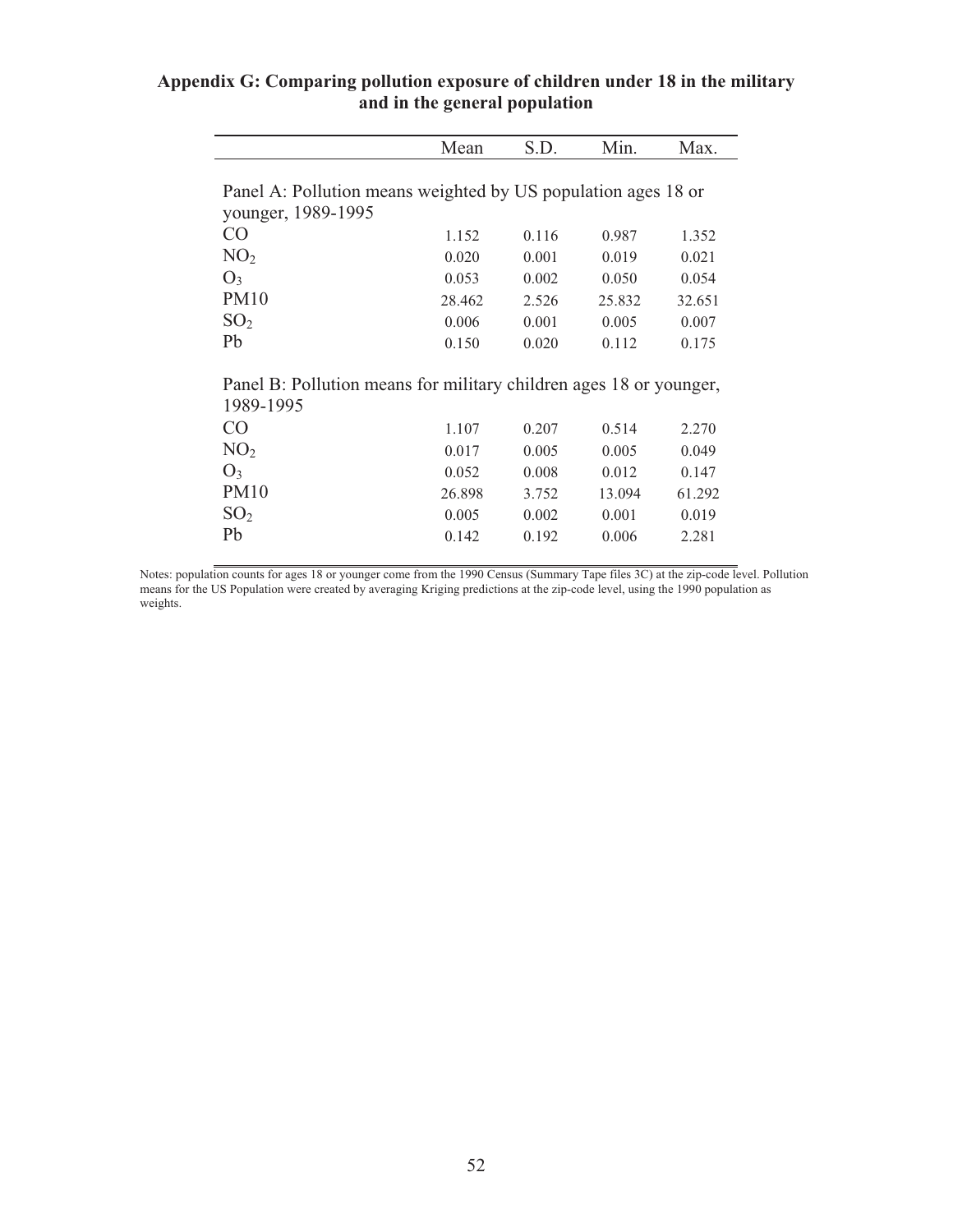## Appendix G: Comparing pollution exposure of children under 18 in the military and in the general population

| | Mean | S.D. | Min. | Max. |
|---|---|---|---|---|
| Panel A: Pollution means weighted by US population ages 18 or younger, 1989-1995 | | | | |
| CO | 1.152 | 0.116 | 0.987 | 1.352 |
| $NO_2$ | 0.020 | 0.001 | 0.019 | 0.021 |
| $O_3$ | 0.053 | 0.002 | 0.050 | 0.054 |
| PM10 | 28.462 | 2.526 | 25.832 | 32.651 |
| $SO_2$ | 0.006 | 0.001 | 0.005 | 0.007 |
| Pb | 0.150 | 0.020 | 0.112 | 0.175 |
| Panel B: Pollution means for military children ages 18 or younger, 1989-1995 | | | | |
| CO | 1.107 | 0.207 | 0.514 | 2.270 |
| $NO_2$ | 0.017 | 0.005 | 0.005 | 0.049 |
| $O_3$ | 0.052 | 0.008 | 0.012 | 0.147 |
| PM10 | 26.898 | 3.752 | 13.094 | 61.292 |
| $SO_2$ | 0.005 | 0.002 | 0.001 | 0.019 |
| Pb | 0.142 | 0.192 | 0.006 | 2.281 |

Notes: population counts for ages 18 or younger come from the 1990 Census (Summary Tape files 3C) at the zip-code level. Pollution means for the US Population were created by averaging Kriging predictions at the zip-code level, using the 1990 population as weights.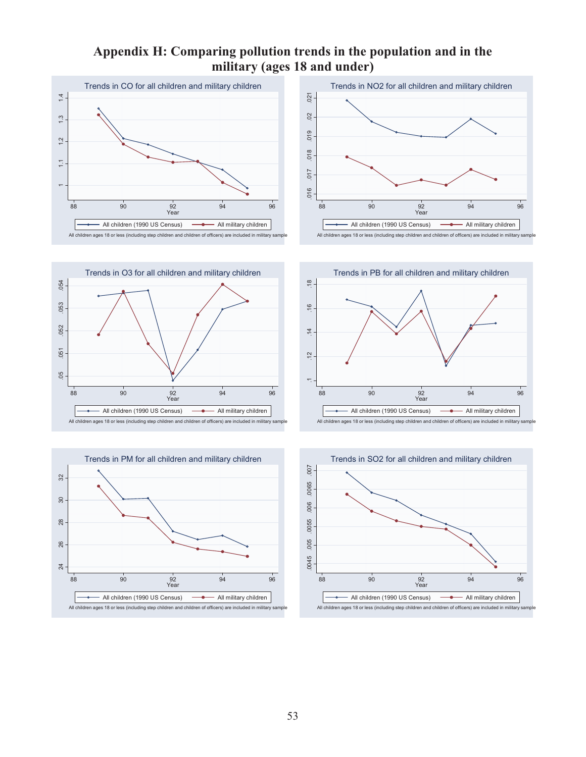# Appendix H: Comparing pollution trends in the population and in the military (ages 18 and under)

Trends in CO for all children and military children

1.4
1.3
1.2
1.1
1
88 90 92 94 96
Year

All children (1990 US Census) All military children

All children ages 18 or less (including step children and children of officers) are included in military sample

Trends in NO2 for all children and military children

.021
.02
.019
.018
.017
.016
88 90 92 94 96
Year

All children (1990 US Census) All military children

All children ages 18 or less (including step children and children of officers) are included in military sample

Trends in O3 for all children and military children

.054
.053
.052
.051
.05
88 90 92 94 96
Year

All children (1990 US Census) All military children

All children ages 18 or less (including step children and children of officers) are included in military sample

Trends in PB for all children and military children

.18
.16
.14
.12
.1
88 90 92 94 96
Year

All children (1990 US Census) All military children

All children ages 18 or less (including step children and children of officers) are included in military sample

Trends in PM for all children and military children

32
30
28
26
24
88 90 92 94 96
Year

All children (1990 US Census) All military children

All children ages 18 or less (including step children and children of officers) are included in military sample

Trends in SO2 for all children and military children

.007
.0065
.006
.0055
.005
.0045
88 90 92 94 96
Year

All children (1990 US Census) All military children

All children ages 18 or less (including step children and children of officers) are included in military sample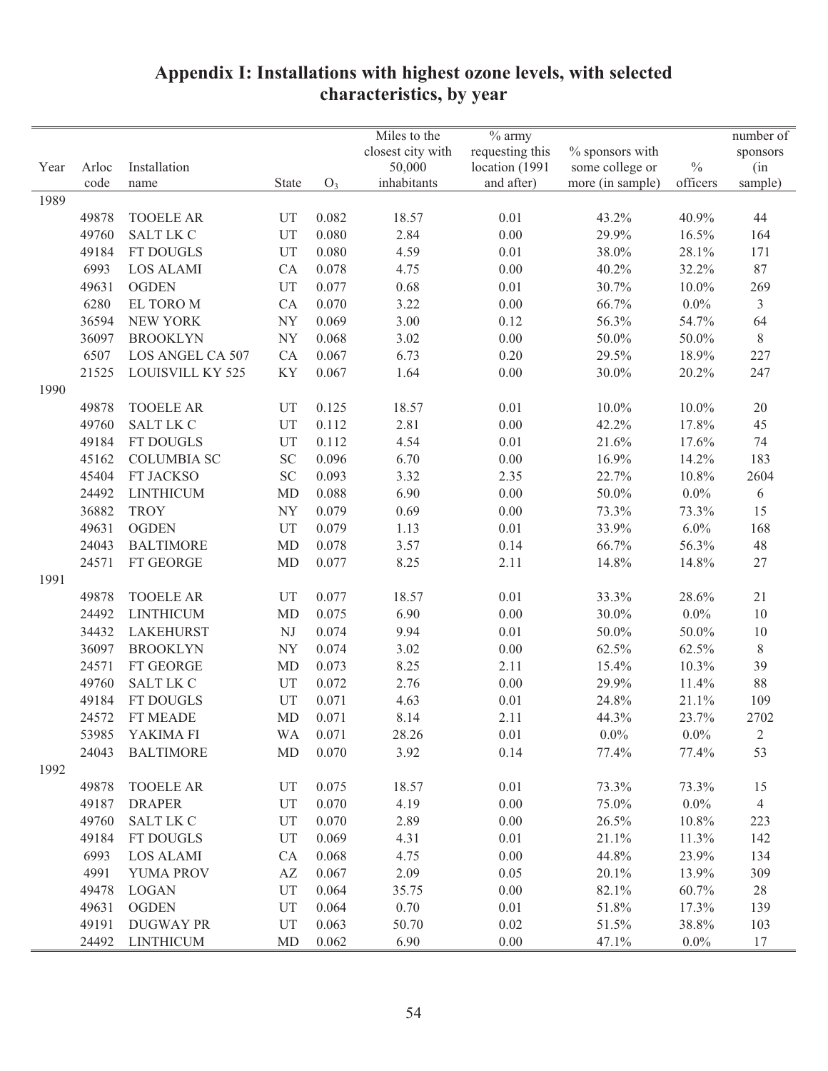# Appendix I: Installations with highest ozone levels, with selected characteristics, by year

| Year | Arloc code | Installation name | State | $O_3$ | Miles to the closest city with 50,000 inhabitants | % army requesting this location (1991 and after) | % sponsors with some college or more (in sample) | % officers | number of sponsors (in sample) |
|---|---|---|---|---|---|---|---|---|---|
| 1989 | | | | | | | | | |
| | 49878 | TOOELE AR | UT | 0.082 | 18.57 | 0.01 | 43.2% | 40.9% | 44 |
| | 49760 | SALT LK C | UT | 0.080 | 2.84 | 0.00 | 29.9% | 16.5% | 164 |
| | 49184 | FT DOUGLS | UT | 0.080 | 4.59 | 0.01 | 38.0% | 28.1% | 171 |
| | 6993 | LOS ALAMI | CA | 0.078 | 4.75 | 0.00 | 40.2% | 32.2% | 87 |
| | 49631 | OGDEN | UT | 0.077 | 0.68 | 0.01 | 30.7% | 10.0% | 269 |
| | 6280 | EL TORO M | CA | 0.070 | 3.22 | 0.00 | 66.7% | 0.0% | 3 |
| | 36594 | NEW YORK | NY | 0.069 | 3.00 | 0.12 | 56.3% | 54.7% | 64 |
| | 36097 | BROOKLYN | NY | 0.068 | 3.02 | 0.00 | 50.0% | 50.0% | 8 |
| | 6507 | LOS ANGEL CA 507 | CA | 0.067 | 6.73 | 0.20 | 29.5% | 18.9% | 227 |
| | 21525 | LOUISVILL KY 525 | KY | 0.067 | 1.64 | 0.00 | 30.0% | 20.2% | 247 |
| 1990 | | | | | | | | | |
| | 49878 | TOOELE AR | UT | 0.125 | 18.57 | 0.01 | 10.0% | 10.0% | 20 |
| | 49760 | SALT LK C | UT | 0.112 | 2.81 | 0.00 | 42.2% | 17.8% | 45 |
| | 49184 | FT DOUGLS | UT | 0.112 | 4.54 | 0.01 | 21.6% | 17.6% | 74 |
| | 45162 | COLUMBIA SC | SC | 0.096 | 6.70 | 0.00 | 16.9% | 14.2% | 183 |
| | 45404 | FT JACKSO | SC | 0.093 | 3.32 | 2.35 | 22.7% | 10.8% | 2604 |
| | 24492 | LINTHICUM | MD | 0.088 | 6.90 | 0.00 | 50.0% | 0.0% | 6 |
| | 36882 | TROY | NY | 0.079 | 0.69 | 0.00 | 73.3% | 73.3% | 15 |
| | 49631 | OGDEN | UT | 0.079 | 1.13 | 0.01 | 33.9% | 6.0% | 168 |
| | 24043 | BALTIMORE | MD | 0.078 | 3.57 | 0.14 | 66.7% | 56.3% | 48 |
| | 24571 | FT GEORGE | MD | 0.077 | 8.25 | 2.11 | 14.8% | 14.8% | 27 |
| 1991 | | | | | | | | | |
| | 49878 | TOOELE AR | UT | 0.077 | 18.57 | 0.01 | 33.3% | 28.6% | 21 |
| | 24492 | LINTHICUM | MD | 0.075 | 6.90 | 0.00 | 30.0% | 0.0% | 10 |
| | 34432 | LAKEHURST | NJ | 0.074 | 9.94 | 0.01 | 50.0% | 50.0% | 10 |
| | 36097 | BROOKLYN | NY | 0.074 | 3.02 | 0.00 | 62.5% | 62.5% | 8 |
| | 24571 | FT GEORGE | MD | 0.073 | 8.25 | 2.11 | 15.4% | 10.3% | 39 |
| | 49760 | SALT LK C | UT | 0.072 | 2.76 | 0.00 | 29.9% | 11.4% | 88 |
| | 49184 | FT DOUGLS | UT | 0.071 | 4.63 | 0.01 | 24.8% | 21.1% | 109 |
| | 24572 | FT MEADE | MD | 0.071 | 8.14 | 2.11 | 44.3% | 23.7% | 2702 |
| | 53985 | YAKIMA FI | WA | 0.071 | 28.26 | 0.01 | 0.0% | 0.0% | 2 |
| | 24043 | BALTIMORE | MD | 0.070 | 3.92 | 0.14 | 77.4% | 77.4% | 53 |
| 1992 | | | | | | | | | |
| | 49878 | TOOELE AR | UT | 0.075 | 18.57 | 0.01 | 73.3% | 73.3% | 15 |
| | 49187 | DRAPER | UT | 0.070 | 4.19 | 0.00 | 75.0% | 0.0% | 4 |
| | 49760 | SALT LK C | UT | 0.070 | 2.89 | 0.00 | 26.5% | 10.8% | 223 |
| | 49184 | FT DOUGLS | UT | 0.069 | 4.31 | 0.01 | 21.1% | 11.3% | 142 |
| | 6993 | LOS ALAMI | CA | 0.068 | 4.75 | 0.00 | 44.8% | 23.9% | 134 |
| | 4991 | YUMA PROV | AZ | 0.067 | 2.09 | 0.05 | 20.1% | 13.9% | 309 |
| | 49478 | LOGAN | UT | 0.064 | 35.75 | 0.00 | 82.1% | 60.7% | 28 |
| | 49631 | OGDEN | UT | 0.064 | 0.70 | 0.01 | 51.8% | 17.3% | 139 |
| | 49191 | DUGWAY PR | UT | 0.063 | 50.70 | 0.02 | 51.5% | 38.8% | 103 |
| | 24492 | LINTHICUM | MD | 0.062 | 6.90 | 0.00 | 47.1% | 0.0% | 17 |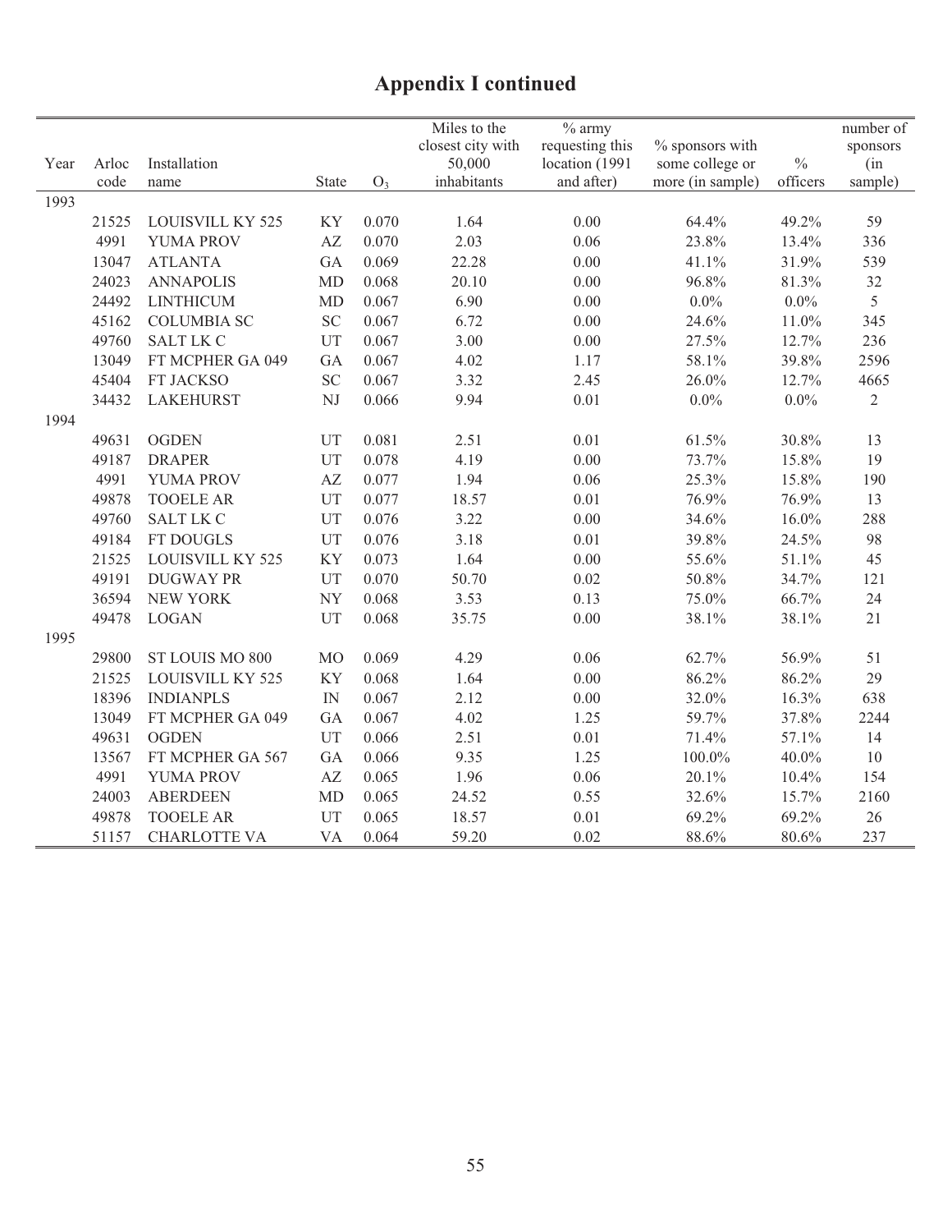# Appendix I continued

| Year | Arloc code | Installation name | State | $O_3$ | Miles to the closest city with 50,000 inhabitants | % army requesting this location (1991 and after) | % sponsors with some college or more (in sample) | % officers | number of sponsors (in sample) |
|---|---|---|---|---|---|---|---|---|---|
| 1993 | | | | | | | | | |
| | 21525 | LOUISVILL KY 525 | KY | 0.070 | 1.64 | 0.00 | 64.4% | 49.2% | 59 |
| | 4991 | YUMA PROV | AZ | 0.070 | 2.03 | 0.06 | 23.8% | 13.4% | 336 |
| | 13047 | ATLANTA | GA | 0.069 | 22.28 | 0.00 | 41.1% | 31.9% | 539 |
| | 24023 | ANNAPOLIS | MD | 0.068 | 20.10 | 0.00 | 96.8% | 81.3% | 32 |
| | 24492 | LINTHICUM | MD | 0.067 | 6.90 | 0.00 | 0.0% | 0.0% | 5 |
| | 45162 | COLUMBIA SC | SC | 0.067 | 6.72 | 0.00 | 24.6% | 11.0% | 345 |
| | 49760 | SALT LK C | UT | 0.067 | 3.00 | 0.00 | 27.5% | 12.7% | 236 |
| | 13049 | FT MCPHER GA 049 | GA | 0.067 | 4.02 | 1.17 | 58.1% | 39.8% | 2596 |
| | 45404 | FT JACKSO | SC | 0.067 | 3.32 | 2.45 | 26.0% | 12.7% | 4665 |
| | 34432 | LAKEHURST | NJ | 0.066 | 9.94 | 0.01 | 0.0% | 0.0% | 2 |
| 1994 | | | | | | | | | |
| | 49631 | OGDEN | UT | 0.081 | 2.51 | 0.01 | 61.5% | 30.8% | 13 |
| | 49187 | DRAPER | UT | 0.078 | 4.19 | 0.00 | 73.7% | 15.8% | 19 |
| | 4991 | YUMA PROV | AZ | 0.077 | 1.94 | 0.06 | 25.3% | 15.8% | 190 |
| | 49878 | TOOELE AR | UT | 0.077 | 18.57 | 0.01 | 76.9% | 76.9% | 13 |
| | 49760 | SALT LK C | UT | 0.076 | 3.22 | 0.00 | 34.6% | 16.0% | 288 |
| | 49184 | FT DOUGLS | UT | 0.076 | 3.18 | 0.01 | 39.8% | 24.5% | 98 |
| | 21525 | LOUISVILL KY 525 | KY | 0.073 | 1.64 | 0.00 | 55.6% | 51.1% | 45 |
| | 49191 | DUGWAY PR | UT | 0.070 | 50.70 | 0.02 | 50.8% | 34.7% | 121 |
| | 36594 | NEW YORK | NY | 0.068 | 3.53 | 0.13 | 75.0% | 66.7% | 24 |
| | 49478 | LOGAN | UT | 0.068 | 35.75 | 0.00 | 38.1% | 38.1% | 21 |
| 1995 | | | | | | | | | |
| | 29800 | ST LOUIS MO 800 | MO | 0.069 | 4.29 | 0.06 | 62.7% | 56.9% | 51 |
| | 21525 | LOUISVILL KY 525 | KY | 0.068 | 1.64 | 0.00 | 86.2% | 86.2% | 29 |
| | 18396 | INDIANPLS | IN | 0.067 | 2.12 | 0.00 | 32.0% | 16.3% | 638 |
| | 13049 | FT MCPHER GA 049 | GA | 0.067 | 4.02 | 1.25 | 59.7% | 37.8% | 2244 |
| | 49631 | OGDEN | UT | 0.066 | 2.51 | 0.01 | 71.4% | 57.1% | 14 |
| | 13567 | FT MCPHER GA 567 | GA | 0.066 | 9.35 | 1.25 | 100.0% | 40.0% | 10 |
| | 4991 | YUMA PROV | AZ | 0.065 | 1.96 | 0.06 | 20.1% | 10.4% | 154 |
| | 24003 | ABERDEEN | MD | 0.065 | 24.52 | 0.55 | 32.6% | 15.7% | 2160 |
| | 49878 | TOOELE AR | UT | 0.065 | 18.57 | 0.01 | 69.2% | 69.2% | 26 |
| | 51157 | CHARLOTTE VA | VA | 0.064 | 59.20 | 0.02 | 88.6% | 80.6% | 237 |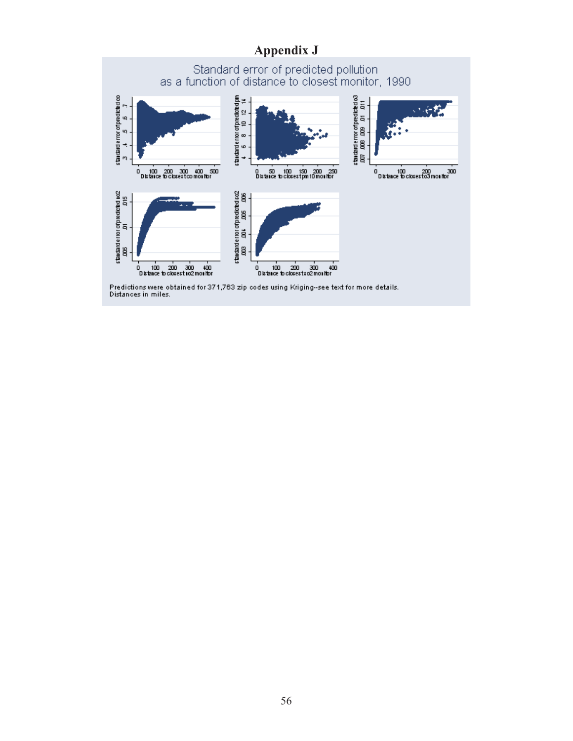# Appendix J

Standard error of predicted pollution
as a function of distance to closest monitor, 1990

standard error of predicted co
.3 .4 .5 .6 .7
0 100 200 300 400 500
Distance to closest co monitor

standard error of predicted pm
4 6 8 10 12 14
0 50 100 150 200 250
Distance to closest pm10 monitor

standard error of predicted o3
.007 .008 .009 .01 .011
0 100 200 300
Distance to closest o3 monitor

standard error of predicted no2
.005 .01 .015
0 100 200 300 400
Distance to closest no2 monitor

standard error of predicted so2
.003 .004 .005 .006
0 100 200 300 400
Distance to closest so2 monitor

Predictions were obtained for 371,763 zip codes using Kriging--see text for more details.
Distances in miles.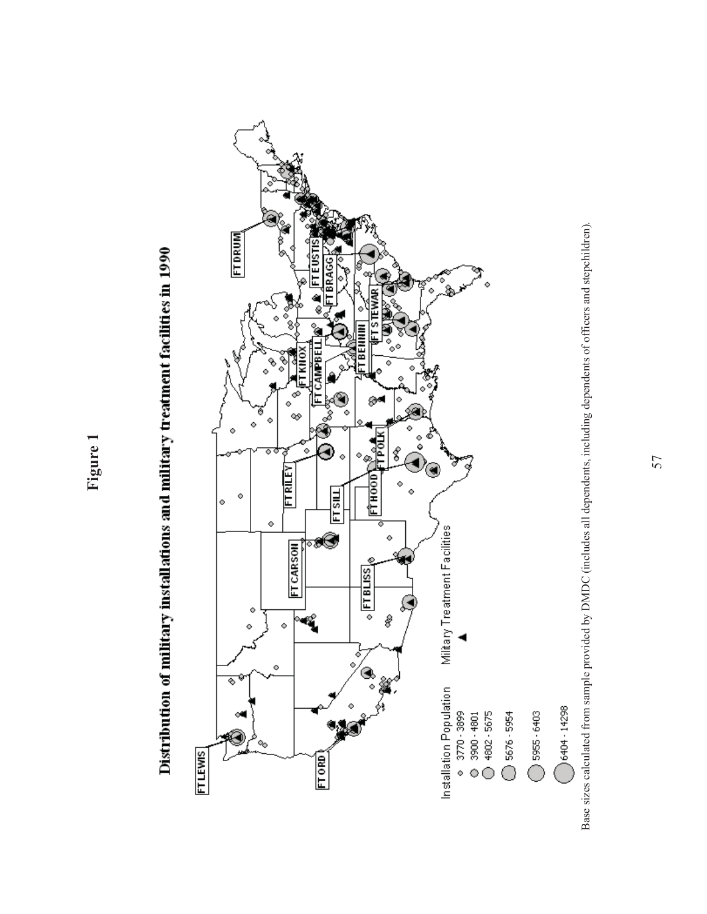**Figure 1**

**Distribution of military installations and military treatment facilities in 1990**

FT LEWIS

FT ORD

FT CARSON

FT BLISS

FT SILL

FT RILEY

FT HOOD

FT POLK

FT KNOX

FT CAMPBELL

FT BENNING

FT STEWART

FT BRAGG

FT EUSTIS

FT DRUM

Installation Population

3770 - 3899

3900 - 4801

4802 - 5675

5676 - 5954

5955 - 6403

6404 - 14298

Military Treatment Facilities

Base sizes calculated from sample provided by DMDC (includes all dependents, including dependents of officers and stepchildren).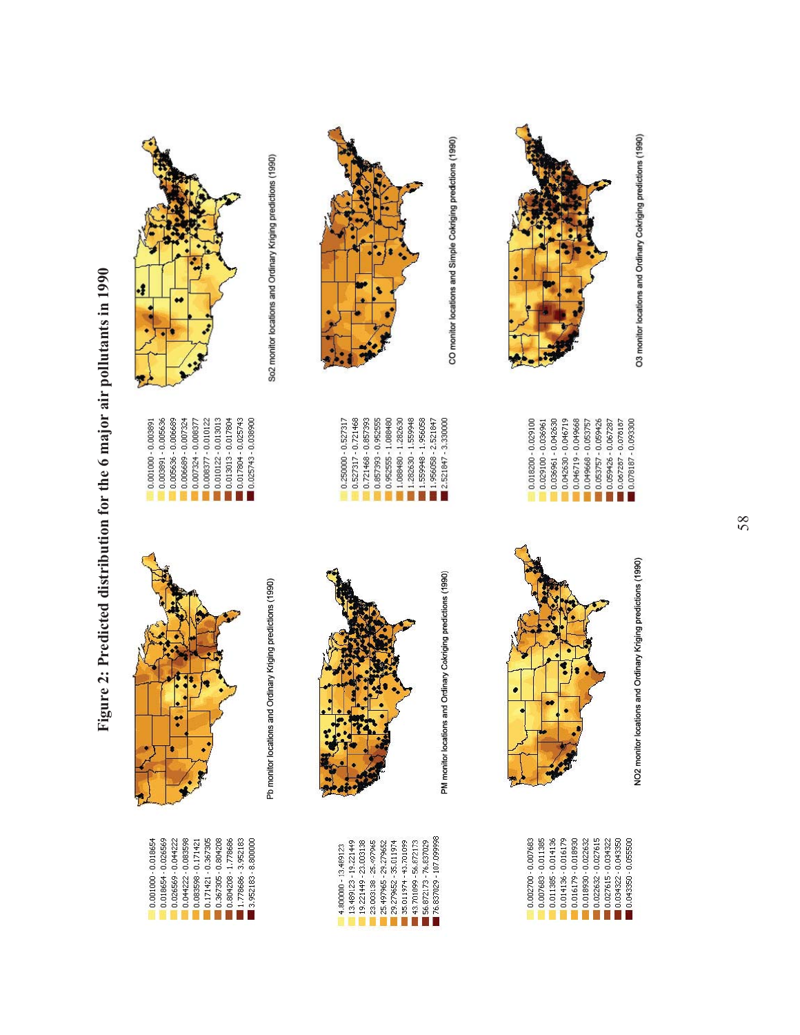# Figure 2: Predicted distribution for the 6 major air pollutants in 1990

0.001000 - 0.018654
0.018654 - 0.026569
0.026569 - 0.044222
0.044222 - 0.083598
0.083598 - 0.171421
0.171421 - 0.367305
0.367305 - 0.804208
0.804208 - 1.778686
1.778686 - 3.952183
3.952183 - 8.800000

Pb monitor locations and Ordinary Kriging predictions (1990)

0.001000 - 0.003891
0.003891 - 0.005636
0.005636 - 0.006689
0.006689 - 0.007324
0.007324 - 0.008377
0.008377 - 0.010122
0.010122 - 0.013013
0.013013 - 0.017804
0.017804 - 0.025743
0.025743 - 0.038900

So2 monitor locations and Ordinary Kriging predictions (1990)

4.800000 - 13.489123
13.489123 - 19.221449
19.221449 - 23.003138
23.003138 - 25.497965
25.497965 - 29.279652
29.279652 - 35.011974
35.011974 - 43.701099
43.701099 - 56.872173
56.872173 - 76.837029
76.837029 - 107.099998

PM monitor locations and Ordinary Cokriging predictions (1990)

0.250000 - 0.527317
0.527317 - 0.721468
0.721468 - 0.857393
0.857393 - 0.952555
0.952555 - 1.088480
1.088480 - 1.282630
1.282630 - 1.559948
1.559948 - 1.956058
1.956058 - 2.521847
2.521847 - 3.330000

CO monitor locations and Simple Cokriging predictions (1990)

0.002700 - 0.007683
0.007683 - 0.011385
0.011385 - 0.014136
0.014136 - 0.016179
0.016179 - 0.018930
0.018930 - 0.022632
0.022632 - 0.027615
0.027615 - 0.034322
0.034322 - 0.043350
0.043350 - 0.055500

NO2 monitor locations and Ordinary Kriging predictions (1990)

0.018200 - 0.029100
0.029100 - 0.036961
0.036961 - 0.042630
0.042630 - 0.046719
0.046719 - 0.049668
0.049668 - 0.053757
0.053757 - 0.059426
0.059426 - 0.067287
0.067287 - 0.078187
0.078187 - 0.093300

O3 monitor locations and Ordinary Cokriging predictions (1990)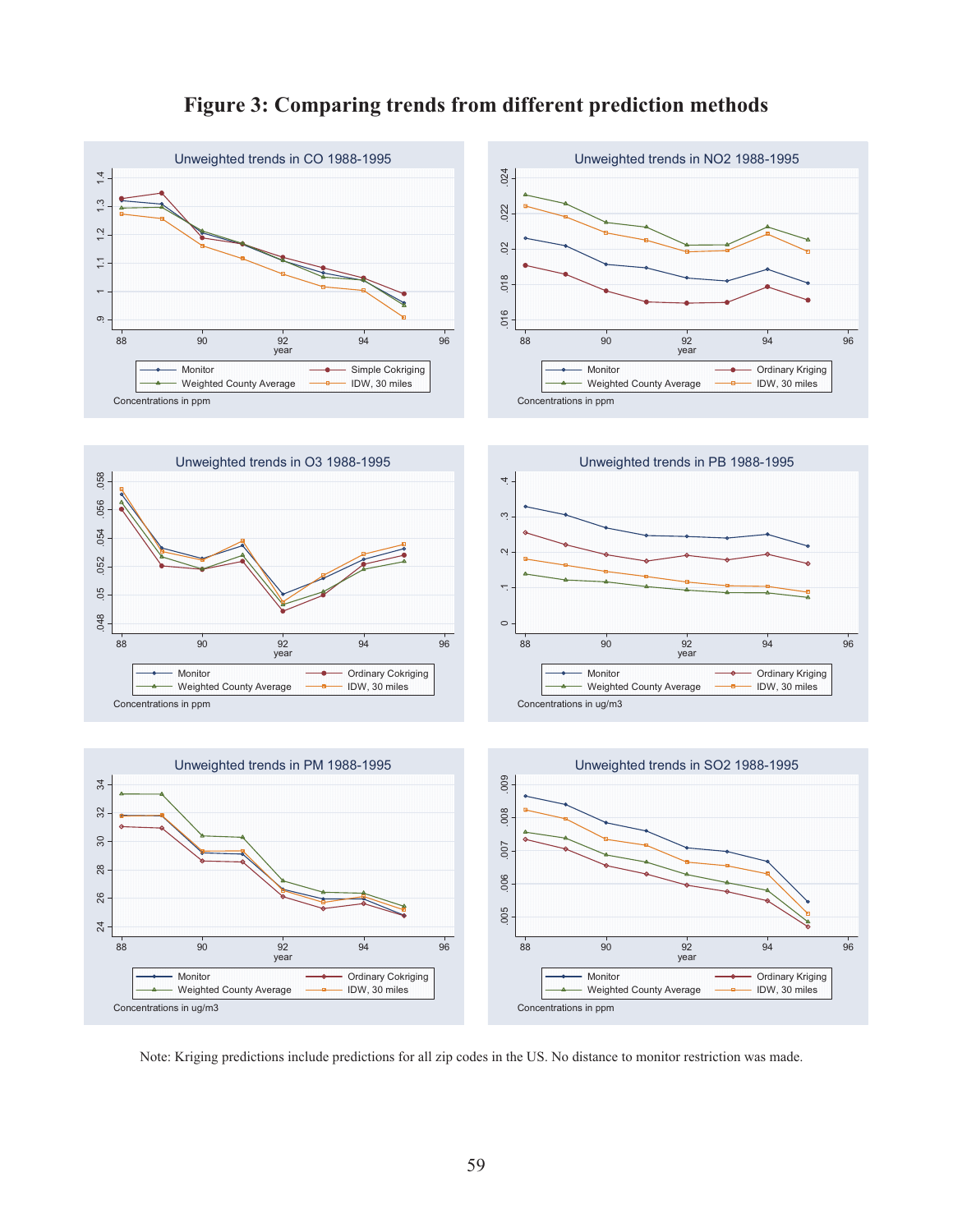# Figure 3: Comparing trends from different prediction methods

Unweighted trends in CO 1988-1995

1.4
1.3
1.2
1.1
1
.9

88 90 92 94 96
year

Monitor
Simple Cokriging
Weighted County Average
IDW, 30 miles

Concentrations in ppm

Unweighted trends in NO2 1988-1995

.024
.022
.02
.018
.016

88 90 92 94 96
year

Monitor
Ordinary Kriging
Weighted County Average
IDW, 30 miles

Concentrations in ppm

Unweighted trends in O3 1988-1995

.058
.056
.054
.052
.05
.048

88 90 92 94 96
year

Monitor
Ordinary Cokriging
Weighted County Average
IDW, 30 miles

Concentrations in ppm

Unweighted trends in PB 1988-1995

.4
.3
.2
.1
0

88 90 92 94 96
year

Monitor
Ordinary Kriging
Weighted County Average
IDW, 30 miles

Concentrations in ug/m3

Unweighted trends in PM 1988-1995

34
32
30
28
26
24

88 90 92 94 96
year

Monitor
Ordinary Cokriging
Weighted County Average
IDW, 30 miles

Concentrations in ug/m3

Unweighted trends in SO2 1988-1995

.009
.008
.007
.006
.005

88 90 92 94 96
year

Monitor
Ordinary Kriging
Weighted County Average
IDW, 30 miles

Concentrations in ppm

Note: Kriging predictions include predictions for all zip codes in the US. No distance to monitor restriction was made.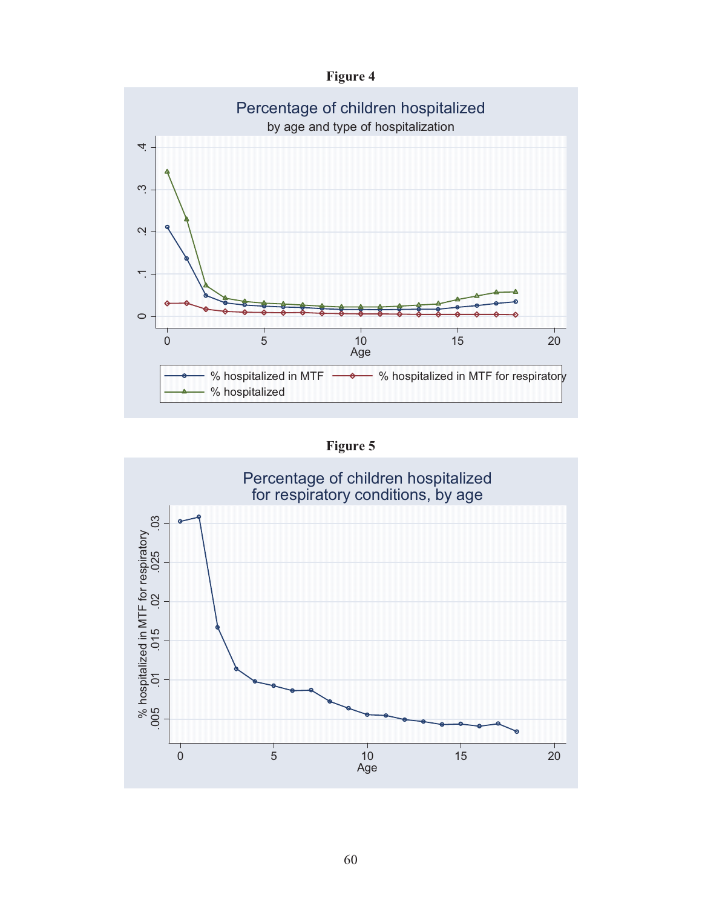**Figure 4**

Percentage of children hospitalized

by age and type of hospitalization

0
.1
.2
.3
.4

0
5
10
15
20

Age

% hospitalized in MTF
% hospitalized in MTF for respiratory
% hospitalized

**Figure 5**

Percentage of children hospitalized
for respiratory conditions, by age

% hospitalized in MTF for respiratory

.005
.01
.015
.02
.025
.03

0
5
10
15
20

Age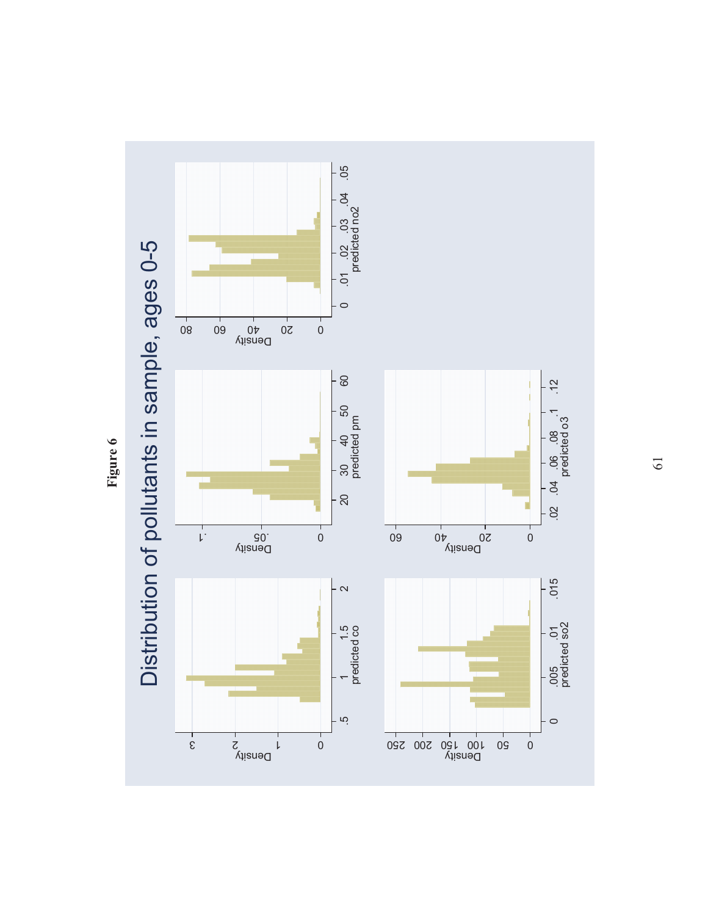**Figure 6**

Distribution of pollutants in sample, ages 0-5

Density
3
2
1
0
.5
1
1.5
2
predicted co

Density
.1
.05
0
20
30
40
50
60
predicted pm

Density
80
60
40
20
0
0
.01
.02
.03
.04
.05
predicted no2

Density
250
200
150
100
50
0
0
.005
.01
.015
predicted so2

Density
60
40
20
0
.02
.04
.06
.08
.1
.12
predicted o3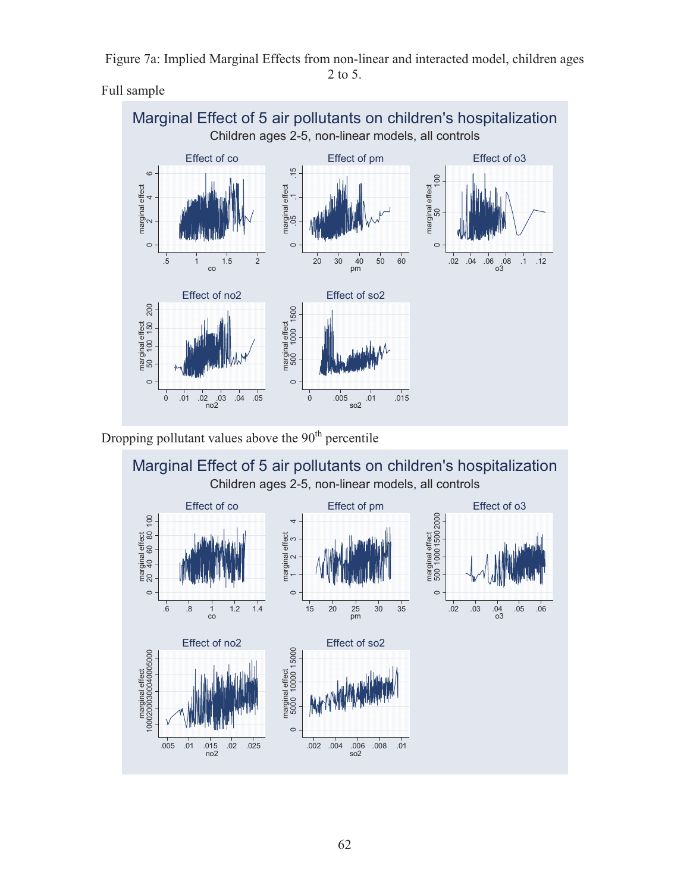Figure 7a: Implied Marginal Effects from non-linear and interacted model, children ages 2 to 5.

Full sample

Marginal Effect of 5 air pollutants on children's hospitalization

Children ages 2-5, non-linear models, all controls

Effect of co

marginal effect

0 2 4 6

.5 1 1.5 2

co

Effect of pm

marginal effect

0 .05 .1 .15

20 30 40 50 60

pm

Effect of o3

marginal effect

0 50 100

.02 .04 .06 .08 .1 .12

o3

Effect of no2

marginal effect

0 50 100 150 200

0 .01 .02 .03 .04 .05

no2

Effect of so2

marginal effect

0 500 1000 1500

0 .005 .01 .015

so2

Dropping pollutant values above the 90th percentile

Marginal Effect of 5 air pollutants on children's hospitalization

Children ages 2-5, non-linear models, all controls

Effect of co

marginal effect

0 20 40 60 80 100

.6 .8 1 1.2 1.4

co

Effect of pm

marginal effect

0 1 2 3 4

15 20 25 30 35

pm

Effect of o3

marginal effect

0 500 1000 1500 2000

.02 .03 .04 .05 .06

o3

Effect of no2

marginal effect

1000 2000 3000 4000 5000

.005 .01 .015 .02 .025

no2

Effect of so2

marginal effect

0 5000 10000 15000

.002 .004 .006 .008 .01

so2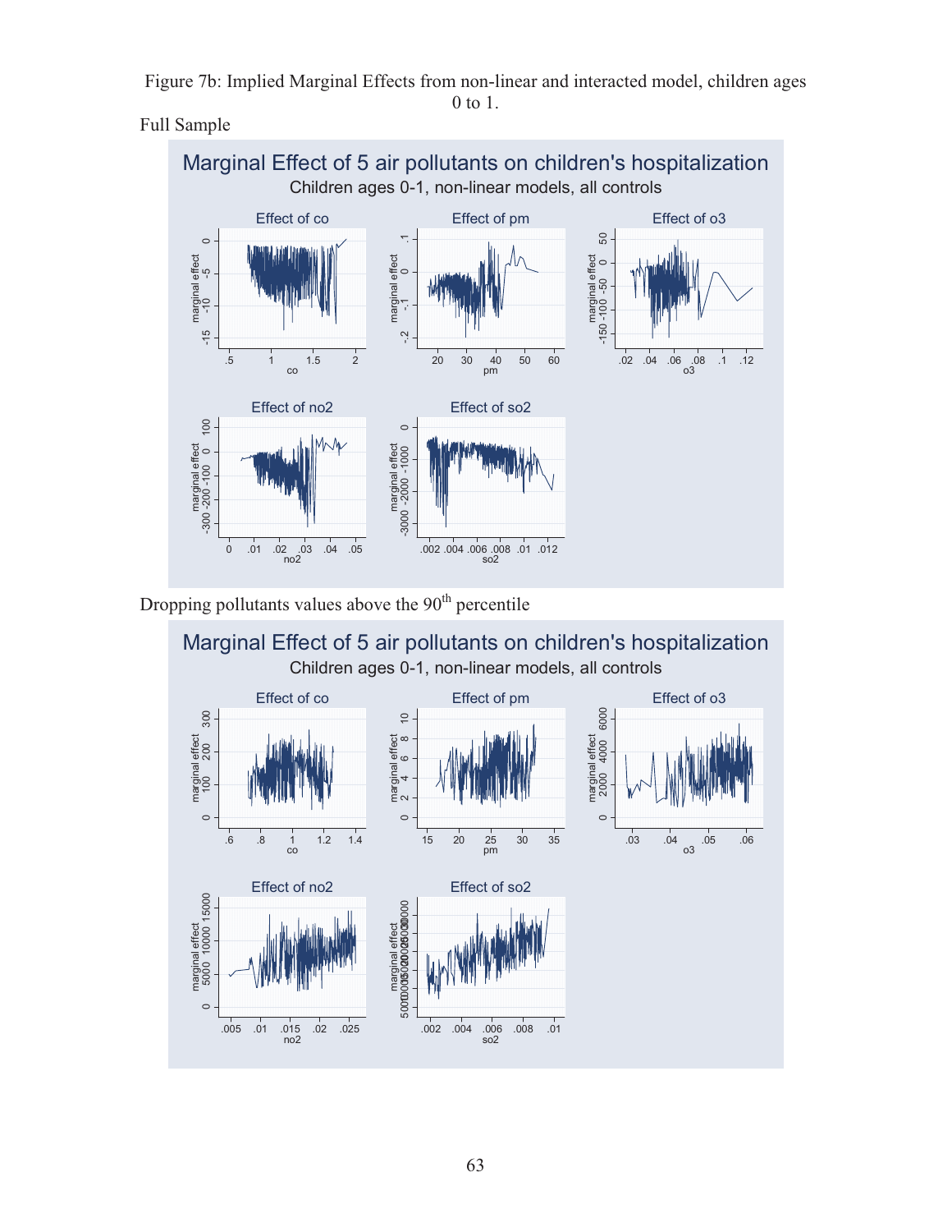Figure 7b: Implied Marginal Effects from non-linear and interacted model, children ages 0 to 1.

Full Sample

Marginal Effect of 5 air pollutants on children's hospitalization

Children ages 0-1, non-linear models, all controls

Effect of co

marginal effect

0
-5
-10
-15

.5 1 1.5 2

co

Effect of pm

marginal effect

.1
0
-.1
-.2

20 30 40 50 60

pm

Effect of o3

marginal effect

50
0
-50
-100
-150

.02 .04 .06 .08 .1 .12

o3

Effect of no2

marginal effect

100
0
-100
-200
-300

0 .01 .02 .03 .04 .05

no2

Effect of so2

marginal effect

0
-1000
-2000
-3000

.002 .004 .006 .008 .01 .012

so2

Dropping pollutants values above the 90[th] percentile

Marginal Effect of 5 air pollutants on children's hospitalization

Children ages 0-1, non-linear models, all controls

Effect of co

marginal effect

300
200
100
0

.6 .8 1 1.2 1.4

co

Effect of pm

marginal effect

10
8
6
4
2
0

15 20 25 30 35

pm

Effect of o3

marginal effect

6000
4000
2000
0

.03 .04 .05 .06

o3

Effect of no2

marginal effect

15000
10000
5000
0

.005 .01 .015 .02 .025

no2

Effect of so2

marginal effect

.002 .004 .006 .008 .01

so2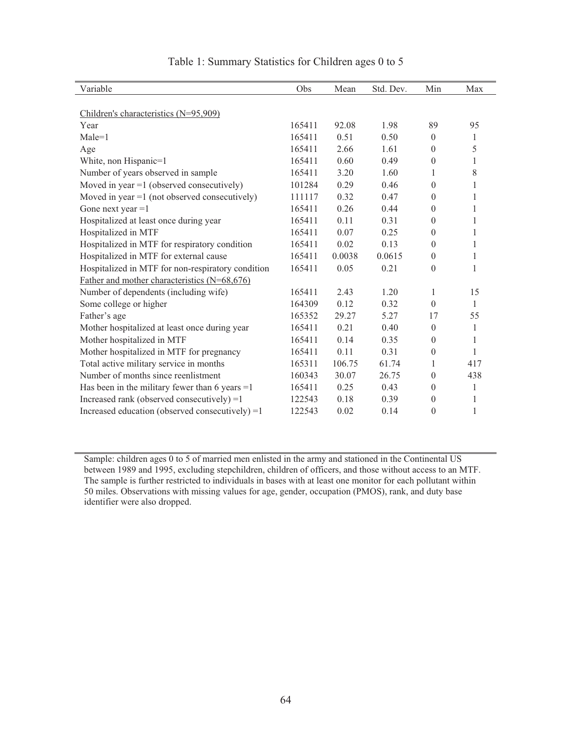Table 1: Summary Statistics for Children ages 0 to 5

| Variable | Obs | Mean | Std. Dev. | Min | Max |
|---|---|---|---|---|---|
| Children's characteristics (N=95,909) | | | | | |
| Year | 165411 | 92.08 | 1.98 | 89 | 95 |
| Male=1 | 165411 | 0.51 | 0.50 | 0 | 1 |
| Age | 165411 | 2.66 | 1.61 | 0 | 5 |
| White, non Hispanic=1 | 165411 | 0.60 | 0.49 | 0 | 1 |
| Number of years observed in sample | 165411 | 3.20 | 1.60 | 1 | 8 |
| Moved in year =1 (observed consecutively) | 101284 | 0.29 | 0.46 | 0 | 1 |
| Moved in year =1 (not observed consecutively) | 111117 | 0.32 | 0.47 | 0 | 1 |
| Gone next year =1 | 165411 | 0.26 | 0.44 | 0 | 1 |
| Hospitalized at least once during year | 165411 | 0.11 | 0.31 | 0 | 1 |
| Hospitalized in MTF | 165411 | 0.07 | 0.25 | 0 | 1 |
| Hospitalized in MTF for respiratory condition | 165411 | 0.02 | 0.13 | 0 | 1 |
| Hospitalized in MTF for external cause | 165411 | 0.0038 | 0.0615 | 0 | 1 |
| Hospitalized in MTF for non-respiratory condition | 165411 | 0.05 | 0.21 | 0 | 1 |
| Father and mother characteristics (N=68,676) | | | | | |
| Number of dependents (including wife) | 165411 | 2.43 | 1.20 | 1 | 15 |
| Some college or higher | 164309 | 0.12 | 0.32 | 0 | 1 |
| Father's age | 165352 | 29.27 | 5.27 | 17 | 55 |
| Mother hospitalized at least once during year | 165411 | 0.21 | 0.40 | 0 | 1 |
| Mother hospitalized in MTF | 165411 | 0.14 | 0.35 | 0 | 1 |
| Mother hospitalized in MTF for pregnancy | 165411 | 0.11 | 0.31 | 0 | 1 |
| Total active military service in months | 165311 | 106.75 | 61.74 | 1 | 417 |
| Number of months since reenlistment | 160343 | 30.07 | 26.75 | 0 | 438 |
| Has been in the military fewer than 6 years =1 | 165411 | 0.25 | 0.43 | 0 | 1 |
| Increased rank (observed consecutively) =1 | 122543 | 0.18 | 0.39 | 0 | 1 |
| Increased education (observed consecutively) =1 | 122543 | 0.02 | 0.14 | 0 | 1 |

Sample: children ages 0 to 5 of married men enlisted in the army and stationed in the Continental US between 1989 and 1995, excluding stepchildren, children of officers, and those without access to an MTF. The sample is further restricted to individuals in bases with at least one monitor for each pollutant within 50 miles. Observations with missing values for age, gender, occupation (PMOS), rank, and duty base identifier were also dropped.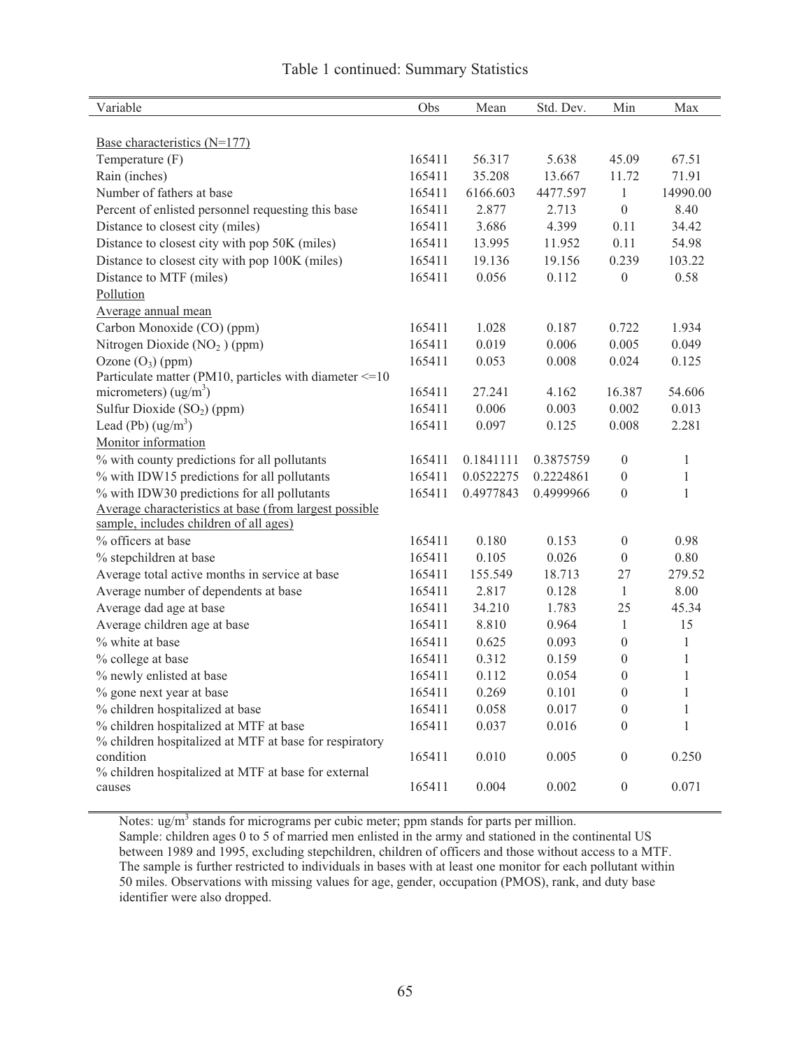# Table 1 continued: Summary Statistics

| Variable | Obs | Mean | Std. Dev. | Min | Max |
|---|---|---|---|---|---|
| Base characteristics (N=177) | | | | | |
| Temperature (F) | 165411 | 56.317 | 5.638 | 45.09 | 67.51 |
| Rain (inches) | 165411 | 35.208 | 13.667 | 11.72 | 71.91 |
| Number of fathers at base | 165411 | 6166.603 | 4477.597 | 1 | 14990.00 |
| Percent of enlisted personnel requesting this base | 165411 | 2.877 | 2.713 | 0 | 8.40 |
| Distance to closest city (miles) | 165411 | 3.686 | 4.399 | 0.11 | 34.42 |
| Distance to closest city with pop 50K (miles) | 165411 | 13.995 | 11.952 | 0.11 | 54.98 |
| Distance to closest city with pop 100K (miles) | 165411 | 19.136 | 19.156 | 0.239 | 103.22 |
| Distance to MTF (miles) | 165411 | 0.056 | 0.112 | 0 | 0.58 |
| Pollution | | | | | |
| Average annual mean | | | | | |
| Carbon Monoxide (CO) (ppm) | 165411 | 1.028 | 0.187 | 0.722 | 1.934 |
| Nitrogen Dioxide ($NO_2$) (ppm) | 165411 | 0.019 | 0.006 | 0.005 | 0.049 |
| Ozone ($O_3$) (ppm) | 165411 | 0.053 | 0.008 | 0.024 | 0.125 |
| Particulate matter (PM10, particles with diameter <=10 micrometers) ($ug/m^3$) | 165411 | 27.241 | 4.162 | 16.387 | 54.606 |
| Sulfur Dioxide ($SO_2$) (ppm) | 165411 | 0.006 | 0.003 | 0.002 | 0.013 |
| Lead (Pb) ($ug/m^3$) | 165411 | 0.097 | 0.125 | 0.008 | 2.281 |
| Monitor information | | | | | |
| % with county predictions for all pollutants | 165411 | 0.1841111 | 0.3875759 | 0 | 1 |
| % with IDW15 predictions for all pollutants | 165411 | 0.0522275 | 0.2224861 | 0 | 1 |
| % with IDW30 predictions for all pollutants | 165411 | 0.4977843 | 0.4999966 | 0 | 1 |
| Average characteristics at base (from largest possible sample, includes children of all ages) | | | | | |
| % officers at base | 165411 | 0.180 | 0.153 | 0 | 0.98 |
| % stepchildren at base | 165411 | 0.105 | 0.026 | 0 | 0.80 |
| Average total active months in service at base | 165411 | 155.549 | 18.713 | 27 | 279.52 |
| Average number of dependents at base | 165411 | 2.817 | 0.128 | 1 | 8.00 |
| Average dad age at base | 165411 | 34.210 | 1.783 | 25 | 45.34 |
| Average children age at base | 165411 | 8.810 | 0.964 | 1 | 15 |
| % white at base | 165411 | 0.625 | 0.093 | 0 | 1 |
| % college at base | 165411 | 0.312 | 0.159 | 0 | 1 |
| % newly enlisted at base | 165411 | 0.112 | 0.054 | 0 | 1 |
| % gone next year at base | 165411 | 0.269 | 0.101 | 0 | 1 |
| % children hospitalized at base | 165411 | 0.058 | 0.017 | 0 | 1 |
| % children hospitalized at MTF at base | 165411 | 0.037 | 0.016 | 0 | 1 |
| % children hospitalized at MTF at base for respiratory condition | 165411 | 0.010 | 0.005 | 0 | 0.250 |
| % children hospitalized at MTF at base for external causes | 165411 | 0.004 | 0.002 | 0 | 0.071 |

Notes: $ug/m^3$ stands for micrograms per cubic meter; ppm stands for parts per million.
Sample: children ages 0 to 5 of married men enlisted in the army and stationed in the continental US between 1989 and 1995, excluding stepchildren, children of officers and those without access to a MTF. The sample is further restricted to individuals in bases with at least one monitor for each pollutant within 50 miles. Observations with missing values for age, gender, occupation (PMOS), rank, and duty base identifier were also dropped.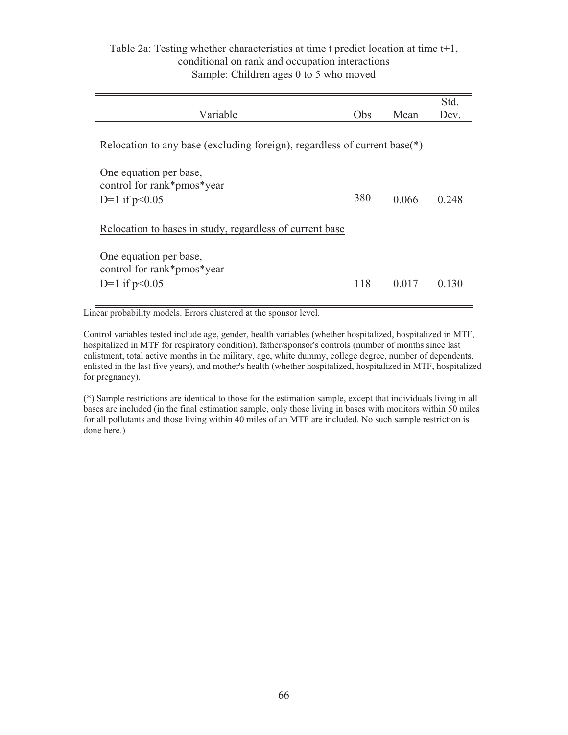Table 2a: Testing whether characteristics at time t predict location at time t+1, conditional on rank and occupation interactions
Sample: Children ages 0 to 5 who moved

| Variable | Obs | Mean | Std. Dev. |
|---|---|---|---|
| Relocation to any base (excluding foreign), regardless of current base(*) | | | |
| One equation per base, control for rank*pmos*year D=1 if p<0.05 | 380 | 0.066 | 0.248 |
| Relocation to bases in study, regardless of current base | | | |
| One equation per base, control for rank*pmos*year D=1 if p<0.05 | 118 | 0.017 | 0.130 |

Linear probability models. Errors clustered at the sponsor level.

Control variables tested include age, gender, health variables (whether hospitalized, hospitalized in MTF, hospitalized in MTF for respiratory condition), father/sponsor's controls (number of months since last enlistment, total active months in the military, age, white dummy, college degree, number of dependents, enlisted in the last five years), and mother's health (whether hospitalized, hospitalized in MTF, hospitalized for pregnancy).

(*) Sample restrictions are identical to those for the estimation sample, except that individuals living in all bases are included (in the final estimation sample, only those living in bases with monitors within 50 miles for all pollutants and those living within 40 miles of an MTF are included. No such sample restriction is done here.)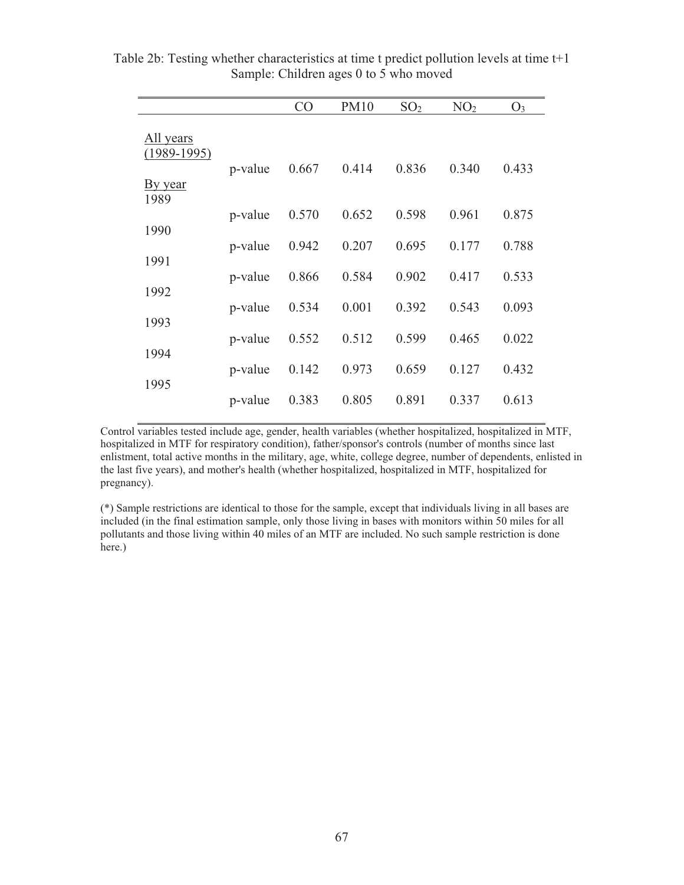Table 2b: Testing whether characteristics at time t predict pollution levels at time t+1
Sample: Children ages 0 to 5 who moved

| | | CO | PM10 | $SO_2$ | $NO_2$ | $O_3$ |
|---|---|---|---|---|---|---|
| All years (1989-1995) | p-value | 0.667 | 0.414 | 0.836 | 0.340 | 0.433 |
| By year | | | | | | |
| 1989 | p-value | 0.570 | 0.652 | 0.598 | 0.961 | 0.875 |
| 1990 | p-value | 0.942 | 0.207 | 0.695 | 0.177 | 0.788 |
| 1991 | p-value | 0.866 | 0.584 | 0.902 | 0.417 | 0.533 |
| 1992 | p-value | 0.534 | 0.001 | 0.392 | 0.543 | 0.093 |
| 1993 | p-value | 0.552 | 0.512 | 0.599 | 0.465 | 0.022 |
| 1994 | p-value | 0.142 | 0.973 | 0.659 | 0.127 | 0.432 |
| 1995 | p-value | 0.383 | 0.805 | 0.891 | 0.337 | 0.613 |

Control variables tested include age, gender, health variables (whether hospitalized, hospitalized in MTF, hospitalized in MTF for respiratory condition), father/sponsor's controls (number of months since last enlistment, total active months in the military, age, white, college degree, number of dependents, enlisted in the last five years), and mother's health (whether hospitalized, hospitalized in MTF, hospitalized for pregnancy).

(*) Sample restrictions are identical to those for the sample, except that individuals living in all bases are included (in the final estimation sample, only those living in bases with monitors within 50 miles for all pollutants and those living within 40 miles of an MTF are included. No such sample restriction is done here.)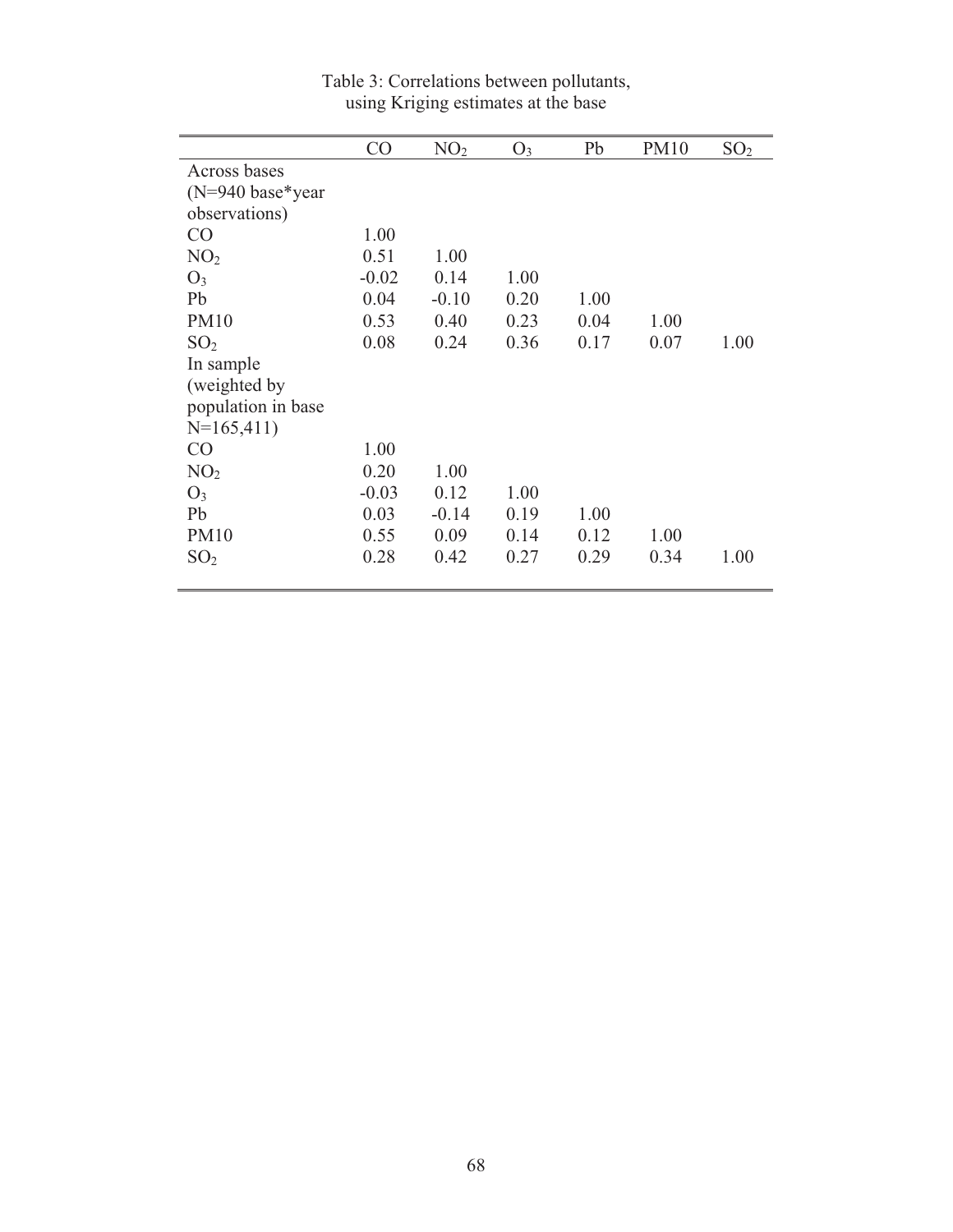Table 3: Correlations between pollutants, using Kriging estimates at the base

| | $CO$ | $NO_2$ | $O_3$ | Pb | PM10 | $SO_2$ |
|---|---|---|---|---|---|---|
| Across bases (N=940 base*year observations) | | | | | | |
| $CO$ | 1.00 | | | | | |
| $NO_2$ | 0.51 | 1.00 | | | | |
| $O_3$ | -0.02 | 0.14 | 1.00 | | | |
| Pb | 0.04 | -0.10 | 0.20 | 1.00 | | |
| PM10 | 0.53 | 0.40 | 0.23 | 0.04 | 1.00 | |
| $SO_2$ | 0.08 | 0.24 | 0.36 | 0.17 | 0.07 | 1.00 |
| In sample (weighted by population in base N=165,411) | | | | | | |
| $CO$ | 1.00 | | | | | |
| $NO_2$ | 0.20 | 1.00 | | | | |
| $O_3$ | -0.03 | 0.12 | 1.00 | | | |
| Pb | 0.03 | -0.14 | 0.19 | 1.00 | | |
| PM10 | 0.55 | 0.09 | 0.14 | 0.12 | 1.00 | |
| $SO_2$ | 0.28 | 0.42 | 0.27 | 0.29 | 0.34 | 1.00 |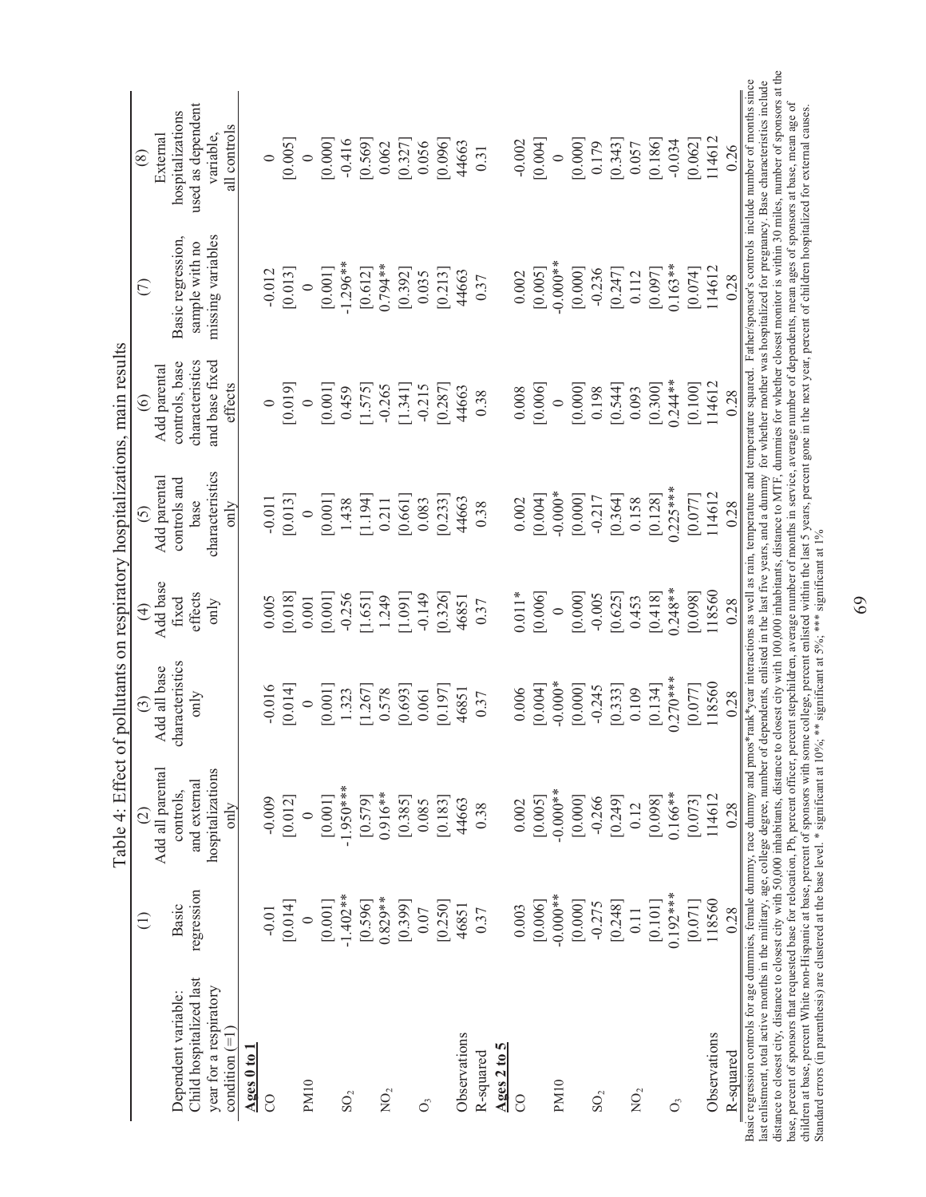# Table 4: Effect of pollutants on respiratory hospitalizations, main results

| Dependent variable: Child hospitalized last year for a respiratory condition (=1) | (1) Basic regression | (2) Add all parental controls, and external hospitalizations only | (3) Add all base characteristics only | (4) Add base fixed effects only | (5) Add parental controls and base characteristics only | (6) Add parental controls, base characteristics and base fixed effects | (7) Basic regression, sample with no missing variables | (8) External hospitalizations used as dependent variable, all controls |
|---|---|---|---|---|---|---|---|---|
| **Ages 0 to 1** | | | | | | | | |
| CO | -0.01 | -0.009 | -0.016 | 0.005 | -0.011 | 0 | -0.012 | 0 |
| | [0.014] | [0.012] | [0.014] | [0.018] | [0.013] | [0.019] | [0.013] | [0.005] |
| PM10 | 0 | 0 | 0 | 0.001 | 0 | 0 | 0 | 0 |
| | [0.001] | [0.001] | [0.001] | [0.001] | [0.001] | [0.001] | [0.001] | [0.000] |
| $SO_2$ | -1.402** | -1.950*** | 1.323 | -0.256 | 1.438 | 0.459 | -1.296** | -0.416 |
| | [0.596] | [0.579] | [1.267] | [1.651] | [1.194] | [1.575] | [0.612] | [0.569] |
| $NO_2$ | 0.829** | 0.916** | 0.578 | 1.249 | 0.211 | -0.265 | 0.794** | 0.062 |
| | [0.399] | [0.385] | [0.693] | [1.091] | [0.661] | [1.341] | [0.392] | [0.327] |
| $O_3$ | 0.07 | 0.085 | 0.061 | -0.149 | 0.083 | -0.215 | 0.035 | 0.056 |
| | [0.250] | [0.183] | [0.197] | [0.326] | [0.233] | [0.287] | [0.213] | [0.096] |
| Observations | 46851 | 44663 | 46851 | 46851 | 44663 | 44663 | 44663 | 44663 |
| R-squared | 0.37 | 0.38 | 0.37 | 0.37 | 0.38 | 0.38 | 0.37 | 0.31 |
| **Ages 2 to 5** | | | | | | | | |
| CO | 0.003 | 0.002 | 0.006 | 0.011* | 0.002 | 0.008 | 0.002 | -0.002 |
| | [0.006] | [0.005] | [0.004] | [0.006] | [0.004] | [0.006] | [0.005] | [0.004] |
| PM10 | -0.000** | -0.000** | -0.000* | 0 | -0.000* | 0 | -0.000** | 0 |
| | [0.000] | [0.000] | [0.000] | [0.000] | [0.000] | [0.000] | [0.000] | [0.000] |
| $SO_2$ | -0.275 | -0.266 | -0.245 | -0.005 | -0.217 | 0.198 | -0.236 | 0.179 |
| | [0.248] | [0.249] | [0.333] | [0.625] | [0.364] | [0.544] | [0.247] | [0.343] |
| $NO_2$ | 0.11 | 0.12 | 0.109 | 0.453 | 0.158 | 0.093 | 0.112 | 0.057 |
| | [0.101] | [0.098] | [0.134] | [0.418] | [0.128] | [0.300] | [0.097] | [0.186] |
| $O_3$ | 0.192*** | 0.166** | 0.270*** | 0.248** | 0.225*** | 0.244** | 0.163** | -0.034 |
| | [0.071] | [0.073] | [0.077] | [0.098] | [0.077] | [0.100] | [0.074] | [0.062] |
| Observations | 118560 | 114612 | 118560 | 118560 | 114612 | 114612 | 114612 | 114612 |
| R-squared | 0.28 | 0.28 | 0.28 | 0.28 | 0.28 | 0.28 | 0.28 | 0.26 |

Basic regression controls for age dummies, female dummy, race dummy and pmos*rank*year interactions as well as rain, temperature and temperature squared. Father/sponsor's controls include number of months since last enlistment, total active months in the military, age, college degree, number of dependents, enlisted in the last five years, and a dummy for whether mother was hospitalized for pregnancy. Base characteristics include distance to closest city, distance to closest city with 50,000 inhabitants, distance to closest city with 100,000 inhabitants, distance to MTF, dummies for whether closest monitor is within 30 miles, number of sponsors at the base, percent of sponsors that requested base for relocation, Pb, percent officer, percent stepchildren, average number of months in service, average number of dependents, mean ages of sponsors at base, mean age of children at base, percent White non-Hispanic at base, percent of sponsors with some college, percent enlisted within the last 5 years, percent gone in the next year, percent of children hospitalized for external causes. Standard errors (in parenthesis) are clustered at the base level. * significant at 10%; ** significant at 5%; *** significant at 1%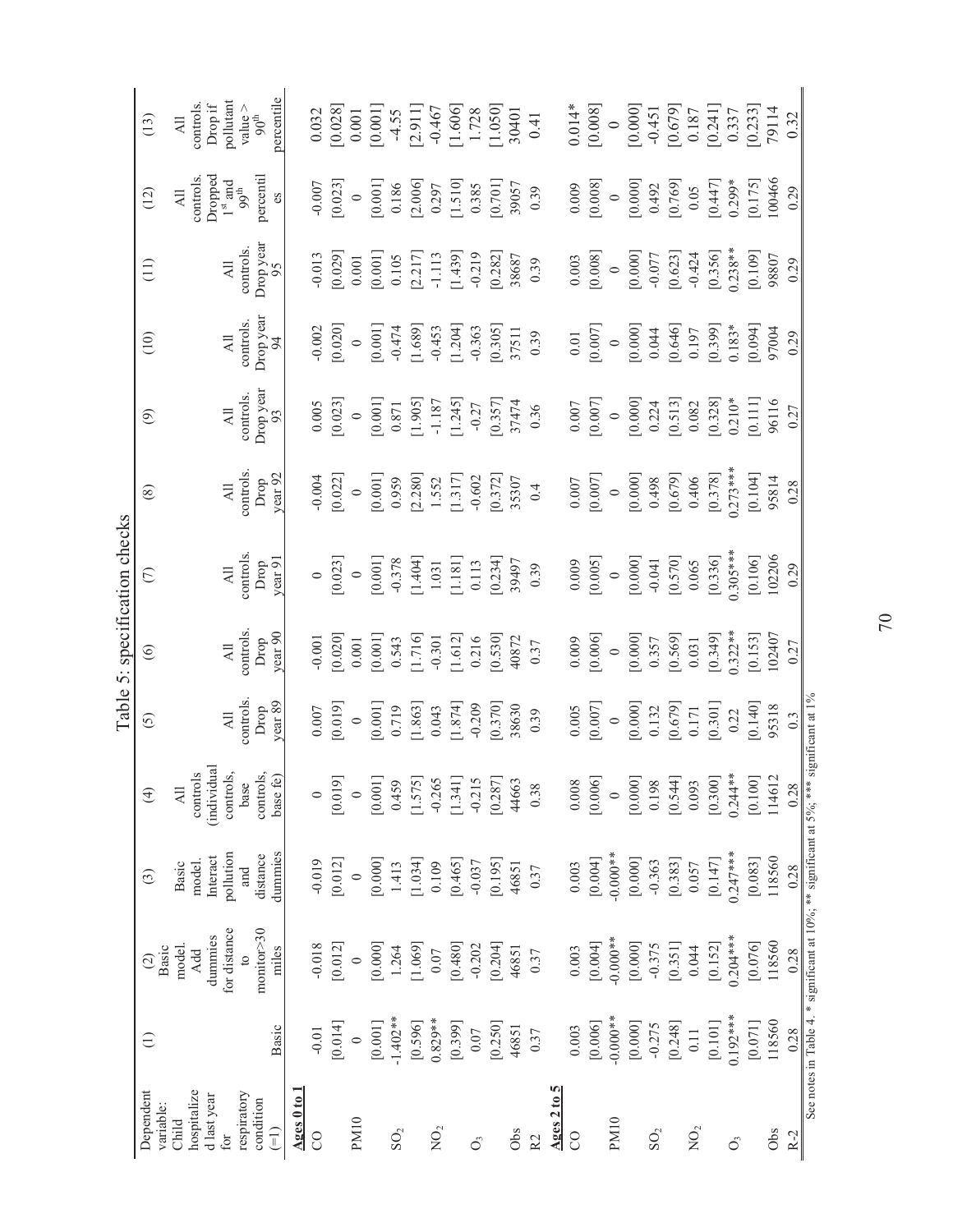# Table 5: specification checks

| Dependent variable: Child hospitalized last year for respiratory condition (=1) | (1) Basic | (2) Basic model. Add dummies for distance to monitor>30 miles | (3) Basic model. Interact pollution and distance dummies | (4) All controls (individual controls, base controls, base fe) | (5) All controls. Drop year 89 | (6) All controls. Drop year 90 | (7) All controls. Drop year 91 | (8) All controls. Drop year 92 | (9) All controls. Drop year 93 | (10) All controls. Drop year 94 | (11) All controls. Drop year 95 | (12) All controls. Dropped 1st and 99th percentiles | (13) All controls. Drop if pollutant value > 90th percentile |
|---|---|---|---|---|---|---|---|---|---|---|---|---|---|
| **Ages 0 to 1** | | | | | | | | | | | | | |
| CO | -0.01 | -0.018 | -0.019 | 0 | 0.007 | -0.001 | 0 | -0.004 | 0.005 | -0.002 | -0.013 | -0.007 | 0.032 |
| | [0.014] | [0.012] | [0.012] | [0.019] | [0.019] | [0.020] | [0.023] | [0.022] | [0.023] | [0.020] | [0.029] | [0.023] | [0.028] |
| PM10 | 0 | 0 | 0 | 0 | 0 | 0.001 | 0 | 0 | 0 | 0 | 0.001 | 0 | 0.001 |
| | [0.001] | [0.000] | [0.000] | [0.001] | [0.001] | [0.001] | [0.001] | [0.001] | [0.001] | [0.001] | [0.001] | [0.001] | [0.001] |
| $SO_2$ | -1.402** | 1.264 | 1.413 | 0.459 | 0.719 | 0.543 | -0.378 | 0.959 | 0.871 | -0.474 | 0.105 | 0.186 | -4.55 |
| | [0.596] | [1.069] | [1.034] | [1.575] | [1.863] | [1.716] | [1.404] | [2.280] | [1.905] | [1.689] | [2.217] | [2.006] | [2.911] |
| $NO_2$ | 0.829** | 0.07 | 0.109 | -0.265 | 0.043 | -0.301 | 1.031 | 1.552 | -1.187 | -0.453 | -1.113 | 0.297 | -0.467 |
| | [0.399] | [0.480] | [0.465] | [1.341] | [1.874] | [1.612] | [1.181] | [1.317] | [1.245] | [1.204] | [1.439] | [1.510] | [1.606] |
| $O_3$ | 0.07 | -0.202 | -0.037 | -0.215 | -0.209 | 0.216 | 0.113 | -0.602 | -0.27 | -0.363 | -0.219 | 0.385 | 1.728 |
| | [0.250] | [0.204] | [0.195] | [0.287] | [0.370] | [0.530] | [0.234] | [0.372] | [0.357] | [0.305] | [0.282] | [0.701] | [1.050] |
| Obs | 46851 | 46851 | 46851 | 44663 | 38630 | 40872 | 39497 | 35307 | 37474 | 37511 | 38687 | 39057 | 30401 |
| R2 | 0.37 | 0.37 | 0.37 | 0.38 | 0.39 | 0.37 | 0.39 | 0.4 | 0.36 | 0.39 | 0.39 | 0.39 | 0.41 |
| **Ages 2 to 5** | | | | | | | | | | | | | |
| CO | 0.003 | 0.003 | 0.003 | 0.008 | 0.005 | 0.009 | 0.009 | 0.007 | 0.007 | 0.01 | 0.003 | 0.009 | 0.014* |
| | [0.006] | [0.004] | [0.004] | [0.006] | [0.007] | [0.006] | [0.005] | [0.007] | [0.007] | [0.007] | [0.008] | [0.008] | [0.008] |
| PM10 | -0.000** | -0.000** | -0.000** | 0 | 0 | 0 | 0 | 0 | 0 | 0 | 0 | 0 | 0 |
| | [0.000] | [0.000] | [0.000] | [0.000] | [0.000] | [0.000] | [0.000] | [0.000] | [0.000] | [0.000] | [0.000] | [0.000] | [0.000] |
| $SO_2$ | -0.275 | -0.375 | -0.363 | 0.198 | 0.132 | 0.357 | -0.041 | 0.498 | 0.224 | 0.044 | -0.077 | 0.492 | -0.451 |
| | [0.248] | [0.351] | [0.383] | [0.544] | [0.679] | [0.569] | [0.570] | [0.679] | [0.513] | [0.646] | [0.623] | [0.769] | [0.679] |
| $NO_2$ | 0.11 | 0.044 | 0.057 | 0.093 | 0.171 | 0.031 | 0.065 | 0.406 | 0.082 | 0.197 | -0.424 | 0.05 | 0.187 |
| | [0.101] | [0.152] | [0.147] | [0.300] | [0.301] | [0.349] | [0.336] | [0.378] | [0.328] | [0.399] | [0.356] | [0.447] | [0.241] |
| $O_3$ | 0.192*** | 0.204*** | 0.247*** | 0.244** | 0.22 | 0.322** | 0.305*** | 0.273*** | 0.210* | 0.183* | 0.238** | 0.299* | 0.337 |
| | [0.071] | [0.076] | [0.083] | [0.100] | [0.140] | [0.153] | [0.106] | [0.104] | [0.111] | [0.094] | [0.109] | [0.175] | [0.233] |
| Obs | 118560 | 118560 | 118560 | 114612 | 95318 | 102407 | 102206 | 95814 | 96116 | 97004 | 98807 | 100466 | 79114 |
| R-2 | 0.28 | 0.28 | 0.28 | 0.28 | 0.3 | 0.27 | 0.29 | 0.28 | 0.27 | 0.29 | 0.29 | 0.29 | 0.32 |

See notes in Table 4. * significant at 10%; ** significant at 5%; *** significant at 1%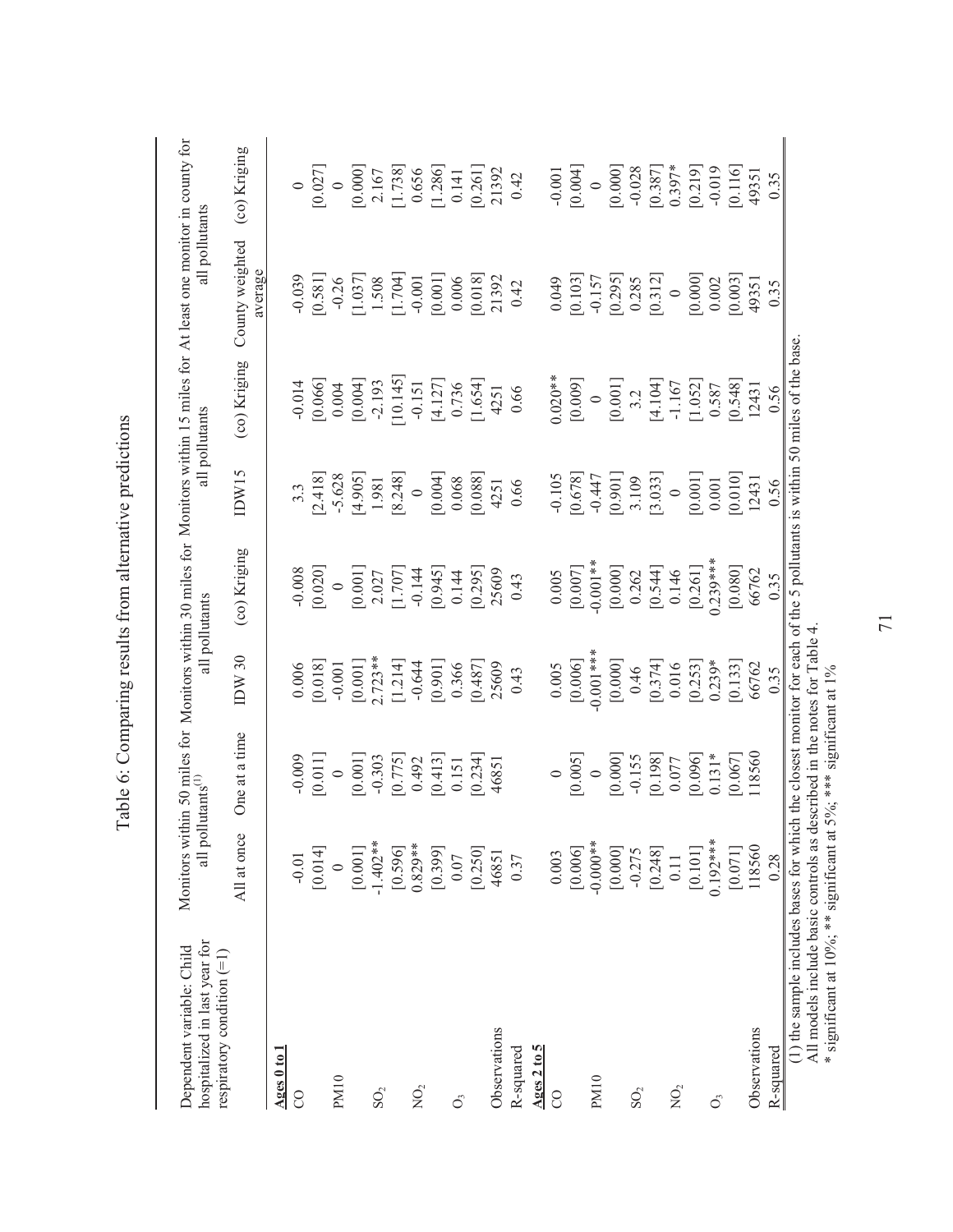# Table 6: Comparing results from alternative predictions

| Dependent variable: Child hospitalized in last year for respiratory condition (=1) | Monitors within 50 miles for all pollutants[(1)] | | Monitors within 30 miles for all pollutants | | Monitors within 15 miles for all pollutants | | At least one monitor in county for all pollutants | |
|---|---|---|---|---|---|---|---|---|
| | All at once | One at a time | IDW 30 | (co) Kriging | IDW15 | (co) Kriging | County weighted average | (co) Kriging |
| **Ages 0 to 1** | | | | | | | | |
| CO | -0.01 | -0.009 | 0.006 | -0.008 | 3.3 | -0.014 | -0.039 | 0 |
| | [0.014] | [0.011] | [0.018] | [0.020] | [2.418] | [0.066] | [0.581] | [0.027] |
| PM10 | 0 | 0 | -0.001 | 0 | -5.628 | 0.004 | -0.26 | 0 |
| | [0.001] | [0.001] | [0.001] | [0.001] | [4.905] | [0.004] | [1.037] | [0.000] |
| $SO_2$ | -1.402** | -0.303 | 2.723** | 2.027 | 1.981 | -2.193 | 1.508 | 2.167 |
| | [0.596] | [0.775] | [1.214] | [1.707] | [8.248] | [10.145] | [1.704] | [1.738] |
| $NO_2$ | 0.829** | 0.492 | -0.644 | -0.144 | 0 | -0.151 | -0.001 | 0.656 |
| | [0.399] | [0.413] | [0.901] | [0.945] | [0.004] | [4.127] | [0.001] | [1.286] |
| $O_3$ | 0.07 | 0.151 | 0.366 | 0.144 | 0.068 | 0.736 | 0.006 | 0.141 |
| | [0.250] | [0.234] | [0.487] | [0.295] | [0.088] | [1.654] | [0.018] | [0.261] |
| Observations | 46851 | 46851 | 25609 | 25609 | 4251 | 4251 | 21392 | 21392 |
| R-squared | 0.37 | | 0.43 | 0.43 | 0.66 | 0.66 | 0.42 | 0.42 |
| **Ages 2 to 5** | | | | | | | | |
| CO | 0.003 | 0 | 0.005 | 0.005 | -0.105 | 0.020** | 0.049 | -0.001 |
| | [0.006] | [0.005] | [0.006] | [0.007] | [0.678] | [0.009] | [0.103] | [0.004] |
| PM10 | -0.000** | 0 | -0.001*** | -0.001** | -0.447 | 0 | -0.157 | 0 |
| | [0.000] | [0.000] | [0.000] | [0.000] | [0.901] | [0.001] | [0.295] | [0.000] |
| $SO_2$ | -0.275 | -0.155 | 0.46 | 0.262 | 3.109 | 3.2 | 0.285 | -0.028 |
| | [0.248] | [0.198] | [0.374] | [0.544] | [3.033] | [4.104] | [0.312] | [0.387] |
| $NO_2$ | 0.11 | 0.077 | 0.016 | 0.146 | 0 | -1.167 | 0 | 0.397* |
| | [0.101] | [0.096] | [0.253] | [0.261] | [0.001] | [1.052] | [0.000] | [0.219] |
| $O_3$ | 0.192*** | 0.131* | 0.239* | 0.239*** | 0.001 | 0.587 | 0.002 | -0.019 |
| | [0.071] | [0.067] | [0.133] | [0.080] | [0.010] | [0.548] | [0.003] | [0.116] |
| Observations | 118560 | 118560 | 66762 | 66762 | 12431 | 12431 | 49351 | 49351 |
| R-squared | 0.28 | | 0.35 | 0.35 | 0.56 | 0.56 | 0.35 | 0.35 |

(1) the sample includes bases for which the closest monitor for each of the 5 pollutants is within 50 miles of the base.
All models include basic controls as described in the notes for Table 4.
\* significant at 10%; ** significant at 5%; *** significant at 1%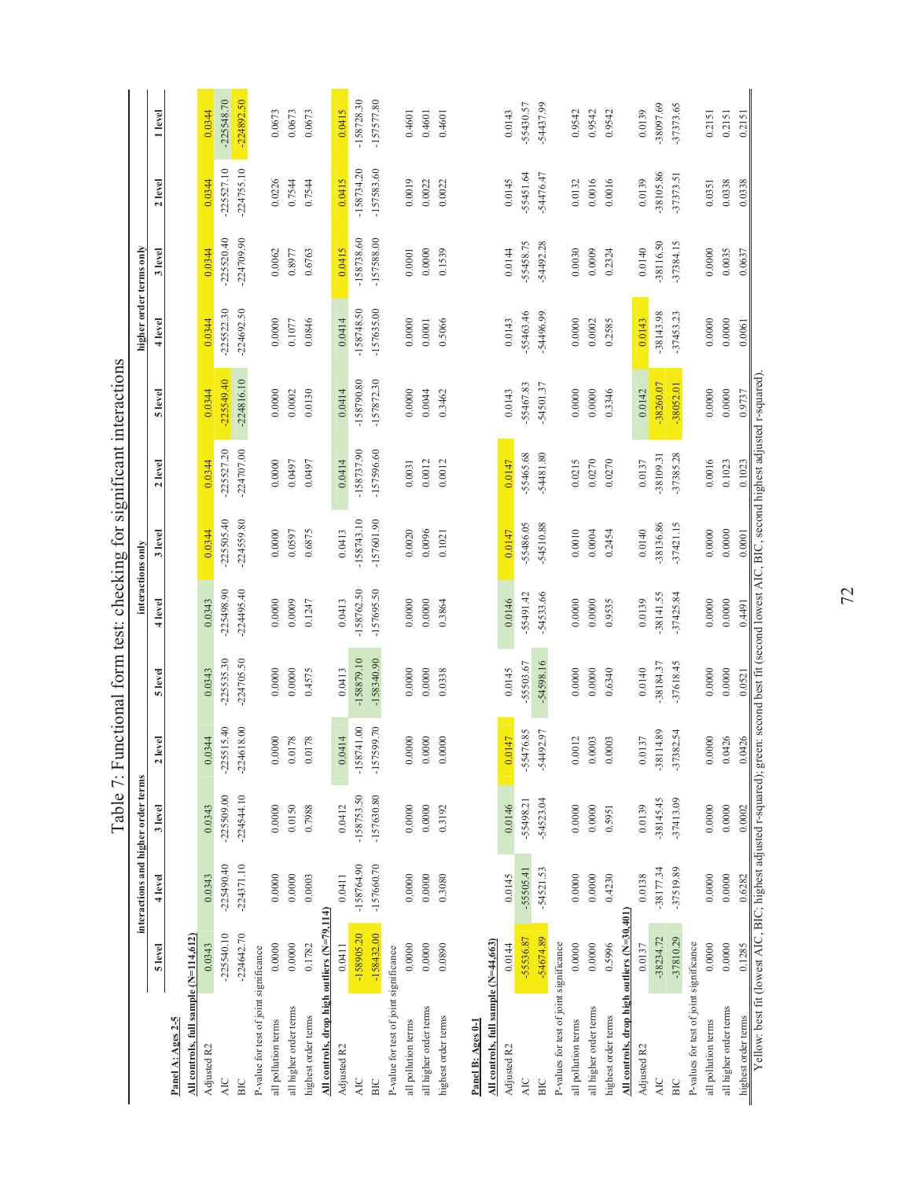# Table 7: Functional form test: checking for significant interactions

| | interactions and higher order terms | | | | interactions only | | | | higher order terms only | | | |
|---|---|---|---|---|---|---|---|---|---|---|---|---|
| | 5 level | 4 level | 3 level | 2 level | 5 level | 4 level | 3 level | 2 level | 5 level | 4 level | 3 level | 2 level | 1 level |
| **Panel A: Ages 2-5** | | | | | | | | | | | | | |
| **All controls, full sample (N=114,612)** | | | | | | | | | | | | | |
| Adjusted R2 | 0.0343 | 0.0343 | 0.0343 | 0.0344 | 0.0343 | 0.0343 | 0.0344 | 0.0344 | 0.0344 | 0.0344 | 0.0344 | 0.0344 | 0.0344 |
| AIC | -225540.10 | -225490.40 | -225509.00 | -225515.40 | -225535.30 | -225498.90 | -225505.40 | -225527.20 | -225549.40 | -225522.30 | -225520.40 | -225527.10 | -225548.70 |
| BIC | -224642.70 | -224371.10 | -224544.10 | -224618.00 | -224705.50 | -224495.40 | -224559.80 | -224707.00 | -224816.10 | -224692.50 | -224709.90 | -224755.10 | -224892.50 |
| P-value for test of joint significance | | | | | | | | | | | | | |
| all pollution terms | 0.0000 | 0.0000 | 0.0000 | 0.0000 | 0.0000 | 0.0000 | 0.0000 | 0.0000 | 0.0000 | 0.0000 | 0.0062 | 0.0226 | 0.0673 |
| all higher order terms | 0.0000 | 0.0000 | 0.0150 | 0.0178 | 0.0000 | 0.0009 | 0.0597 | 0.0497 | 0.0002 | 0.1077 | 0.8977 | 0.7544 | 0.0673 |
| highest order terms | 0.1782 | 0.0003 | 0.7988 | 0.0178 | 0.4575 | 0.1247 | 0.6875 | 0.0497 | 0.0130 | 0.0846 | 0.6763 | 0.7544 | 0.0673 |
| **All controls, drop high outliers (N=79,114)** | | | | | | | | | | | | | |
| Adjusted R2 | 0.0411 | 0.0411 | 0.0412 | 0.0414 | 0.0413 | 0.0413 | 0.0413 | 0.0414 | 0.0414 | 0.0414 | 0.0415 | 0.0415 | 0.0415 |
| AIC | -158905.20 | -158764.90 | -158753.50 | -158741.00 | -158879.10 | -158762.50 | -158743.10 | -158737.90 | -158790.80 | -158748.50 | -158738.60 | -158734.20 | -158728.30 |
| BIC | -158432.00 | -157660.70 | -157630.80 | -157599.70 | -158340.90 | -157695.50 | -157601.90 | -157596.60 | -157872.30 | -157635.00 | -157588.00 | -157583.60 | -157577.80 |
| P-value for test of joint significance | | | | | | | | | | | | | |
| all pollution terms | 0.0000 | 0.0000 | 0.0000 | 0.0000 | 0.0000 | 0.0000 | 0.0020 | 0.0031 | 0.0000 | 0.0000 | 0.0001 | 0.0019 | 0.4601 |
| all higher order terms | 0.0000 | 0.0000 | 0.0000 | 0.0000 | 0.0000 | 0.0000 | 0.0096 | 0.0012 | 0.0044 | 0.0001 | 0.0000 | 0.0022 | 0.4601 |
| highest order terms | 0.0890 | 0.3080 | 0.3192 | 0.0000 | 0.0338 | 0.3864 | 0.1021 | 0.0012 | 0.3462 | 0.5066 | 0.1539 | 0.0022 | 0.4601 |
| **Panel B: Ages 0-1** | | | | | | | | | | | | | |
| **All controls, full sample (N=44,663)** | | | | | | | | | | | | | |
| Adjusted R2 | 0.0144 | 0.0145 | 0.0146 | 0.0147 | 0.0145 | 0.0146 | 0.0147 | 0.0147 | 0.0143 | 0.0143 | 0.0144 | 0.0145 | 0.0143 |
| AIC | -55536.87 | -55505.41 | -55498.21 | -55476.85 | -55503.67 | -55491.42 | -55486.05 | -55465.68 | -55467.83 | -55463.46 | -55458.75 | -55451.64 | -55430.57 |
| BIC | -54674.89 | -54521.53 | -54523.04 | -54492.97 | -54598.16 | -54533.66 | -54510.88 | -54481.80 | -54501.37 | -54496.99 | -54492.28 | -54476.47 | -54437.99 |
| P-values for test of joint significance | | | | | | | | | | | | | |
| all pollution terms | 0.0000 | 0.0000 | 0.0000 | 0.0012 | 0.0000 | 0.0000 | 0.0010 | 0.0215 | 0.0000 | 0.0000 | 0.0030 | 0.0132 | 0.9542 |
| all higher order terms | 0.0000 | 0.0000 | 0.0000 | 0.0003 | 0.0000 | 0.0000 | 0.0004 | 0.0270 | 0.0000 | 0.0002 | 0.0009 | 0.0016 | 0.9542 |
| highest order terms | 0.5996 | 0.4230 | 0.5951 | 0.0003 | 0.6340 | 0.9535 | 0.2454 | 0.0270 | 0.3346 | 0.2585 | 0.2324 | 0.0016 | 0.9542 |
| **All controls, drop high outliers (N=30,401)** | | | | | | | | | | | | | |
| Adjusted R2 | 0.0137 | 0.0138 | 0.0139 | 0.0137 | 0.0140 | 0.0139 | 0.0140 | 0.0137 | 0.0142 | 0.0143 | 0.0140 | 0.0139 | 0.0139 |
| AIC | -38234.72 | -38177.34 | -38145.45 | -38114.89 | -38184.37 | -38141.55 | -38136.86 | -38109.31 | -38260.07 | -38143.98 | -38116.50 | -38105.86 | -38097.69 |
| BIC | -37810.29 | -37519.89 | -37413.09 | -37382.54 | -37618.45 | -37425.84 | -37421.15 | -37385.28 | -38052.01 | -37453.23 | -37384.15 | -37373.51 | -37373.65 |
| P-values for test of joint significance | | | | | | | | | | | | | |
| all pollution terms | 0.0000 | 0.0000 | 0.0000 | 0.0000 | 0.0000 | 0.0000 | 0.0000 | 0.0016 | 0.0000 | 0.0000 | 0.0000 | 0.0351 | 0.2151 |
| all higher order terms | 0.0000 | 0.0000 | 0.0000 | 0.0426 | 0.0000 | 0.0000 | 0.0000 | 0.1023 | 0.0000 | 0.0000 | 0.0035 | 0.0338 | 0.2151 |
| highest order terms | 0.1285 | 0.6282 | 0.0002 | 0.0426 | 0.0521 | 0.4491 | 0.0001 | 0.1023 | 0.9737 | 0.0061 | 0.0637 | 0.0338 | 0.2151 |

Yellow: best fit (lowest AIC, BIC; highest adjusted r-squared); green: second best fit (second lowest AIC, BIC, second highest adjusted r-squared).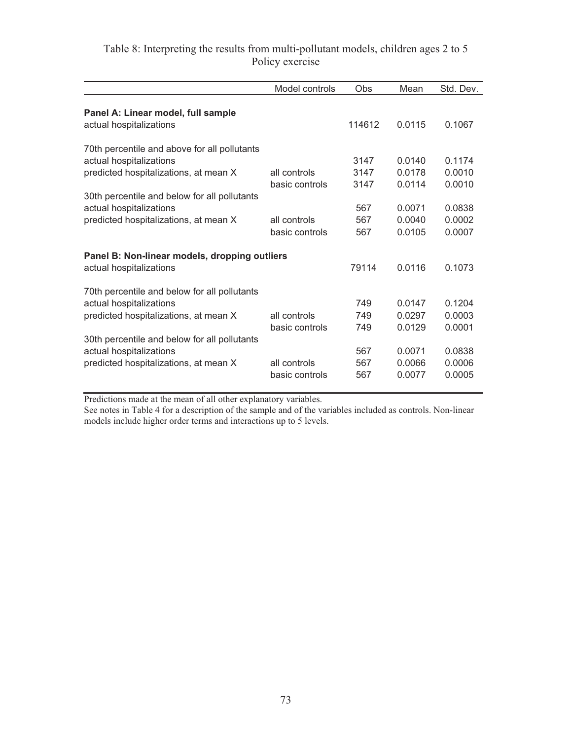Table 8: Interpreting the results from multi-pollutant models, children ages 2 to 5
Policy exercise

| | Model controls | Obs | Mean | Std. Dev. |
|---|---|---|---|---|
| **Panel A: Linear model, full sample** | | | | |
| actual hospitalizations | | 114612 | 0.0115 | 0.1067 |
| 70th percentile and above for all pollutants | | | | |
| actual hospitalizations | | 3147 | 0.0140 | 0.1174 |
| predicted hospitalizations, at mean X | all controls | 3147 | 0.0178 | 0.0010 |
| | basic controls | 3147 | 0.0114 | 0.0010 |
| 30th percentile and below for all pollutants | | | | |
| actual hospitalizations | | 567 | 0.0071 | 0.0838 |
| predicted hospitalizations, at mean X | all controls | 567 | 0.0040 | 0.0002 |
| | basic controls | 567 | 0.0105 | 0.0007 |
| **Panel B: Non-linear models, dropping outliers** | | | | |
| actual hospitalizations | | 79114 | 0.0116 | 0.1073 |
| 70th percentile and below for all pollutants | | | | |
| actual hospitalizations | | 749 | 0.0147 | 0.1204 |
| predicted hospitalizations, at mean X | all controls | 749 | 0.0297 | 0.0003 |
| | basic controls | 749 | 0.0129 | 0.0001 |
| 30th percentile and below for all pollutants | | | | |
| actual hospitalizations | | 567 | 0.0071 | 0.0838 |
| predicted hospitalizations, at mean X | all controls | 567 | 0.0066 | 0.0006 |
| | basic controls | 567 | 0.0077 | 0.0005 |

Predictions made at the mean of all other explanatory variables.
See notes in Table 4 for a description of the sample and of the variables included as controls. Non-linear models include higher order terms and interactions up to 5 levels.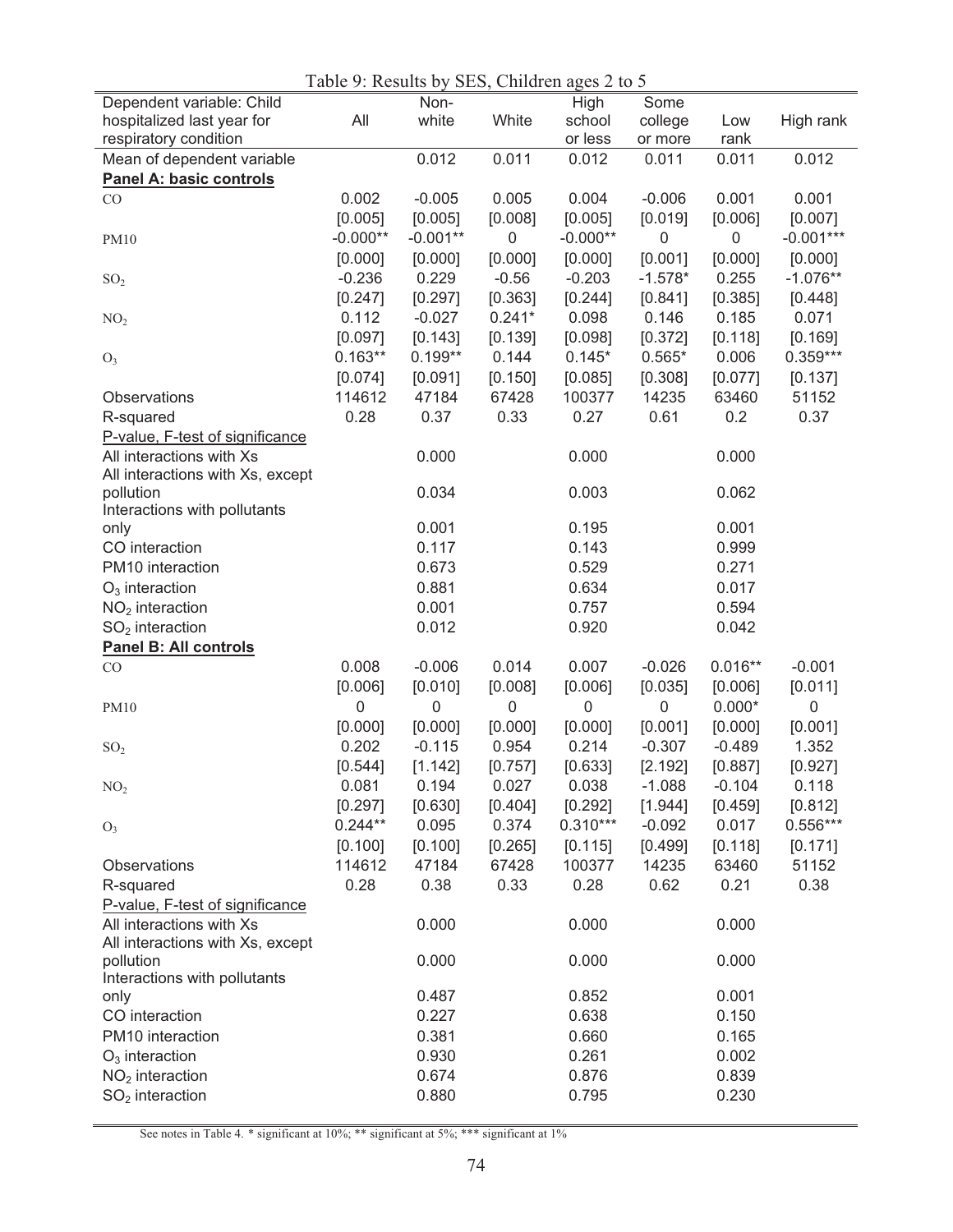Table 9: Results by SES, Children ages 2 to 5

| Dependent variable: Child hospitalized last year for respiratory condition | All | Non-white | White | High school or less | Some college or more | Low rank | High rank |
|---|---|---|---|---|---|---|---|
| Mean of dependent variable | | 0.012 | 0.011 | 0.012 | 0.011 | 0.011 | 0.012 |
| **Panel A: basic controls** | | | | | | | |
| CO | 0.002 | -0.005 | 0.005 | 0.004 | -0.006 | 0.001 | 0.001 |
| | [0.005] | [0.005] | [0.008] | [0.005] | [0.019] | [0.006] | [0.007] |
| PM10 | -0.000** | -0.001** | 0 | -0.000** | 0 | 0 | -0.001*** |
| | [0.000] | [0.000] | [0.000] | [0.000] | [0.001] | [0.000] | [0.000] |
| $SO_2$ | -0.236 | 0.229 | -0.56 | -0.203 | -1.578* | 0.255 | -1.076** |
| | [0.247] | [0.297] | [0.363] | [0.244] | [0.841] | [0.385] | [0.448] |
| $NO_2$ | 0.112 | -0.027 | 0.241* | 0.098 | 0.146 | 0.185 | 0.071 |
| | [0.097] | [0.143] | [0.139] | [0.098] | [0.372] | [0.118] | [0.169] |
| $O_3$ | 0.163** | 0.199** | 0.144 | 0.145* | 0.565* | 0.006 | 0.359*** |
| | [0.074] | [0.091] | [0.150] | [0.085] | [0.308] | [0.077] | [0.137] |
| Observations | 114612 | 47184 | 67428 | 100377 | 14235 | 63460 | 51152 |
| R-squared | 0.28 | 0.37 | 0.33 | 0.27 | 0.61 | 0.2 | 0.37 |
| P-value, F-test of significance | | | | | | | |
| All interactions with Xs | | 0.000 | | 0.000 | | 0.000 | |
| All interactions with Xs, except pollution | | 0.034 | | 0.003 | | 0.062 | |
| Interactions with pollutants only | | 0.001 | | 0.195 | | 0.001 | |
| CO interaction | | 0.117 | | 0.143 | | 0.999 | |
| PM10 interaction | | 0.673 | | 0.529 | | 0.271 | |
| $O_3$ interaction | | 0.881 | | 0.634 | | 0.017 | |
| $NO_2$ interaction | | 0.001 | | 0.757 | | 0.594 | |
| $SO_2$ interaction | | 0.012 | | 0.920 | | 0.042 | |
| **Panel B: All controls** | | | | | | | |
| CO | 0.008 | -0.006 | 0.014 | 0.007 | -0.026 | 0.016** | -0.001 |
| | [0.006] | [0.010] | [0.008] | [0.006] | [0.035] | [0.006] | [0.011] |
| PM10 | 0 | 0 | 0 | 0 | 0 | 0.000* | 0 |
| | [0.000] | [0.000] | [0.000] | [0.000] | [0.001] | [0.000] | [0.001] |
| $SO_2$ | 0.202 | -0.115 | 0.954 | 0.214 | -0.307 | -0.489 | 1.352 |
| | [0.544] | [1.142] | [0.757] | [0.633] | [2.192] | [0.887] | [0.927] |
| $NO_2$ | 0.081 | 0.194 | 0.027 | 0.038 | -1.088 | -0.104 | 0.118 |
| | [0.297] | [0.630] | [0.404] | [0.292] | [1.944] | [0.459] | [0.812] |
| $O_3$ | 0.244** | 0.095 | 0.374 | 0.310*** | -0.092 | 0.017 | 0.556*** |
| | [0.100] | [0.100] | [0.265] | [0.115] | [0.499] | [0.118] | [0.171] |
| Observations | 114612 | 47184 | 67428 | 100377 | 14235 | 63460 | 51152 |
| R-squared | 0.28 | 0.38 | 0.33 | 0.28 | 0.62 | 0.21 | 0.38 |
| P-value, F-test of significance | | | | | | | |
| All interactions with Xs | | 0.000 | | 0.000 | | 0.000 | |
| All interactions with Xs, except pollution | | 0.000 | | 0.000 | | 0.000 | |
| Interactions with pollutants only | | 0.487 | | 0.852 | | 0.001 | |
| CO interaction | | 0.227 | | 0.638 | | 0.150 | |
| PM10 interaction | | 0.381 | | 0.660 | | 0.165 | |
| $O_3$ interaction | | 0.930 | | 0.261 | | 0.002 | |
| $NO_2$ interaction | | 0.674 | | 0.876 | | 0.839 | |
| $SO_2$ interaction | | 0.880 | | 0.795 | | 0.230 | |

See notes in Table 4. * significant at 10%; ** significant at 5%; *** significant at 1%